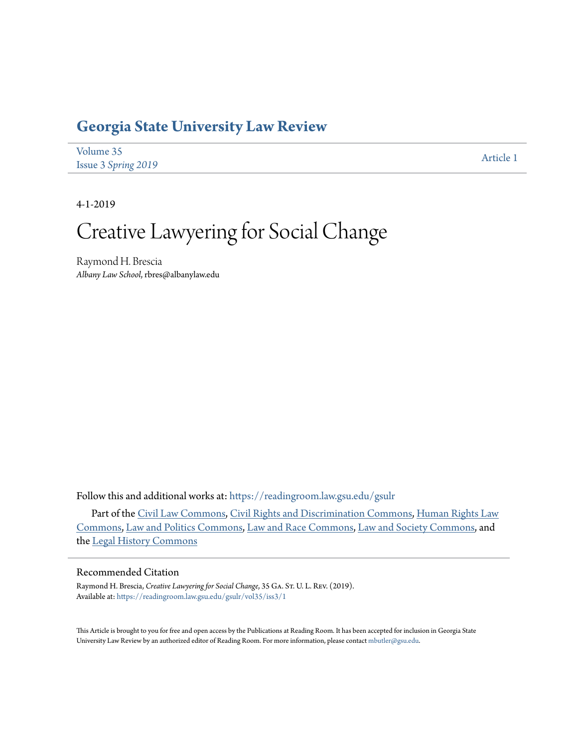# Georgia State University Law Review

Volume 35
Issue 3 *Spring 2019*

Article 1

4-1-2019

# Creative Lawyering for Social Change

Raymond H. Brescia
*Albany Law School*, rbres@albanylaw.edu

Follow this and additional works at: https://readingroom.law.gsu.edu/gsulr

Part of the Civil Law Commons, Civil Rights and Discrimination Commons, Human Rights Law Commons, Law and Politics Commons, Law and Race Commons, Law and Society Commons, and the Legal History Commons

## Recommended Citation

Raymond H. Brescia, *Creative Lawyering for Social Change*, 35 Ga. St. U. L. Rev. (2019).
Available at: https://readingroom.law.gsu.edu/gsulr/vol35/iss3/1

This Article is brought to you for free and open access by the Publications at Reading Room. It has been accepted for inclusion in Georgia State University Law Review by an authorized editor of Reading Room. For more information, please contact mbutler@gsu.edu.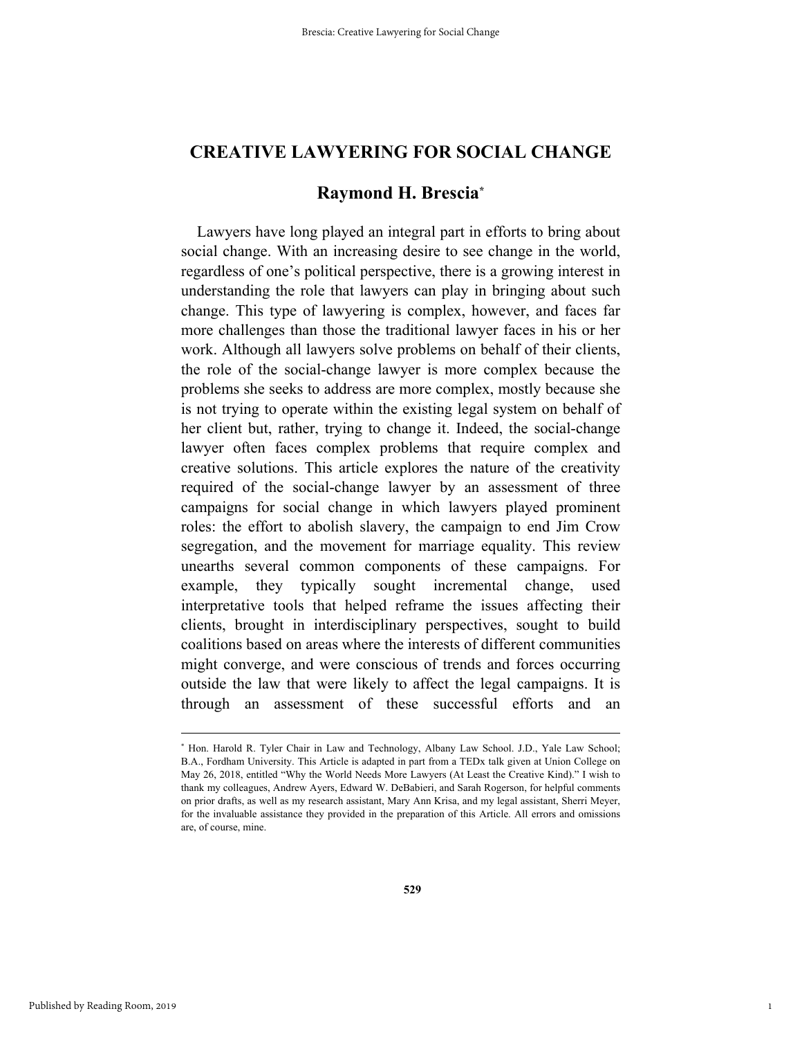# CREATIVE LAWYERING FOR SOCIAL CHANGE

## Raymond H. Brescia*

Lawyers have long played an integral part in efforts to bring about social change. With an increasing desire to see change in the world, regardless of one's political perspective, there is a growing interest in understanding the role that lawyers can play in bringing about such change. This type of lawyering is complex, however, and faces far more challenges than those the traditional lawyer faces in his or her work. Although all lawyers solve problems on behalf of their clients, the role of the social-change lawyer is more complex because the problems she seeks to address are more complex, mostly because she is not trying to operate within the existing legal system on behalf of her client but, rather, trying to change it. Indeed, the social-change lawyer often faces complex problems that require complex and creative solutions. This article explores the nature of the creativity required of the social-change lawyer by an assessment of three campaigns for social change in which lawyers played prominent roles: the effort to abolish slavery, the campaign to end Jim Crow segregation, and the movement for marriage equality. This review unearths several common components of these campaigns. For example, they typically sought incremental change, used interpretative tools that helped reframe the issues affecting their clients, brought in interdisciplinary perspectives, sought to build coalitions based on areas where the interests of different communities might converge, and were conscious of trends and forces occurring outside the law that were likely to affect the legal campaigns. It is through an assessment of these successful efforts and an

---

\* Hon. Harold R. Tyler Chair in Law and Technology, Albany Law School. J.D., Yale Law School; B.A., Fordham University. This Article is adapted in part from a TEDx talk given at Union College on May 26, 2018, entitled "Why the World Needs More Lawyers (At Least the Creative Kind)." I wish to thank my colleagues, Andrew Ayers, Edward W. DeBabieri, and Sarah Rogerson, for helpful comments on prior drafts, as well as my research assistant, Mary Ann Krisa, and my legal assistant, Sherri Meyer, for the invaluable assistance they provided in the preparation of this Article. All errors and omissions are, of course, mine.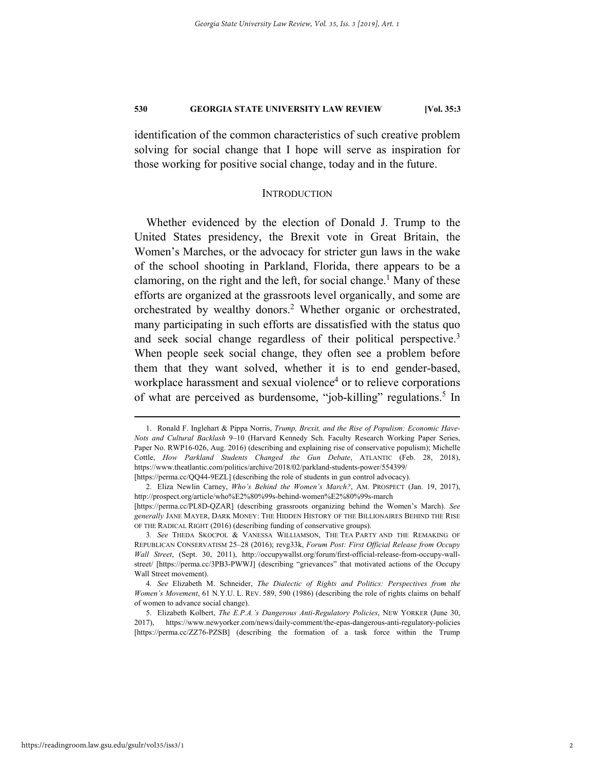identification of the common characteristics of such creative problem solving for social change that I hope will serve as inspiration for those working for positive social change, today and in the future.

## INTRODUCTION

Whether evidenced by the election of Donald J. Trump to the United States presidency, the Brexit vote in Great Britain, the Women's Marches, or the advocacy for stricter gun laws in the wake of the school shooting in Parkland, Florida, there appears to be a clamoring, on the right and the left, for social change.[1] Many of these efforts are organized at the grassroots level organically, and some are orchestrated by wealthy donors.[2] Whether organic or orchestrated, many participating in such efforts are dissatisfied with the status quo and seek social change regardless of their political perspective.[3] When people seek social change, they often see a problem before them that they want solved, whether it is to end gender-based, workplace harassment and sexual violence[4] or to relieve corporations of what are perceived as burdensome, "job-killing" regulations.[5] In

---

1. Ronald F. Inglehart & Pippa Norris, *Trump, Brexit, and the Rise of Populism: Economic Have-Nots and Cultural Backlash* 9–10 (Harvard Kennedy Sch. Faculty Research Working Paper Series, Paper No. RWP16-026, Aug. 2016) (describing and explaining rise of conservative populism); Michelle Cottle, *How Parkland Students Changed the Gun Debate*, ATLANTIC (Feb. 28, 2018), https://www.theatlantic.com/politics/archive/2018/02/parkland-students-power/554399/ [https://perma.cc/QQ44-9EZL] (describing the role of students in gun control advocacy).

2. Eliza Newlin Carney, *Who's Behind the Women's March?*, AM. PROSPECT (Jan. 19, 2017), http://prospect.org/article/who%E2%80%99s-behind-women%E2%80%99s-march [https://perma.cc/PL8D-QZAR] (describing grassroots organizing behind the Women's March). *See generally* JANE MAYER, DARK MONEY: THE HIDDEN HISTORY OF THE BILLIONAIRES BEHIND THE RISE OF THE RADICAL RIGHT (2016) (describing funding of conservative groups).

3. *See* THEDA SKOCPOL & VANESSA WILLIAMSON, THE TEA PARTY AND THE REMAKING OF REPUBLICAN CONSERVATISM 25–28 (2016); revg33k, *Forum Post: First Official Release from Occupy Wall Street*, (Sept. 30, 2011), http://occupywallst.org/forum/first-official-release-from-occupy-wall-street/ [https://perma.cc/3PB3-PWWJ] (describing "grievances" that motivated actions of the Occupy Wall Street movement).

4. *See* Elizabeth M. Schneider, *The Dialectic of Rights and Politics: Perspectives from the Women's Movement*, 61 N.Y.U. L. REV. 589, 590 (1986) (describing the role of rights claims on behalf of women to advance social change).

5. Elizabeth Kolbert, *The E.P.A.'s Dangerous Anti-Regulatory Policies*, NEW YORKER (June 30, 2017), https://www.newyorker.com/news/daily-comment/the-epas-dangerous-anti-regulatory-policies [https://perma.cc/ZZ76-PZSB] (describing the formation of a task force within the Trump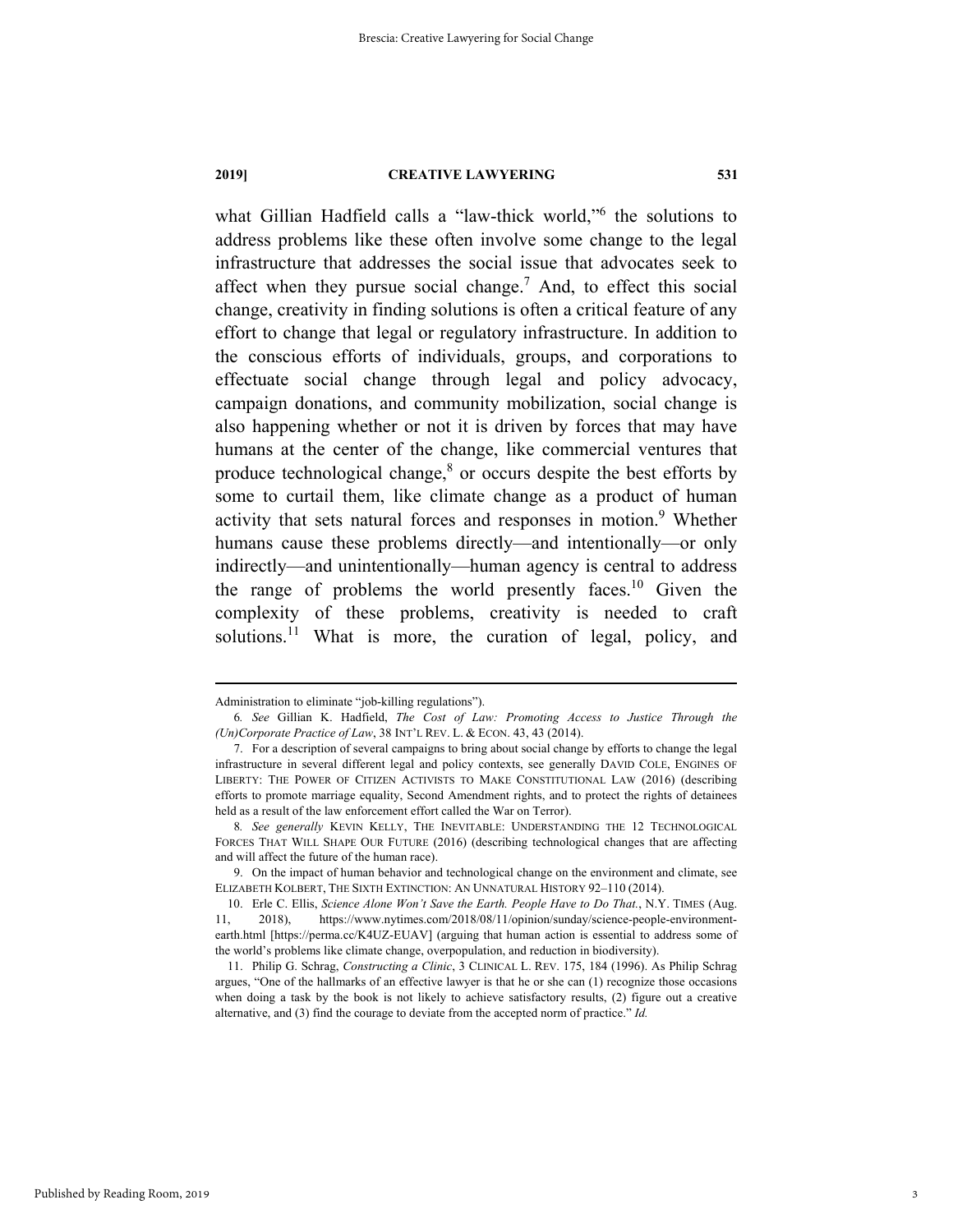what Gillian Hadfield calls a "law-thick world,"[6] the solutions to address problems like these often involve some change to the legal infrastructure that addresses the social issue that advocates seek to affect when they pursue social change.[7] And, to effect this social change, creativity in finding solutions is often a critical feature of any effort to change that legal or regulatory infrastructure. In addition to the conscious efforts of individuals, groups, and corporations to effectuate social change through legal and policy advocacy, campaign donations, and community mobilization, social change is also happening whether or not it is driven by forces that may have humans at the center of the change, like commercial ventures that produce technological change,[8] or occurs despite the best efforts by some to curtail them, like climate change as a product of human activity that sets natural forces and responses in motion.[9] Whether humans cause these problems directly—and intentionally—or only indirectly—and unintentionally—human agency is central to address the range of problems the world presently faces.[10] Given the complexity of these problems, creativity is needed to craft solutions.[11] What is more, the curation of legal, policy, and

---

Administration to eliminate "job-killing regulations").

6. *See* Gillian K. Hadfield, *The Cost of Law: Promoting Access to Justice Through the (Un)Corporate Practice of Law*, 38 INT'L REV. L. & ECON. 43, 43 (2014).

7. For a description of several campaigns to bring about social change by efforts to change the legal infrastructure in several different legal and policy contexts, see generally DAVID COLE, ENGINES OF LIBERTY: THE POWER OF CITIZEN ACTIVISTS TO MAKE CONSTITUTIONAL LAW (2016) (describing efforts to promote marriage equality, Second Amendment rights, and to protect the rights of detainees held as a result of the law enforcement effort called the War on Terror).

8. *See generally* KEVIN KELLY, THE INEVITABLE: UNDERSTANDING THE 12 TECHNOLOGICAL FORCES THAT WILL SHAPE OUR FUTURE (2016) (describing technological changes that are affecting and will affect the future of the human race).

9. On the impact of human behavior and technological change on the environment and climate, see ELIZABETH KOLBERT, THE SIXTH EXTINCTION: AN UNNATURAL HISTORY 92–110 (2014).

10. Erle C. Ellis, *Science Alone Won't Save the Earth. People Have to Do That.*, N.Y. TIMES (Aug. 11, 2018), https://www.nytimes.com/2018/08/11/opinion/sunday/science-people-environment-earth.html [https://perma.cc/K4UZ-EUAV] (arguing that human action is essential to address some of the world's problems like climate change, overpopulation, and reduction in biodiversity).

11. Philip G. Schrag, *Constructing a Clinic*, 3 CLINICAL L. REV. 175, 184 (1996). As Philip Schrag argues, "One of the hallmarks of an effective lawyer is that he or she can (1) recognize those occasions when doing a task by the book is not likely to achieve satisfactory results, (2) figure out a creative alternative, and (3) find the courage to deviate from the accepted norm of practice." *Id.*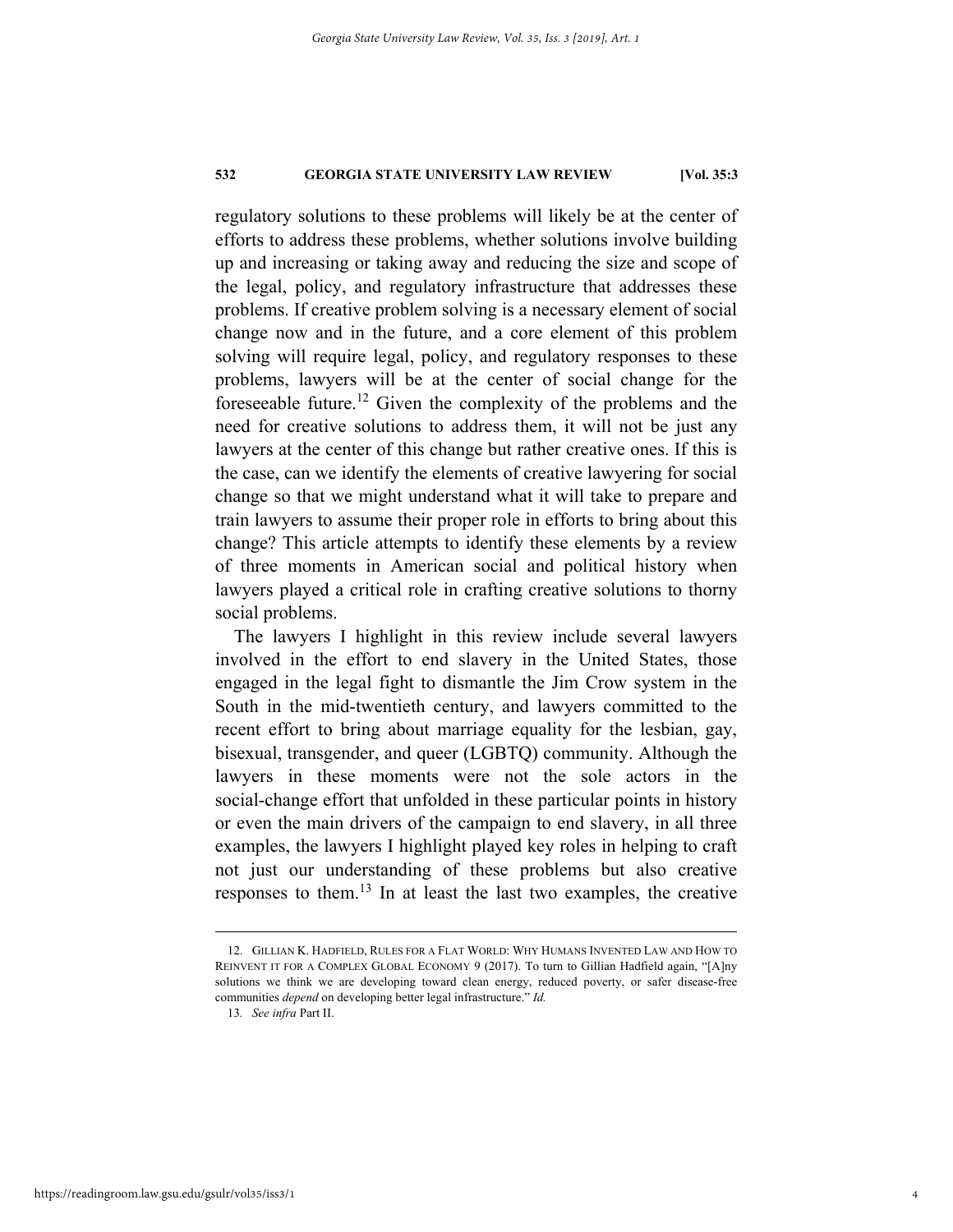regulatory solutions to these problems will likely be at the center of efforts to address these problems, whether solutions involve building up and increasing or taking away and reducing the size and scope of the legal, policy, and regulatory infrastructure that addresses these problems. If creative problem solving is a necessary element of social change now and in the future, and a core element of this problem solving will require legal, policy, and regulatory responses to these problems, lawyers will be at the center of social change for the foreseeable future.[12] Given the complexity of the problems and the need for creative solutions to address them, it will not be just any lawyers at the center of this change but rather creative ones. If this is the case, can we identify the elements of creative lawyering for social change so that we might understand what it will take to prepare and train lawyers to assume their proper role in efforts to bring about this change? This article attempts to identify these elements by a review of three moments in American social and political history when lawyers played a critical role in crafting creative solutions to thorny social problems.

The lawyers I highlight in this review include several lawyers involved in the effort to end slavery in the United States, those engaged in the legal fight to dismantle the Jim Crow system in the South in the mid-twentieth century, and lawyers committed to the recent effort to bring about marriage equality for the lesbian, gay, bisexual, transgender, and queer (LGBTQ) community. Although the lawyers in these moments were not the sole actors in the social-change effort that unfolded in these particular points in history or even the main drivers of the campaign to end slavery, in all three examples, the lawyers I highlight played key roles in helping to craft not just our understanding of these problems but also creative responses to them.[13] In at least the last two examples, the creative

---

12. GILLIAN K. HADFIELD, RULES FOR A FLAT WORLD: WHY HUMANS INVENTED LAW AND HOW TO REINVENT IT FOR A COMPLEX GLOBAL ECONOMY 9 (2017). To turn to Gillian Hadfield again, "[A]ny solutions we think we are developing toward clean energy, reduced poverty, or safer disease-free communities *depend* on developing better legal infrastructure." *Id.*

13. *See infra* Part II.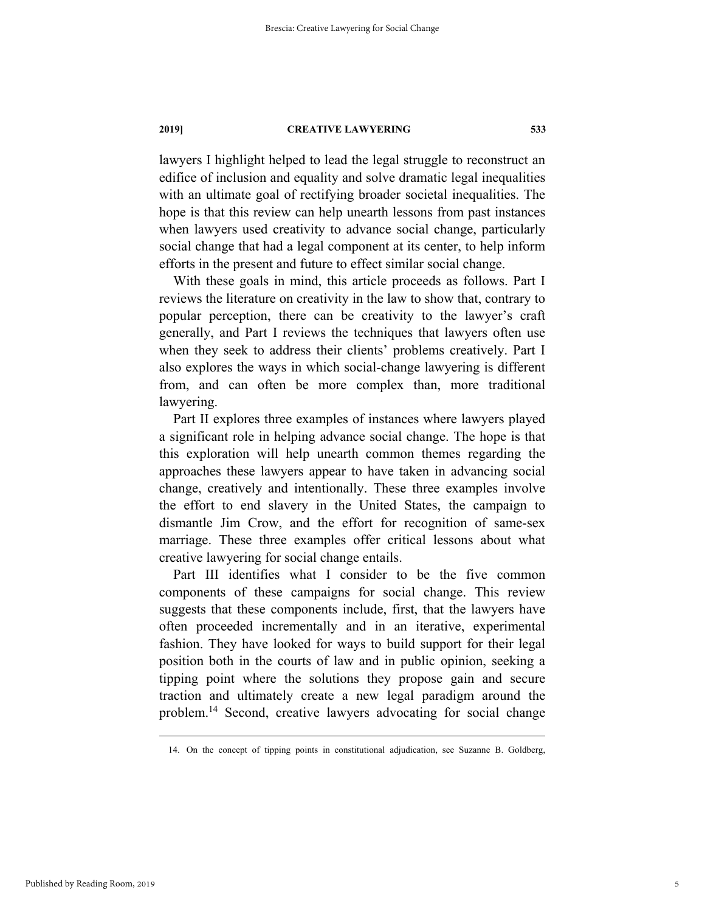lawyers I highlight helped to lead the legal struggle to reconstruct an edifice of inclusion and equality and solve dramatic legal inequalities with an ultimate goal of rectifying broader societal inequalities. The hope is that this review can help unearth lessons from past instances when lawyers used creativity to advance social change, particularly social change that had a legal component at its center, to help inform efforts in the present and future to effect similar social change.

With these goals in mind, this article proceeds as follows. Part I reviews the literature on creativity in the law to show that, contrary to popular perception, there can be creativity to the lawyer's craft generally, and Part I reviews the techniques that lawyers often use when they seek to address their clients' problems creatively. Part I also explores the ways in which social-change lawyering is different from, and can often be more complex than, more traditional lawyering.

Part II explores three examples of instances where lawyers played a significant role in helping advance social change. The hope is that this exploration will help unearth common themes regarding the approaches these lawyers appear to have taken in advancing social change, creatively and intentionally. These three examples involve the effort to end slavery in the United States, the campaign to dismantle Jim Crow, and the effort for recognition of same-sex marriage. These three examples offer critical lessons about what creative lawyering for social change entails.

Part III identifies what I consider to be the five common components of these campaigns for social change. This review suggests that these components include, first, that the lawyers have often proceeded incrementally and in an iterative, experimental fashion. They have looked for ways to build support for their legal position both in the courts of law and in public opinion, seeking a tipping point where the solutions they propose gain and secure traction and ultimately create a new legal paradigm around the problem.[14] Second, creative lawyers advocating for social change

---

14. On the concept of tipping points in constitutional adjudication, see Suzanne B. Goldberg,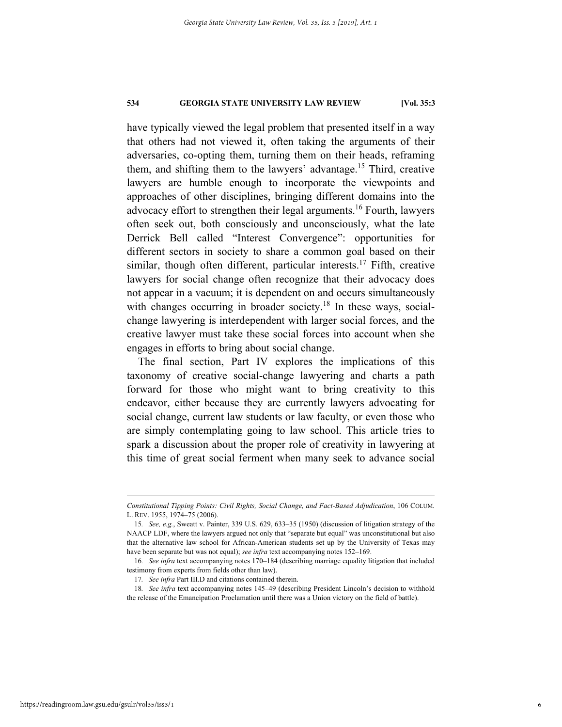have typically viewed the legal problem that presented itself in a way that others had not viewed it, often taking the arguments of their adversaries, co-opting them, turning them on their heads, reframing them, and shifting them to the lawyers' advantage.[15] Third, creative lawyers are humble enough to incorporate the viewpoints and approaches of other disciplines, bringing different domains into the advocacy effort to strengthen their legal arguments.[16] Fourth, lawyers often seek out, both consciously and unconsciously, what the late Derrick Bell called "Interest Convergence": opportunities for different sectors in society to share a common goal based on their similar, though often different, particular interests.[17] Fifth, creative lawyers for social change often recognize that their advocacy does not appear in a vacuum; it is dependent on and occurs simultaneously with changes occurring in broader society.[18] In these ways, social-change lawyering is interdependent with larger social forces, and the creative lawyer must take these social forces into account when she engages in efforts to bring about social change.

The final section, Part IV explores the implications of this taxonomy of creative social-change lawyering and charts a path forward for those who might want to bring creativity to this endeavor, either because they are currently lawyers advocating for social change, current law students or law faculty, or even those who are simply contemplating going to law school. This article tries to spark a discussion about the proper role of creativity in lawyering at this time of great social ferment when many seek to advance social

---

*Constitutional Tipping Points: Civil Rights, Social Change, and Fact-Based Adjudication*, 106 COLUM. L. REV. 1955, 1974–75 (2006).

15. *See, e.g.*, Sweatt v. Painter, 339 U.S. 629, 633–35 (1950) (discussion of litigation strategy of the NAACP LDF, where the lawyers argued not only that "separate but equal" was unconstitutional but also that the alternative law school for African-American students set up by the University of Texas may have been separate but was not equal); *see infra* text accompanying notes 152–169.

16. *See infra* text accompanying notes 170–184 (describing marriage equality litigation that included testimony from experts from fields other than law).

17. *See infra* Part III.D and citations contained therein.

18. *See infra* text accompanying notes 145–49 (describing President Lincoln's decision to withhold the release of the Emancipation Proclamation until there was a Union victory on the field of battle).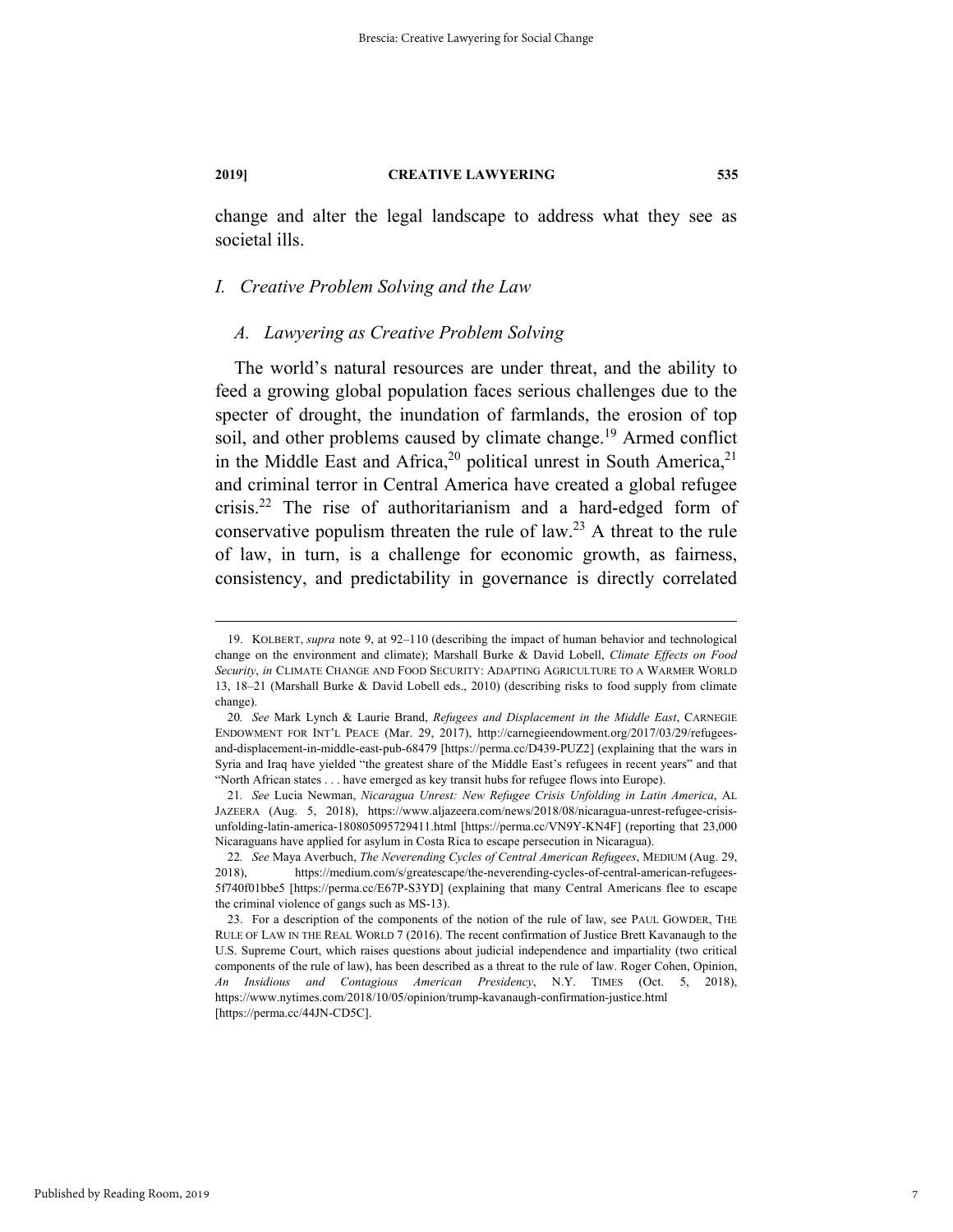change and alter the legal landscape to address what they see as societal ills.

## I. Creative Problem Solving and the Law

### A. Lawyering as Creative Problem Solving

The world's natural resources are under threat, and the ability to feed a growing global population faces serious challenges due to the specter of drought, the inundation of farmlands, the erosion of top soil, and other problems caused by climate change.[19] Armed conflict in the Middle East and Africa,[20] political unrest in South America,[21] and criminal terror in Central America have created a global refugee crisis.[22] The rise of authoritarianism and a hard-edged form of conservative populism threaten the rule of law.[23] A threat to the rule of law, in turn, is a challenge for economic growth, as fairness, consistency, and predictability in governance is directly correlated

---

19. KOLBERT, *supra* note 9, at 92–110 (describing the impact of human behavior and technological change on the environment and climate); Marshall Burke & David Lobell, *Climate Effects on Food Security*, *in* CLIMATE CHANGE AND FOOD SECURITY: ADAPTING AGRICULTURE TO A WARMER WORLD 13, 18–21 (Marshall Burke & David Lobell eds., 2010) (describing risks to food supply from climate change).

20. *See* Mark Lynch & Laurie Brand, *Refugees and Displacement in the Middle East*, CARNEGIE ENDOWMENT FOR INT'L PEACE (Mar. 29, 2017), http://carnegieendowment.org/2017/03/29/refugees-and-displacement-in-middle-east-pub-68479 [https://perma.cc/D439-PUZ2] (explaining that the wars in Syria and Iraq have yielded "the greatest share of the Middle East's refugees in recent years" and that "North African states . . . have emerged as key transit hubs for refugee flows into Europe).

21. *See* Lucia Newman, *Nicaragua Unrest: New Refugee Crisis Unfolding in Latin America*, AL JAZEERA (Aug. 5, 2018), https://www.aljazeera.com/news/2018/08/nicaragua-unrest-refugee-crisis-unfolding-latin-america-180805095729411.html [https://perma.cc/VN9Y-KN4F] (reporting that 23,000 Nicaraguans have applied for asylum in Costa Rica to escape persecution in Nicaragua).

22. *See* Maya Averbuch, *The Neverending Cycles of Central American Refugees*, MEDIUM (Aug. 29, 2018), https://medium.com/s/greatescape/the-neverending-cycles-of-central-american-refugees-5f740f01bbe5 [https://perma.cc/E67P-S3YD] (explaining that many Central Americans flee to escape the criminal violence of gangs such as MS-13).

23. For a description of the components of the notion of the rule of law, see PAUL GOWDER, THE RULE OF LAW IN THE REAL WORLD 7 (2016). The recent confirmation of Justice Brett Kavanaugh to the U.S. Supreme Court, which raises questions about judicial independence and impartiality (two critical components of the rule of law), has been described as a threat to the rule of law. Roger Cohen, Opinion, *An Insidious and Contagious American Presidency*, N.Y. TIMES (Oct. 5, 2018), https://www.nytimes.com/2018/10/05/opinion/trump-kavanaugh-confirmation-justice.html [https://perma.cc/44JN-CD5C].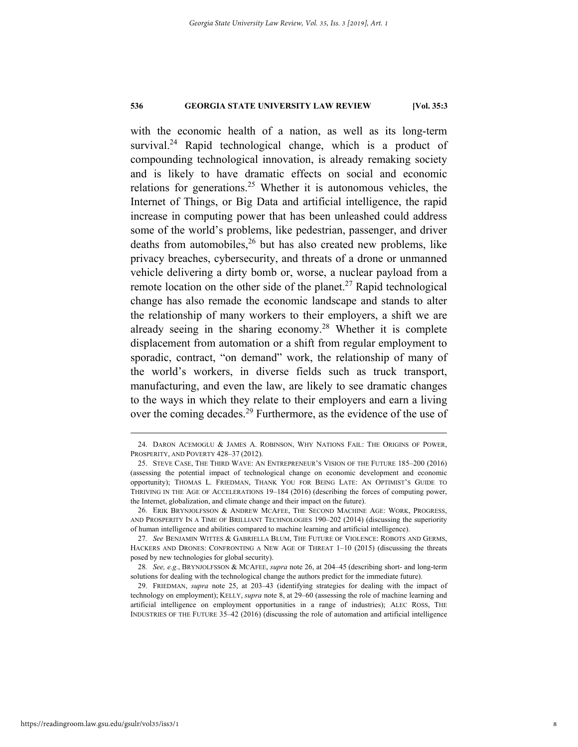with the economic health of a nation, as well as its long-term survival.[24] Rapid technological change, which is a product of compounding technological innovation, is already remaking society and is likely to have dramatic effects on social and economic relations for generations.[25] Whether it is autonomous vehicles, the Internet of Things, or Big Data and artificial intelligence, the rapid increase in computing power that has been unleashed could address some of the world's problems, like pedestrian, passenger, and driver deaths from automobiles,[26] but has also created new problems, like privacy breaches, cybersecurity, and threats of a drone or unmanned vehicle delivering a dirty bomb or, worse, a nuclear payload from a remote location on the other side of the planet.[27] Rapid technological change has also remade the economic landscape and stands to alter the relationship of many workers to their employers, a shift we are already seeing in the sharing economy.[28] Whether it is complete displacement from automation or a shift from regular employment to sporadic, contract, "on demand" work, the relationship of many of the world's workers, in diverse fields such as truck transport, manufacturing, and even the law, are likely to see dramatic changes to the ways in which they relate to their employers and earn a living over the coming decades.[29] Furthermore, as the evidence of the use of

---

24. DARON ACEMOGLU & JAMES A. ROBINSON, WHY NATIONS FAIL: THE ORIGINS OF POWER, PROSPERITY, AND POVERTY 428–37 (2012).

25. STEVE CASE, THE THIRD WAVE: AN ENTREPRENEUR'S VISION OF THE FUTURE 185–200 (2016) (assessing the potential impact of technological change on economic development and economic opportunity); THOMAS L. FRIEDMAN, THANK YOU FOR BEING LATE: AN OPTIMIST'S GUIDE TO THRIVING IN THE AGE OF ACCELERATIONS 19–184 (2016) (describing the forces of computing power, the Internet, globalization, and climate change and their impact on the future).

26. ERIK BRYNJOLFSSON & ANDREW MCAFEE, THE SECOND MACHINE AGE: WORK, PROGRESS, AND PROSPERITY IN A TIME OF BRILLIANT TECHNOLOGIES 190–202 (2014) (discussing the superiority of human intelligence and abilities compared to machine learning and artificial intelligence).

27. *See* BENJAMIN WITTES & GABRIELLA BLUM, THE FUTURE OF VIOLENCE: ROBOTS AND GERMS, HACKERS AND DRONES: CONFRONTING A NEW AGE OF THREAT 1–10 (2015) (discussing the threats posed by new technologies for global security).

28. *See, e.g.*, BRYNJOLFSSON & MCAFEE, *supra* note 26, at 204–45 (describing short- and long-term solutions for dealing with the technological change the authors predict for the immediate future).

29. FRIEDMAN, *supra* note 25, at 203–43 (identifying strategies for dealing with the impact of technology on employment); KELLY, *supra* note 8, at 29–60 (assessing the role of machine learning and artificial intelligence on employment opportunities in a range of industries); ALEC ROSS, THE INDUSTRIES OF THE FUTURE 35–42 (2016) (discussing the role of automation and artificial intelligence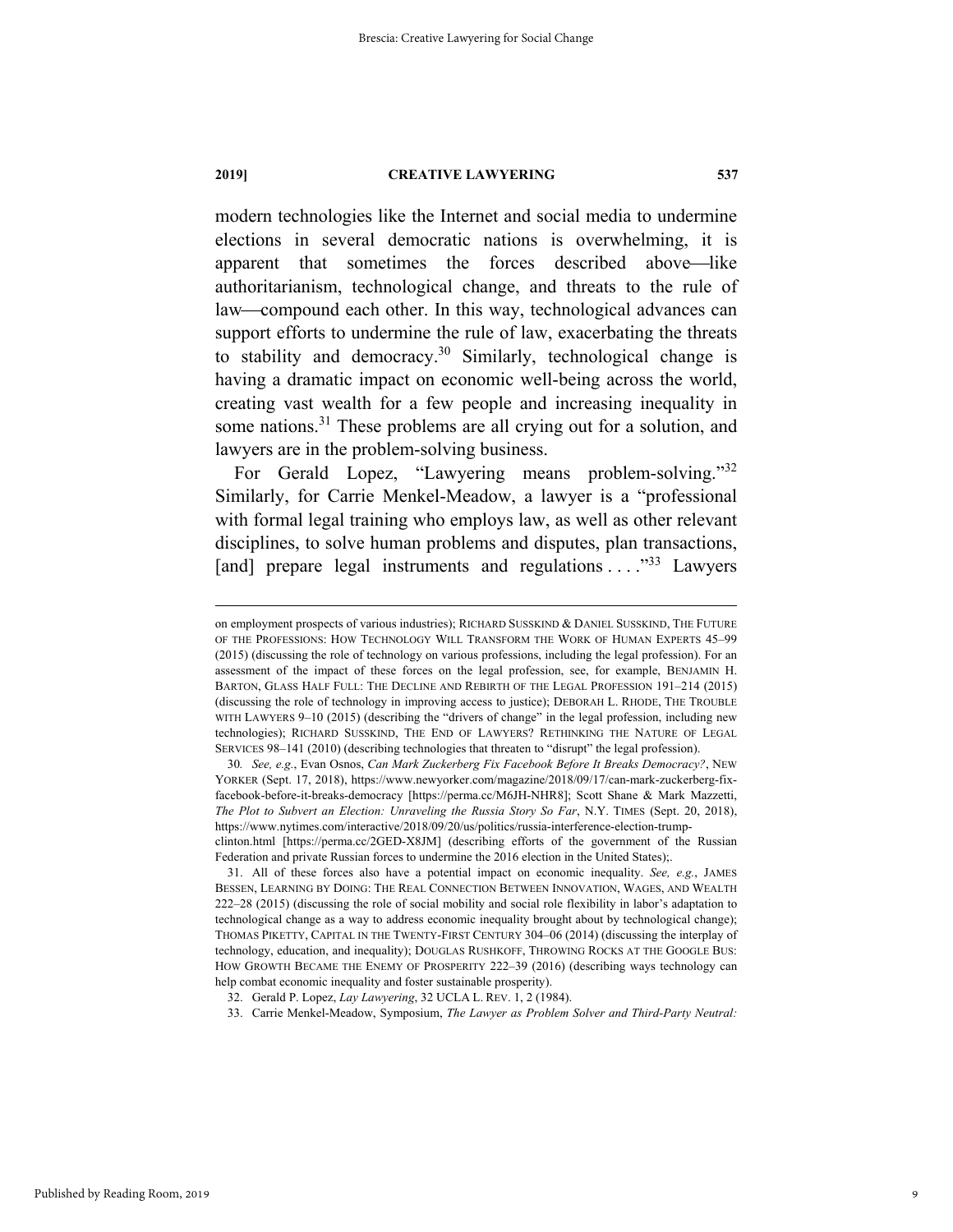modern technologies like the Internet and social media to undermine elections in several democratic nations is overwhelming, it is apparent that sometimes the forces described above—like authoritarianism, technological change, and threats to the rule of law—compound each other. In this way, technological advances can support efforts to undermine the rule of law, exacerbating the threats to stability and democracy.[30] Similarly, technological change is having a dramatic impact on economic well-being across the world, creating vast wealth for a few people and increasing inequality in some nations.[31] These problems are all crying out for a solution, and lawyers are in the problem-solving business.

For Gerald Lopez, "Lawyering means problem-solving."[32] Similarly, for Carrie Menkel-Meadow, a lawyer is a "professional with formal legal training who employs law, as well as other relevant disciplines, to solve human problems and disputes, plan transactions, [and] prepare legal instruments and regulations . . . ."[33] Lawyers

---

on employment prospects of various industries); RICHARD SUSSKIND & DANIEL SUSSKIND, THE FUTURE OF THE PROFESSIONS: HOW TECHNOLOGY WILL TRANSFORM THE WORK OF HUMAN EXPERTS 45–99 (2015) (discussing the role of technology on various professions, including the legal profession). For an assessment of the impact of these forces on the legal profession, see, for example, BENJAMIN H. BARTON, GLASS HALF FULL: THE DECLINE AND REBIRTH OF THE LEGAL PROFESSION 191–214 (2015) (discussing the role of technology in improving access to justice); DEBORAH L. RHODE, THE TROUBLE WITH LAWYERS 9–10 (2015) (describing the "drivers of change" in the legal profession, including new technologies); RICHARD SUSSKIND, THE END OF LAWYERS? RETHINKING THE NATURE OF LEGAL SERVICES 98–141 (2010) (describing technologies that threaten to "disrupt" the legal profession).

30. *See, e.g.*, Evan Osnos, *Can Mark Zuckerberg Fix Facebook Before It Breaks Democracy?*, NEW YORKER (Sept. 17, 2018), https://www.newyorker.com/magazine/2018/09/17/can-mark-zuckerberg-fix-facebook-before-it-breaks-democracy [https://perma.cc/M6JH-NHR8]; Scott Shane & Mark Mazzetti, *The Plot to Subvert an Election: Unraveling the Russia Story So Far*, N.Y. TIMES (Sept. 20, 2018), https://www.nytimes.com/interactive/2018/09/20/us/politics/russia-interference-election-trump-clinton.html [https://perma.cc/2GED-X8JM] (describing efforts of the government of the Russian Federation and private Russian forces to undermine the 2016 election in the United States);.

31. All of these forces also have a potential impact on economic inequality. *See, e.g.*, JAMES BESSEN, LEARNING BY DOING: THE REAL CONNECTION BETWEEN INNOVATION, WAGES, AND WEALTH 222–28 (2015) (discussing the role of social mobility and social role flexibility in labor's adaptation to technological change as a way to address economic inequality brought about by technological change); THOMAS PIKETTY, CAPITAL IN THE TWENTY-FIRST CENTURY 304–06 (2014) (discussing the interplay of technology, education, and inequality); DOUGLAS RUSHKOFF, THROWING ROCKS AT THE GOOGLE BUS: HOW GROWTH BECAME THE ENEMY OF PROSPERITY 222–39 (2016) (describing ways technology can help combat economic inequality and foster sustainable prosperity).

32. Gerald P. Lopez, *Lay Lawyering*, 32 UCLA L. REV. 1, 2 (1984).

33. Carrie Menkel-Meadow, Symposium, *The Lawyer as Problem Solver and Third-Party Neutral:*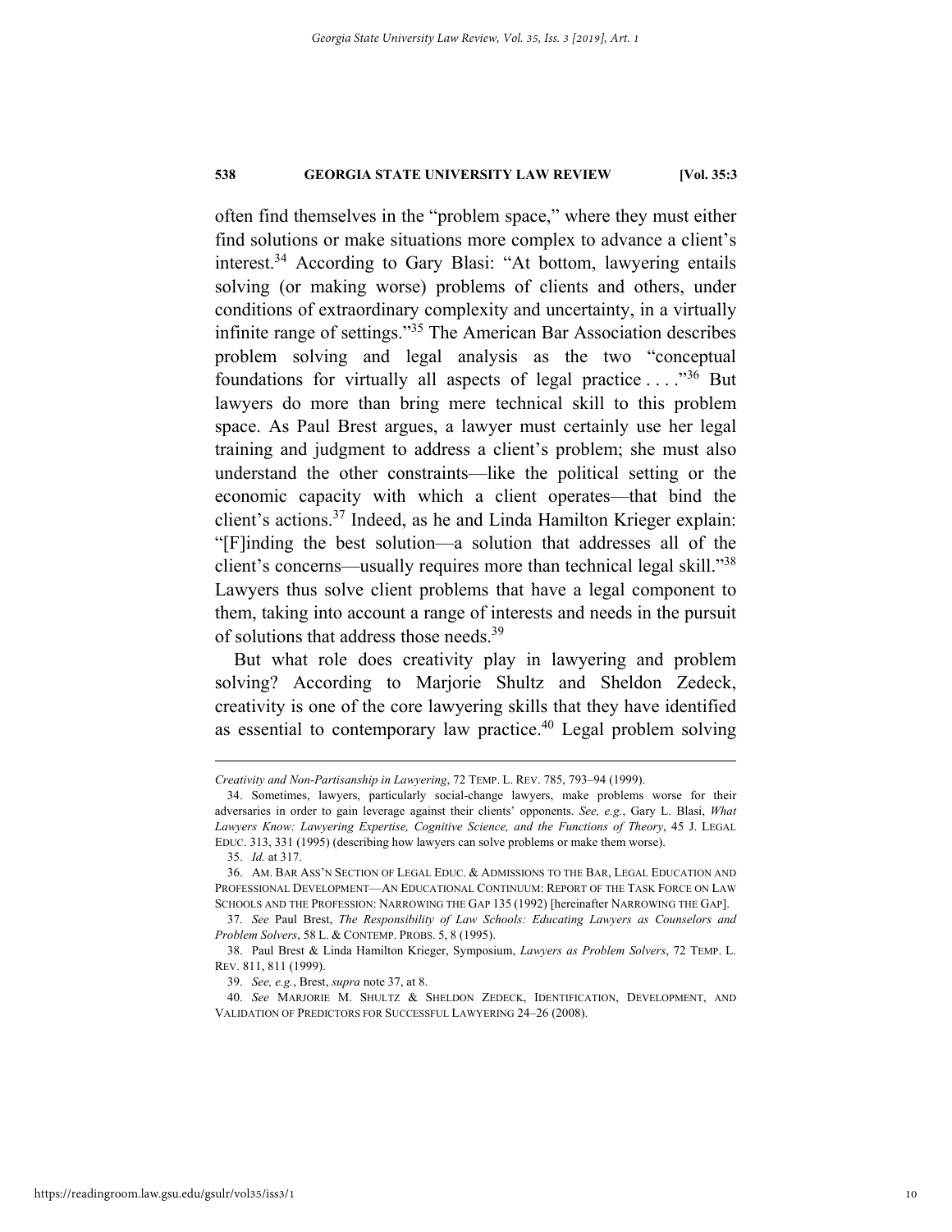often find themselves in the "problem space," where they must either find solutions or make situations more complex to advance a client's interest.[34] According to Gary Blasi: "At bottom, lawyering entails solving (or making worse) problems of clients and others, under conditions of extraordinary complexity and uncertainty, in a virtually infinite range of settings."[35] The American Bar Association describes problem solving and legal analysis as the two "conceptual foundations for virtually all aspects of legal practice . . . ."[36] But lawyers do more than bring mere technical skill to this problem space. As Paul Brest argues, a lawyer must certainly use her legal training and judgment to address a client's problem; she must also understand the other constraints—like the political setting or the economic capacity with which a client operates—that bind the client's actions.[37] Indeed, as he and Linda Hamilton Krieger explain: "[F]inding the best solution—a solution that addresses all of the client's concerns—usually requires more than technical legal skill."[38] Lawyers thus solve client problems that have a legal component to them, taking into account a range of interests and needs in the pursuit of solutions that address those needs.[39]

But what role does creativity play in lawyering and problem solving? According to Marjorie Shultz and Sheldon Zedeck, creativity is one of the core lawyering skills that they have identified as essential to contemporary law practice.[40] Legal problem solving

---

*Creativity and Non-Partisanship in Lawyering*, 72 TEMP. L. REV. 785, 793–94 (1999).

34. Sometimes, lawyers, particularly social-change lawyers, make problems worse for their adversaries in order to gain leverage against their clients' opponents. *See, e.g.*, Gary L. Blasi, *What Lawyers Know: Lawyering Expertise, Cognitive Science, and the Functions of Theory*, 45 J. LEGAL EDUC. 313, 331 (1995) (describing how lawyers can solve problems or make them worse).

35. *Id.* at 317.

36. AM. BAR ASS'N SECTION OF LEGAL EDUC. & ADMISSIONS TO THE BAR, LEGAL EDUCATION AND PROFESSIONAL DEVELOPMENT—AN EDUCATIONAL CONTINUUM: REPORT OF THE TASK FORCE ON LAW SCHOOLS AND THE PROFESSION: NARROWING THE GAP 135 (1992) [hereinafter NARROWING THE GAP].

37. *See* Paul Brest, *The Responsibility of Law Schools: Educating Lawyers as Counselors and Problem Solvers*, 58 L. & CONTEMP. PROBS. 5, 8 (1995).

38. Paul Brest & Linda Hamilton Krieger, Symposium, *Lawyers as Problem Solvers*, 72 TEMP. L. REV. 811, 811 (1999).

39. *See, e.g.*, Brest, *supra* note 37, at 8.

40. *See* MARJORIE M. SHULTZ & SHELDON ZEDECK, IDENTIFICATION, DEVELOPMENT, AND VALIDATION OF PREDICTORS FOR SUCCESSFUL LAWYERING 24–26 (2008).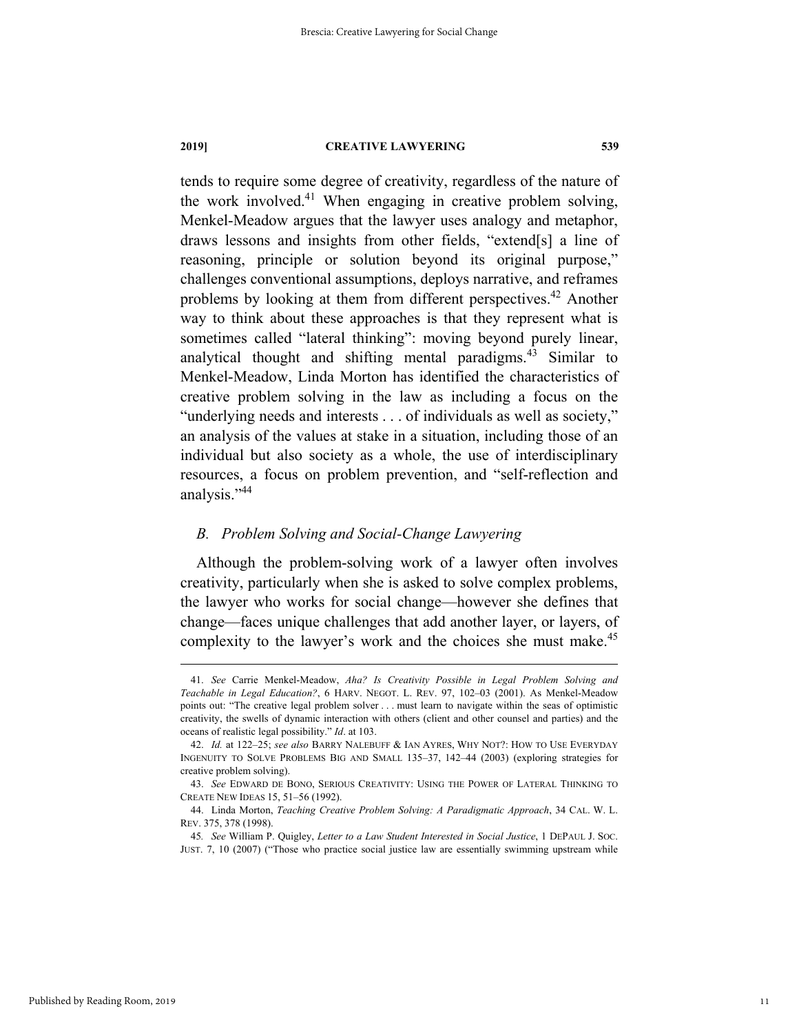tends to require some degree of creativity, regardless of the nature of the work involved.[41] When engaging in creative problem solving, Menkel-Meadow argues that the lawyer uses analogy and metaphor, draws lessons and insights from other fields, "extend[s] a line of reasoning, principle or solution beyond its original purpose," challenges conventional assumptions, deploys narrative, and reframes problems by looking at them from different perspectives.[42] Another way to think about these approaches is that they represent what is sometimes called "lateral thinking": moving beyond purely linear, analytical thought and shifting mental paradigms.[43] Similar to Menkel-Meadow, Linda Morton has identified the characteristics of creative problem solving in the law as including a focus on the "underlying needs and interests . . . of individuals as well as society," an analysis of the values at stake in a situation, including those of an individual but also society as a whole, the use of interdisciplinary resources, a focus on problem prevention, and "self-reflection and analysis."[44]

### *B. Problem Solving and Social-Change Lawyering*

Although the problem-solving work of a lawyer often involves creativity, particularly when she is asked to solve complex problems, the lawyer who works for social change—however she defines that change—faces unique challenges that add another layer, or layers, of complexity to the lawyer's work and the choices she must make.[45]

---

41. *See* Carrie Menkel-Meadow, *Aha? Is Creativity Possible in Legal Problem Solving and Teachable in Legal Education?*, 6 HARV. NEGOT. L. REV. 97, 102–03 (2001). As Menkel-Meadow points out: "The creative legal problem solver . . . must learn to navigate within the seas of optimistic creativity, the swells of dynamic interaction with others (client and other counsel and parties) and the oceans of realistic legal possibility." *Id*. at 103.

42. *Id.* at 122–25; *see also* BARRY NALEBUFF & IAN AYRES, WHY NOT?: HOW TO USE EVERYDAY INGENUITY TO SOLVE PROBLEMS BIG AND SMALL 135–37, 142–44 (2003) (exploring strategies for creative problem solving).

43. *See* EDWARD DE BONO, SERIOUS CREATIVITY: USING THE POWER OF LATERAL THINKING TO CREATE NEW IDEAS 15, 51–56 (1992).

44. Linda Morton, *Teaching Creative Problem Solving: A Paradigmatic Approach*, 34 CAL. W. L. REV. 375, 378 (1998).

45. *See* William P. Quigley, *Letter to a Law Student Interested in Social Justice*, 1 DEPAUL J. SOC. JUST. 7, 10 (2007) ("Those who practice social justice law are essentially swimming upstream while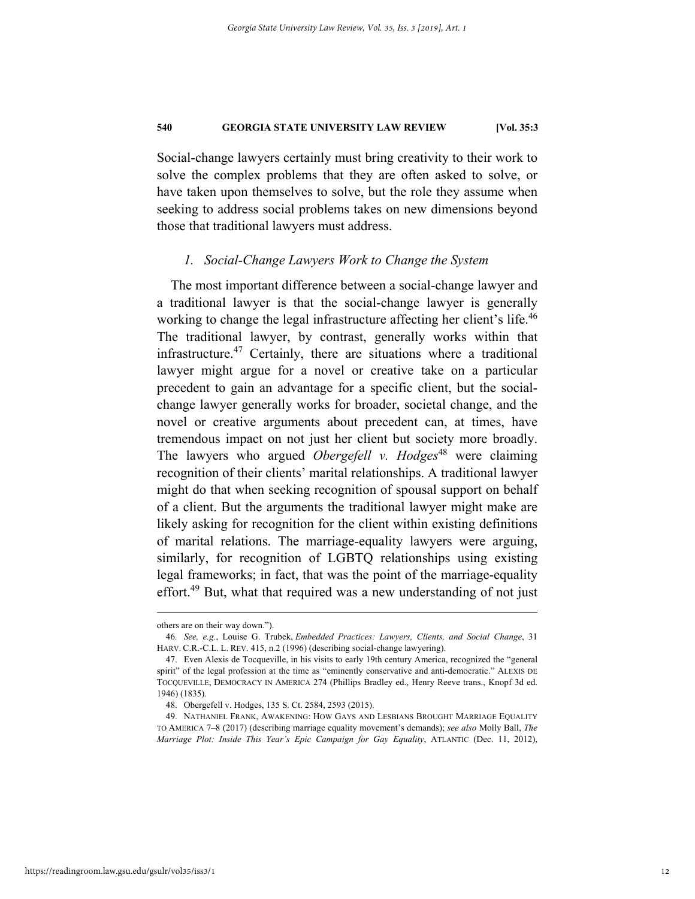Social-change lawyers certainly must bring creativity to their work to solve the complex problems that they are often asked to solve, or have taken upon themselves to solve, but the role they assume when seeking to address social problems takes on new dimensions beyond those that traditional lawyers must address.

### *1. Social-Change Lawyers Work to Change the System*

The most important difference between a social-change lawyer and a traditional lawyer is that the social-change lawyer is generally working to change the legal infrastructure affecting her client's life.[46] The traditional lawyer, by contrast, generally works within that infrastructure.[47] Certainly, there are situations where a traditional lawyer might argue for a novel or creative take on a particular precedent to gain an advantage for a specific client, but the social-change lawyer generally works for broader, societal change, and the novel or creative arguments about precedent can, at times, have tremendous impact on not just her client but society more broadly. The lawyers who argued *Obergefell v. Hodges*[48] were claiming recognition of their clients' marital relationships. A traditional lawyer might do that when seeking recognition of spousal support on behalf of a client. But the arguments the traditional lawyer might make are likely asking for recognition for the client within existing definitions of marital relations. The marriage-equality lawyers were arguing, similarly, for recognition of LGBTQ relationships using existing legal frameworks; in fact, that was the point of the marriage-equality effort.[49] But, what that required was a new understanding of not just

---

others are on their way down.").

46. *See, e.g.*, Louise G. Trubek, *Embedded Practices: Lawyers, Clients, and Social Change*, 31 HARV. C.R.-C.L. L. REV. 415, n.2 (1996) (describing social-change lawyering).

47. Even Alexis de Tocqueville, in his visits to early 19th century America, recognized the "general spirit" of the legal profession at the time as "eminently conservative and anti-democratic." ALEXIS DE TOCQUEVILLE, DEMOCRACY IN AMERICA 274 (Phillips Bradley ed., Henry Reeve trans., Knopf 3d ed. 1946) (1835).

48. Obergefell v. Hodges, 135 S. Ct. 2584, 2593 (2015).

49. NATHANIEL FRANK, AWAKENING: HOW GAYS AND LESBIANS BROUGHT MARRIAGE EQUALITY TO AMERICA 7–8 (2017) (describing marriage equality movement's demands); *see also* Molly Ball, *The Marriage Plot: Inside This Year's Epic Campaign for Gay Equality*, ATLANTIC (Dec. 11, 2012),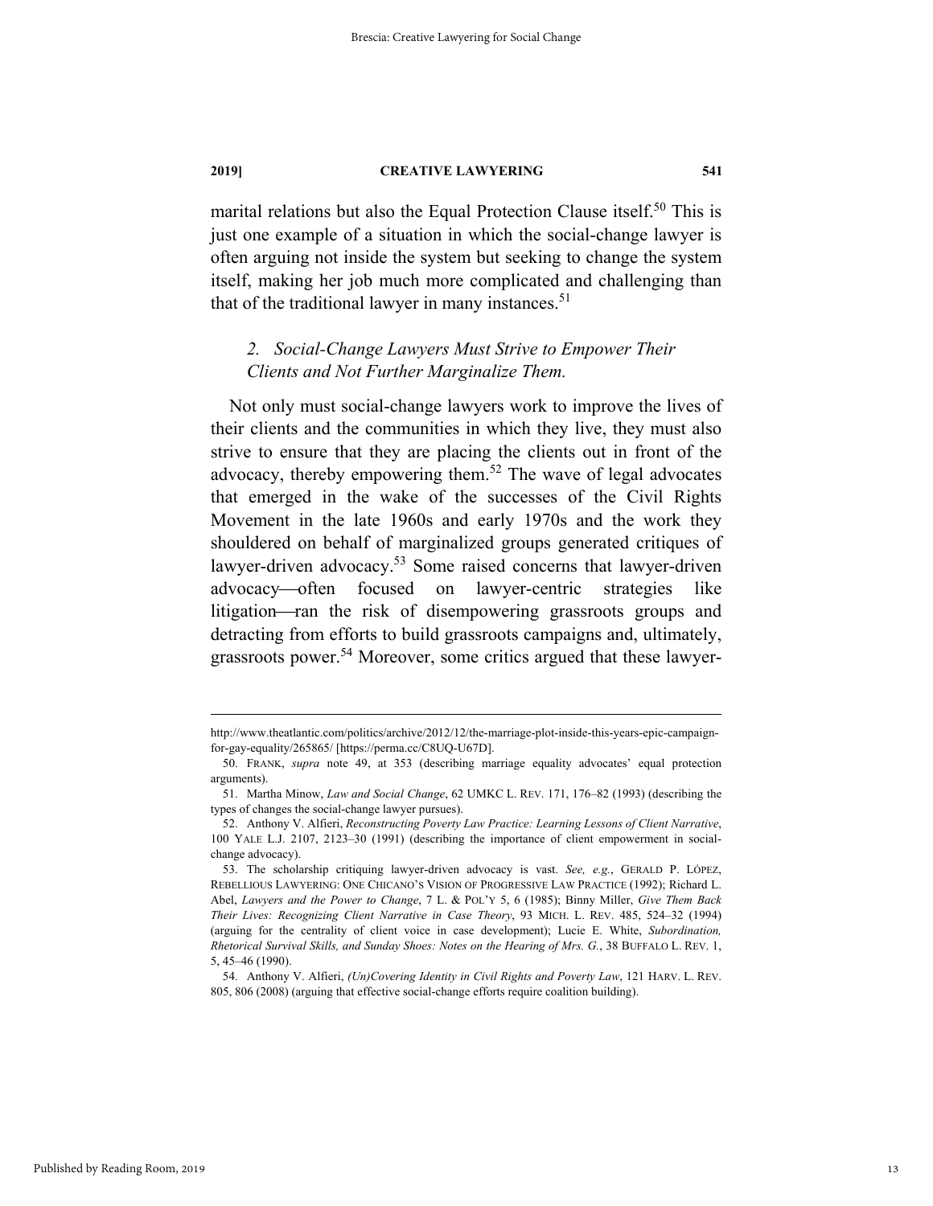marital relations but also the Equal Protection Clause itself.[50] This is just one example of a situation in which the social-change lawyer is often arguing not inside the system but seeking to change the system itself, making her job much more complicated and challenging than that of the traditional lawyer in many instances.[51]

### *2. Social-Change Lawyers Must Strive to Empower Their Clients and Not Further Marginalize Them.*

Not only must social-change lawyers work to improve the lives of their clients and the communities in which they live, they must also strive to ensure that they are placing the clients out in front of the advocacy, thereby empowering them.[52] The wave of legal advocates that emerged in the wake of the successes of the Civil Rights Movement in the late 1960s and early 1970s and the work they shouldered on behalf of marginalized groups generated critiques of lawyer-driven advocacy.[53] Some raised concerns that lawyer-driven advocacy—often focused on lawyer-centric strategies like litigation—ran the risk of disempowering grassroots groups and detracting from efforts to build grassroots campaigns and, ultimately, grassroots power.[54] Moreover, some critics argued that these lawyer-

---

http://www.theatlantic.com/politics/archive/2012/12/the-marriage-plot-inside-this-years-epic-campaign-for-gay-equality/265865/ [https://perma.cc/C8UQ-U67D].

50. FRANK, *supra* note 49, at 353 (describing marriage equality advocates' equal protection arguments).

51. Martha Minow, *Law and Social Change*, 62 UMKC L. REV. 171, 176–82 (1993) (describing the types of changes the social-change lawyer pursues).

52. Anthony V. Alfieri, *Reconstructing Poverty Law Practice: Learning Lessons of Client Narrative*, 100 YALE L.J. 2107, 2123–30 (1991) (describing the importance of client empowerment in social-change advocacy).

53. The scholarship critiquing lawyer-driven advocacy is vast. *See, e.g.*, GERALD P. LÓPEZ, REBELLIOUS LAWYERING: ONE CHICANO'S VISION OF PROGRESSIVE LAW PRACTICE (1992); Richard L. Abel, *Lawyers and the Power to Change*, 7 L. & POL'Y 5, 6 (1985); Binny Miller, *Give Them Back Their Lives: Recognizing Client Narrative in Case Theory*, 93 MICH. L. REV. 485, 524–32 (1994) (arguing for the centrality of client voice in case development); Lucie E. White, *Subordination, Rhetorical Survival Skills, and Sunday Shoes: Notes on the Hearing of Mrs. G.*, 38 BUFFALO L. REV. 1, 5, 45–46 (1990).

54. Anthony V. Alfieri, *(Un)Covering Identity in Civil Rights and Poverty Law*, 121 HARV. L. REV. 805, 806 (2008) (arguing that effective social-change efforts require coalition building).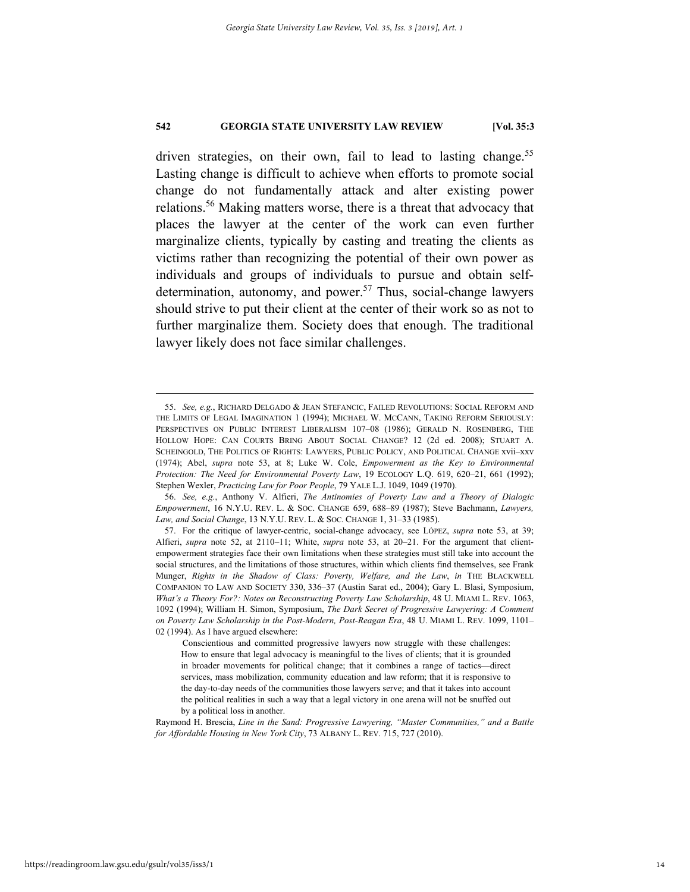driven strategies, on their own, fail to lead to lasting change.[55] Lasting change is difficult to achieve when efforts to promote social change do not fundamentally attack and alter existing power relations.[56] Making matters worse, there is a threat that advocacy that places the lawyer at the center of the work can even further marginalize clients, typically by casting and treating the clients as victims rather than recognizing the potential of their own power as individuals and groups of individuals to pursue and obtain self-determination, autonomy, and power.[57] Thus, social-change lawyers should strive to put their client at the center of their work so as not to further marginalize them. Society does that enough. The traditional lawyer likely does not face similar challenges.

---

55. *See, e.g.*, RICHARD DELGADO & JEAN STEFANCIC, FAILED REVOLUTIONS: SOCIAL REFORM AND THE LIMITS OF LEGAL IMAGINATION 1 (1994); MICHAEL W. MCCANN, TAKING REFORM SERIOUSLY: PERSPECTIVES ON PUBLIC INTEREST LIBERALISM 107–08 (1986); GERALD N. ROSENBERG, THE HOLLOW HOPE: CAN COURTS BRING ABOUT SOCIAL CHANGE? 12 (2d ed. 2008); STUART A. SCHEINGOLD, THE POLITICS OF RIGHTS: LAWYERS, PUBLIC POLICY, AND POLITICAL CHANGE xvii–xxv (1974); Abel, *supra* note 53, at 8; Luke W. Cole, *Empowerment as the Key to Environmental Protection: The Need for Environmental Poverty Law*, 19 ECOLOGY L.Q. 619, 620–21, 661 (1992); Stephen Wexler, *Practicing Law for Poor People*, 79 YALE L.J. 1049, 1049 (1970).

56. *See, e.g.*, Anthony V. Alfieri, *The Antinomies of Poverty Law and a Theory of Dialogic Empowerment*, 16 N.Y.U. REV. L. & SOC. CHANGE 659, 688–89 (1987); Steve Bachmann, *Lawyers, Law, and Social Change*, 13 N.Y.U. REV. L. & SOC. CHANGE 1, 31–33 (1985).

57. For the critique of lawyer-centric, social-change advocacy, see LÓPEZ, *supra* note 53, at 39; Alfieri, *supra* note 52, at 2110–11; White, *supra* note 53, at 20–21. For the argument that client-empowerment strategies face their own limitations when these strategies must still take into account the social structures, and the limitations of those structures, within which clients find themselves, see Frank Munger, *Rights in the Shadow of Class: Poverty, Welfare, and the Law*, *in* THE BLACKWELL COMPANION TO LAW AND SOCIETY 330, 336–37 (Austin Sarat ed., 2004); Gary L. Blasi, Symposium, *What's a Theory For?: Notes on Reconstructing Poverty Law Scholarship*, 48 U. MIAMI L. REV. 1063, 1092 (1994); William H. Simon, Symposium, *The Dark Secret of Progressive Lawyering: A Comment on Poverty Law Scholarship in the Post-Modern, Post-Reagan Era*, 48 U. MIAMI L. REV. 1099, 1101–02 (1994). As I have argued elsewhere:

> Conscientious and committed progressive lawyers now struggle with these challenges: How to ensure that legal advocacy is meaningful to the lives of clients; that it is grounded in broader movements for political change; that it combines a range of tactics—direct services, mass mobilization, community education and law reform; that it is responsive to the day-to-day needs of the communities those lawyers serve; and that it takes into account the political realities in such a way that a legal victory in one arena will not be snuffed out by a political loss in another.

Raymond H. Brescia, *Line in the Sand: Progressive Lawyering, "Master Communities," and a Battle for Affordable Housing in New York City*, 73 ALBANY L. REV. 715, 727 (2010).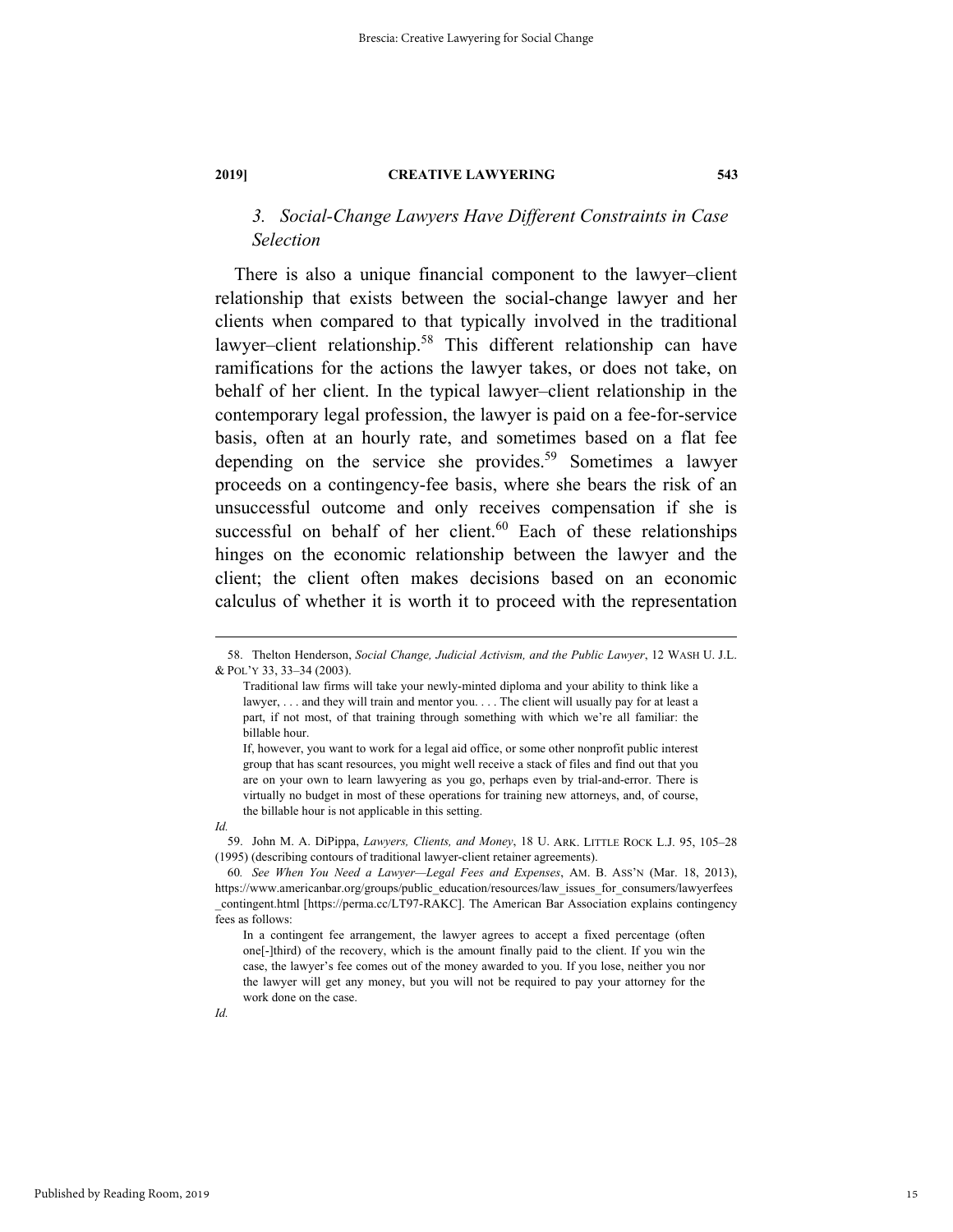### *3. Social-Change Lawyers Have Different Constraints in Case Selection*

There is also a unique financial component to the lawyer–client relationship that exists between the social-change lawyer and her clients when compared to that typically involved in the traditional lawyer–client relationship.[58] This different relationship can have ramifications for the actions the lawyer takes, or does not take, on behalf of her client. In the typical lawyer–client relationship in the contemporary legal profession, the lawyer is paid on a fee-for-service basis, often at an hourly rate, and sometimes based on a flat fee depending on the service she provides.[59] Sometimes a lawyer proceeds on a contingency-fee basis, where she bears the risk of an unsuccessful outcome and only receives compensation if she is successful on behalf of her client.[60] Each of these relationships hinges on the economic relationship between the lawyer and the client; the client often makes decisions based on an economic calculus of whether it is worth it to proceed with the representation

---

58. Thelton Henderson, *Social Change, Judicial Activism, and the Public Lawyer*, 12 WASH U. J.L. & POL'Y 33, 33–34 (2003).

> Traditional law firms will take your newly-minted diploma and your ability to think like a lawyer, . . . and they will train and mentor you. . . . The client will usually pay for at least a part, if not most, of that training through something with which we're all familiar: the billable hour.
>
> If, however, you want to work for a legal aid office, or some other nonprofit public interest group that has scant resources, you might well receive a stack of files and find out that you are on your own to learn lawyering as you go, perhaps even by trial-and-error. There is virtually no budget in most of these operations for training new attorneys, and, of course, the billable hour is not applicable in this setting.

*Id.*

59. John M. A. DiPippa, *Lawyers, Clients, and Money*, 18 U. ARK. LITTLE ROCK L.J. 95, 105–28 (1995) (describing contours of traditional lawyer-client retainer agreements).

60. *See When You Need a Lawyer—Legal Fees and Expenses*, AM. B. ASS'N (Mar. 18, 2013), https://www.americanbar.org/groups/public_education/resources/law_issues_for_consumers/lawyerfees_contingent.html [https://perma.cc/LT97-RAKC]. The American Bar Association explains contingency fees as follows:

> In a contingent fee arrangement, the lawyer agrees to accept a fixed percentage (often one[-]third) of the recovery, which is the amount finally paid to the client. If you win the case, the lawyer's fee comes out of the money awarded to you. If you lose, neither you nor the lawyer will get any money, but you will not be required to pay your attorney for the work done on the case.

*Id.*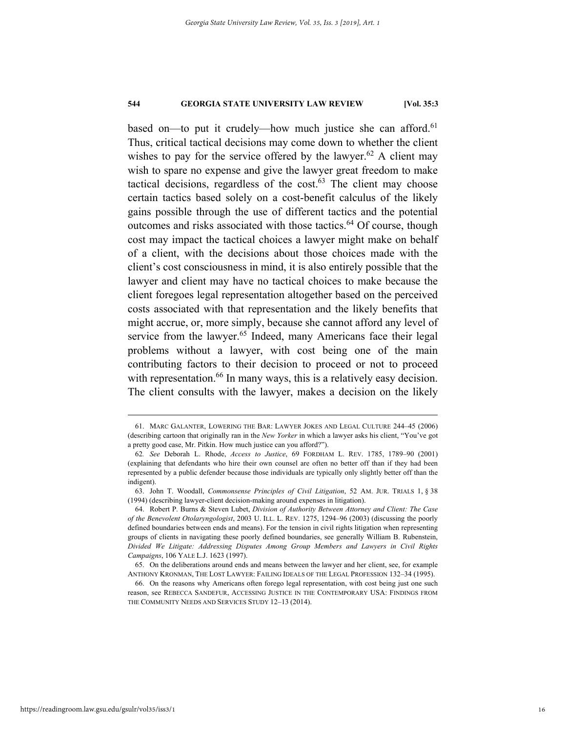based on—to put it crudely—how much justice she can afford.[61] Thus, critical tactical decisions may come down to whether the client wishes to pay for the service offered by the lawyer.[62] A client may wish to spare no expense and give the lawyer great freedom to make tactical decisions, regardless of the cost.[63] The client may choose certain tactics based solely on a cost-benefit calculus of the likely gains possible through the use of different tactics and the potential outcomes and risks associated with those tactics.[64] Of course, though cost may impact the tactical choices a lawyer might make on behalf of a client, with the decisions about those choices made with the client's cost consciousness in mind, it is also entirely possible that the lawyer and client may have no tactical choices to make because the client foregoes legal representation altogether based on the perceived costs associated with that representation and the likely benefits that might accrue, or, more simply, because she cannot afford any level of service from the lawyer.[65] Indeed, many Americans face their legal problems without a lawyer, with cost being one of the main contributing factors to their decision to proceed or not to proceed with representation.[66] In many ways, this is a relatively easy decision. The client consults with the lawyer, makes a decision on the likely

---

61. MARC GALANTER, LOWERING THE BAR: LAWYER JOKES AND LEGAL CULTURE 244–45 (2006) (describing cartoon that originally ran in the *New Yorker* in which a lawyer asks his client, "You've got a pretty good case, Mr. Pitkin. How much justice can you afford?").

62. *See* Deborah L. Rhode, *Access to Justice*, 69 FORDHAM L. REV. 1785, 1789–90 (2001) (explaining that defendants who hire their own counsel are often no better off than if they had been represented by a public defender because those individuals are typically only slightly better off than the indigent).

63. John T. Woodall, *Commonsense Principles of Civil Litigation*, 52 AM. JUR. TRIALS 1, § 38 (1994) (describing lawyer-client decision-making around expenses in litigation).

64. Robert P. Burns & Steven Lubet, *Division of Authority Between Attorney and Client: The Case of the Benevolent Otolaryngologist*, 2003 U. ILL. L. REV. 1275, 1294–96 (2003) (discussing the poorly defined boundaries between ends and means). For the tension in civil rights litigation when representing groups of clients in navigating these poorly defined boundaries, see generally William B. Rubenstein, *Divided We Litigate: Addressing Disputes Among Group Members and Lawyers in Civil Rights Campaigns*, 106 YALE L.J. 1623 (1997).

65. On the deliberations around ends and means between the lawyer and her client, see, for example ANTHONY KRONMAN, THE LOST LAWYER: FAILING IDEALS OF THE LEGAL PROFESSION 132–34 (1995).

66. On the reasons why Americans often forego legal representation, with cost being just one such reason, see REBECCA SANDEFUR, ACCESSING JUSTICE IN THE CONTEMPORARY USA: FINDINGS FROM THE COMMUNITY NEEDS AND SERVICES STUDY 12–13 (2014).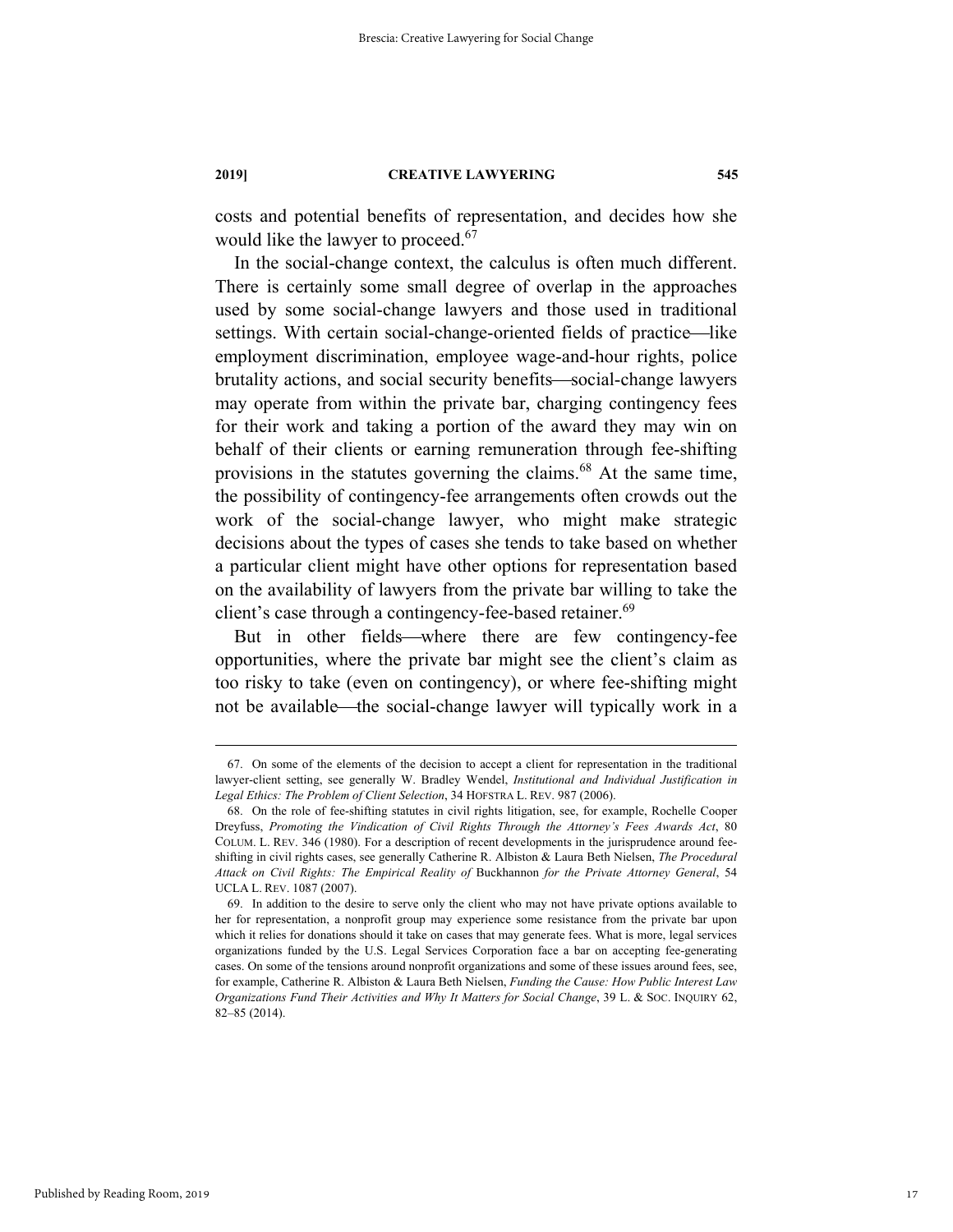costs and potential benefits of representation, and decides how she would like the lawyer to proceed.[67]

In the social-change context, the calculus is often much different. There is certainly some small degree of overlap in the approaches used by some social-change lawyers and those used in traditional settings. With certain social-change-oriented fields of practice—like employment discrimination, employee wage-and-hour rights, police brutality actions, and social security benefits—social-change lawyers may operate from within the private bar, charging contingency fees for their work and taking a portion of the award they may win on behalf of their clients or earning remuneration through fee-shifting provisions in the statutes governing the claims.[68] At the same time, the possibility of contingency-fee arrangements often crowds out the work of the social-change lawyer, who might make strategic decisions about the types of cases she tends to take based on whether a particular client might have other options for representation based on the availability of lawyers from the private bar willing to take the client's case through a contingency-fee-based retainer.[69]

But in other fields—where there are few contingency-fee opportunities, where the private bar might see the client's claim as too risky to take (even on contingency), or where fee-shifting might not be available—the social-change lawyer will typically work in a

---

67. On some of the elements of the decision to accept a client for representation in the traditional lawyer-client setting, see generally W. Bradley Wendel, *Institutional and Individual Justification in Legal Ethics: The Problem of Client Selection*, 34 HOFSTRA L. REV. 987 (2006).

68. On the role of fee-shifting statutes in civil rights litigation, see, for example, Rochelle Cooper Dreyfuss, *Promoting the Vindication of Civil Rights Through the Attorney's Fees Awards Act*, 80 COLUM. L. REV. 346 (1980). For a description of recent developments in the jurisprudence around fee-shifting in civil rights cases, see generally Catherine R. Albiston & Laura Beth Nielsen, *The Procedural Attack on Civil Rights: The Empirical Reality of* Buckhannon *for the Private Attorney General*, 54 UCLA L. REV. 1087 (2007).

69. In addition to the desire to serve only the client who may not have private options available to her for representation, a nonprofit group may experience some resistance from the private bar upon which it relies for donations should it take on cases that may generate fees. What is more, legal services organizations funded by the U.S. Legal Services Corporation face a bar on accepting fee-generating cases. On some of the tensions around nonprofit organizations and some of these issues around fees, see, for example, Catherine R. Albiston & Laura Beth Nielsen, *Funding the Cause: How Public Interest Law Organizations Fund Their Activities and Why It Matters for Social Change*, 39 L. & SOC. INQUIRY 62, 82–85 (2014).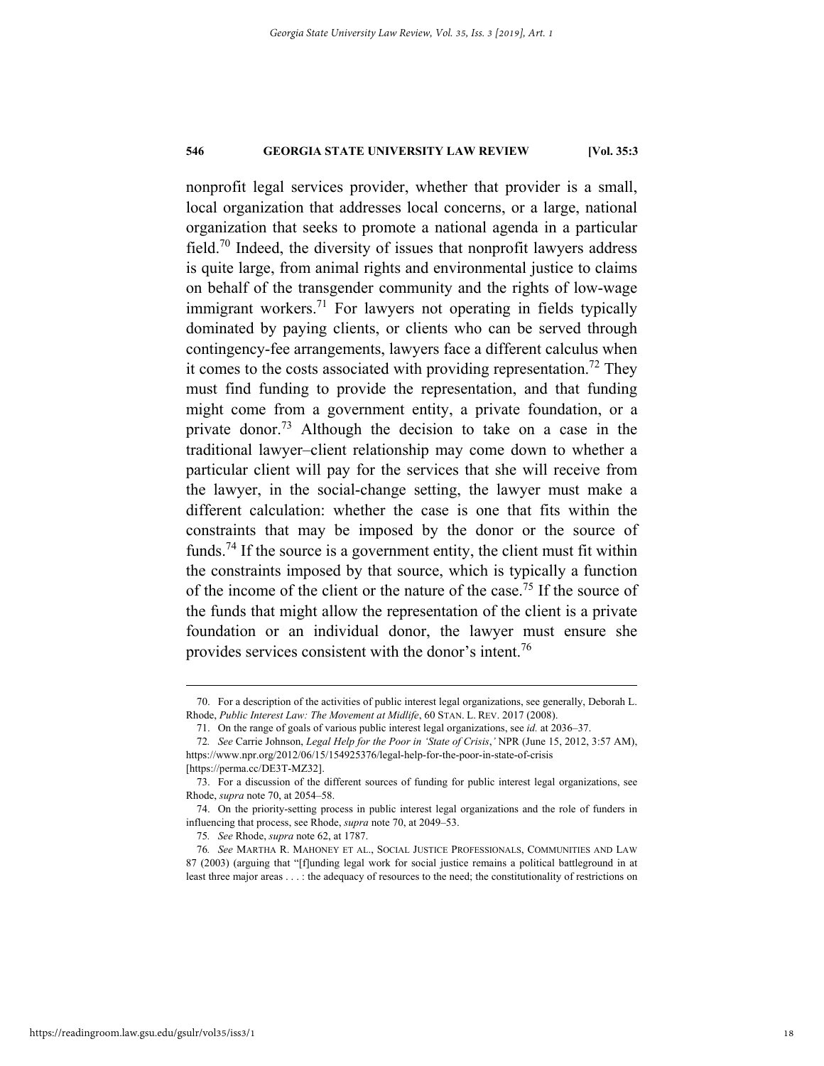nonprofit legal services provider, whether that provider is a small, local organization that addresses local concerns, or a large, national organization that seeks to promote a national agenda in a particular field.[70] Indeed, the diversity of issues that nonprofit lawyers address is quite large, from animal rights and environmental justice to claims on behalf of the transgender community and the rights of low-wage immigrant workers.[71] For lawyers not operating in fields typically dominated by paying clients, or clients who can be served through contingency-fee arrangements, lawyers face a different calculus when it comes to the costs associated with providing representation.[72] They must find funding to provide the representation, and that funding might come from a government entity, a private foundation, or a private donor.[73] Although the decision to take on a case in the traditional lawyer–client relationship may come down to whether a particular client will pay for the services that she will receive from the lawyer, in the social-change setting, the lawyer must make a different calculation: whether the case is one that fits within the constraints that may be imposed by the donor or the source of funds.[74] If the source is a government entity, the client must fit within the constraints imposed by that source, which is typically a function of the income of the client or the nature of the case.[75] If the source of the funds that might allow the representation of the client is a private foundation or an individual donor, the lawyer must ensure she provides services consistent with the donor's intent.[76]

---

70. For a description of the activities of public interest legal organizations, see generally, Deborah L. Rhode, *Public Interest Law: The Movement at Midlife*, 60 STAN. L. REV. 2017 (2008).

71. On the range of goals of various public interest legal organizations, see *id.* at 2036–37.

72. *See* Carrie Johnson, *Legal Help for the Poor in 'State of Crisis*,*'* NPR (June 15, 2012, 3:57 AM), https://www.npr.org/2012/06/15/154925376/legal-help-for-the-poor-in-state-of-crisis [https://perma.cc/DE3T-MZ32].

73. For a discussion of the different sources of funding for public interest legal organizations, see Rhode, *supra* note 70, at 2054–58.

74. On the priority-setting process in public interest legal organizations and the role of funders in influencing that process, see Rhode, *supra* note 70, at 2049–53.

75. *See* Rhode, *supra* note 62, at 1787.

76. *See* MARTHA R. MAHONEY ET AL., SOCIAL JUSTICE PROFESSIONALS, COMMUNITIES AND LAW 87 (2003) (arguing that "[f]unding legal work for social justice remains a political battleground in at least three major areas . . . : the adequacy of resources to the need; the constitutionality of restrictions on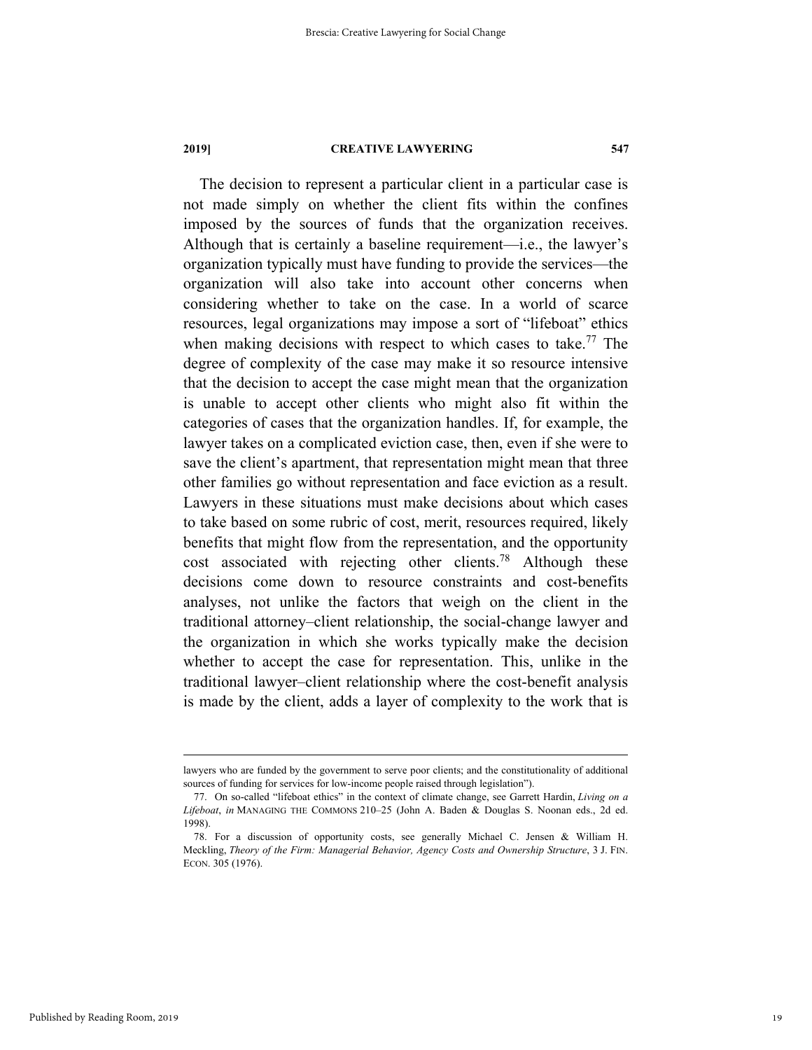The decision to represent a particular client in a particular case is not made simply on whether the client fits within the confines imposed by the sources of funds that the organization receives. Although that is certainly a baseline requirement—i.e., the lawyer's organization typically must have funding to provide the services—the organization will also take into account other concerns when considering whether to take on the case. In a world of scarce resources, legal organizations may impose a sort of "lifeboat" ethics when making decisions with respect to which cases to take.[77] The degree of complexity of the case may make it so resource intensive that the decision to accept the case might mean that the organization is unable to accept other clients who might also fit within the categories of cases that the organization handles. If, for example, the lawyer takes on a complicated eviction case, then, even if she were to save the client's apartment, that representation might mean that three other families go without representation and face eviction as a result. Lawyers in these situations must make decisions about which cases to take based on some rubric of cost, merit, resources required, likely benefits that might flow from the representation, and the opportunity cost associated with rejecting other clients.[78] Although these decisions come down to resource constraints and cost-benefits analyses, not unlike the factors that weigh on the client in the traditional attorney–client relationship, the social-change lawyer and the organization in which she works typically make the decision whether to accept the case for representation. This, unlike in the traditional lawyer–client relationship where the cost-benefit analysis is made by the client, adds a layer of complexity to the work that is

---

lawyers who are funded by the government to serve poor clients; and the constitutionality of additional sources of funding for services for low-income people raised through legislation").

77. On so-called "lifeboat ethics" in the context of climate change, see Garrett Hardin, *Living on a Lifeboat*, *in* MANAGING THE COMMONS 210–25 (John A. Baden & Douglas S. Noonan eds., 2d ed. 1998).

78. For a discussion of opportunity costs, see generally Michael C. Jensen & William H. Meckling, *Theory of the Firm: Managerial Behavior, Agency Costs and Ownership Structure*, 3 J. FIN. ECON. 305 (1976).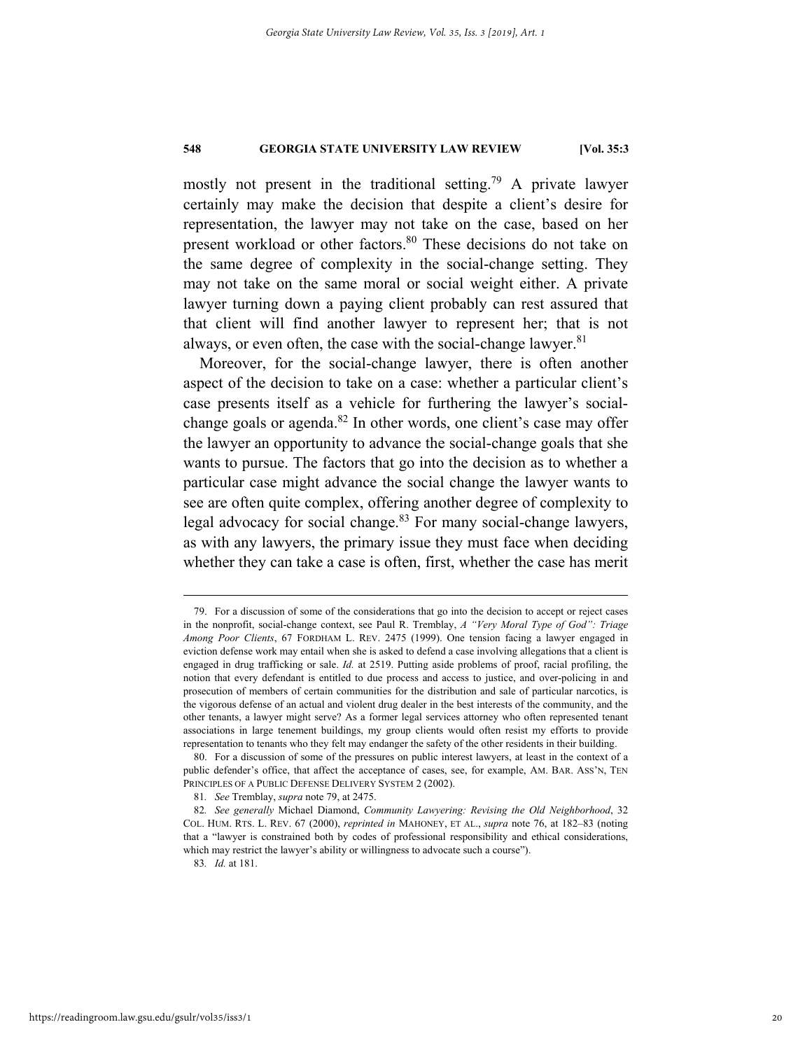mostly not present in the traditional setting.[79] A private lawyer certainly may make the decision that despite a client's desire for representation, the lawyer may not take on the case, based on her present workload or other factors.[80] These decisions do not take on the same degree of complexity in the social-change setting. They may not take on the same moral or social weight either. A private lawyer turning down a paying client probably can rest assured that that client will find another lawyer to represent her; that is not always, or even often, the case with the social-change lawyer.[81]

Moreover, for the social-change lawyer, there is often another aspect of the decision to take on a case: whether a particular client's case presents itself as a vehicle for furthering the lawyer's social-change goals or agenda.[82] In other words, one client's case may offer the lawyer an opportunity to advance the social-change goals that she wants to pursue. The factors that go into the decision as to whether a particular case might advance the social change the lawyer wants to see are often quite complex, offering another degree of complexity to legal advocacy for social change.[83] For many social-change lawyers, as with any lawyers, the primary issue they must face when deciding whether they can take a case is often, first, whether the case has merit

---

79. For a discussion of some of the considerations that go into the decision to accept or reject cases in the nonprofit, social-change context, see Paul R. Tremblay, *A "Very Moral Type of God": Triage Among Poor Clients*, 67 FORDHAM L. REV. 2475 (1999). One tension facing a lawyer engaged in eviction defense work may entail when she is asked to defend a case involving allegations that a client is engaged in drug trafficking or sale. *Id.* at 2519. Putting aside problems of proof, racial profiling, the notion that every defendant is entitled to due process and access to justice, and over-policing in and prosecution of members of certain communities for the distribution and sale of particular narcotics, is the vigorous defense of an actual and violent drug dealer in the best interests of the community, and the other tenants, a lawyer might serve? As a former legal services attorney who often represented tenant associations in large tenement buildings, my group clients would often resist my efforts to provide representation to tenants who they felt may endanger the safety of the other residents in their building.

80. For a discussion of some of the pressures on public interest lawyers, at least in the context of a public defender's office, that affect the acceptance of cases, see, for example, AM. BAR. ASS'N, TEN PRINCIPLES OF A PUBLIC DEFENSE DELIVERY SYSTEM 2 (2002).

81. *See* Tremblay, *supra* note 79, at 2475.

82. *See generally* Michael Diamond, *Community Lawyering: Revising the Old Neighborhood*, 32 COL. HUM. RTS. L. REV. 67 (2000), *reprinted in* MAHONEY, ET AL., *supra* note 76, at 182–83 (noting that a "lawyer is constrained both by codes of professional responsibility and ethical considerations, which may restrict the lawyer's ability or willingness to advocate such a course").

83. *Id.* at 181.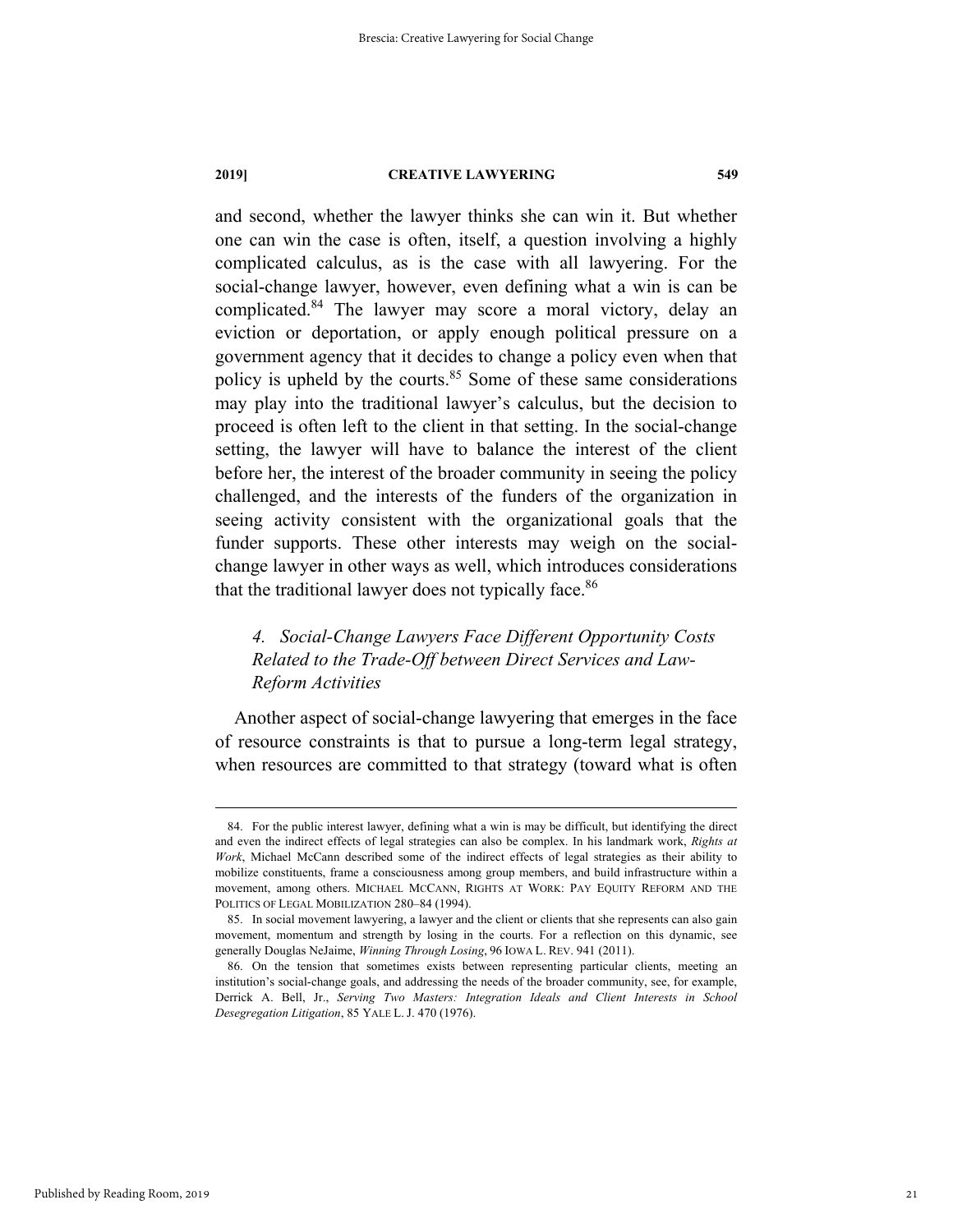and second, whether the lawyer thinks she can win it. But whether one can win the case is often, itself, a question involving a highly complicated calculus, as is the case with all lawyering. For the social-change lawyer, however, even defining what a win is can be complicated.[84] The lawyer may score a moral victory, delay an eviction or deportation, or apply enough political pressure on a government agency that it decides to change a policy even when that policy is upheld by the courts.[85] Some of these same considerations may play into the traditional lawyer's calculus, but the decision to proceed is often left to the client in that setting. In the social-change setting, the lawyer will have to balance the interest of the client before her, the interest of the broader community in seeing the policy challenged, and the interests of the funders of the organization in seeing activity consistent with the organizational goals that the funder supports. These other interests may weigh on the social-change lawyer in other ways as well, which introduces considerations that the traditional lawyer does not typically face.[86]

### *4. Social-Change Lawyers Face Different Opportunity Costs Related to the Trade-Off between Direct Services and Law-Reform Activities*

Another aspect of social-change lawyering that emerges in the face of resource constraints is that to pursue a long-term legal strategy, when resources are committed to that strategy (toward what is often

---

84. For the public interest lawyer, defining what a win is may be difficult, but identifying the direct and even the indirect effects of legal strategies can also be complex. In his landmark work, *Rights at Work*, Michael McCann described some of the indirect effects of legal strategies as their ability to mobilize constituents, frame a consciousness among group members, and build infrastructure within a movement, among others. MICHAEL MCCANN, RIGHTS AT WORK: PAY EQUITY REFORM AND THE POLITICS OF LEGAL MOBILIZATION 280–84 (1994).

85. In social movement lawyering, a lawyer and the client or clients that she represents can also gain movement, momentum and strength by losing in the courts. For a reflection on this dynamic, see generally Douglas NeJaime, *Winning Through Losing*, 96 IOWA L. REV. 941 (2011).

86. On the tension that sometimes exists between representing particular clients, meeting an institution's social-change goals, and addressing the needs of the broader community, see, for example, Derrick A. Bell, Jr., *Serving Two Masters: Integration Ideals and Client Interests in School Desegregation Litigation*, 85 YALE L. J. 470 (1976).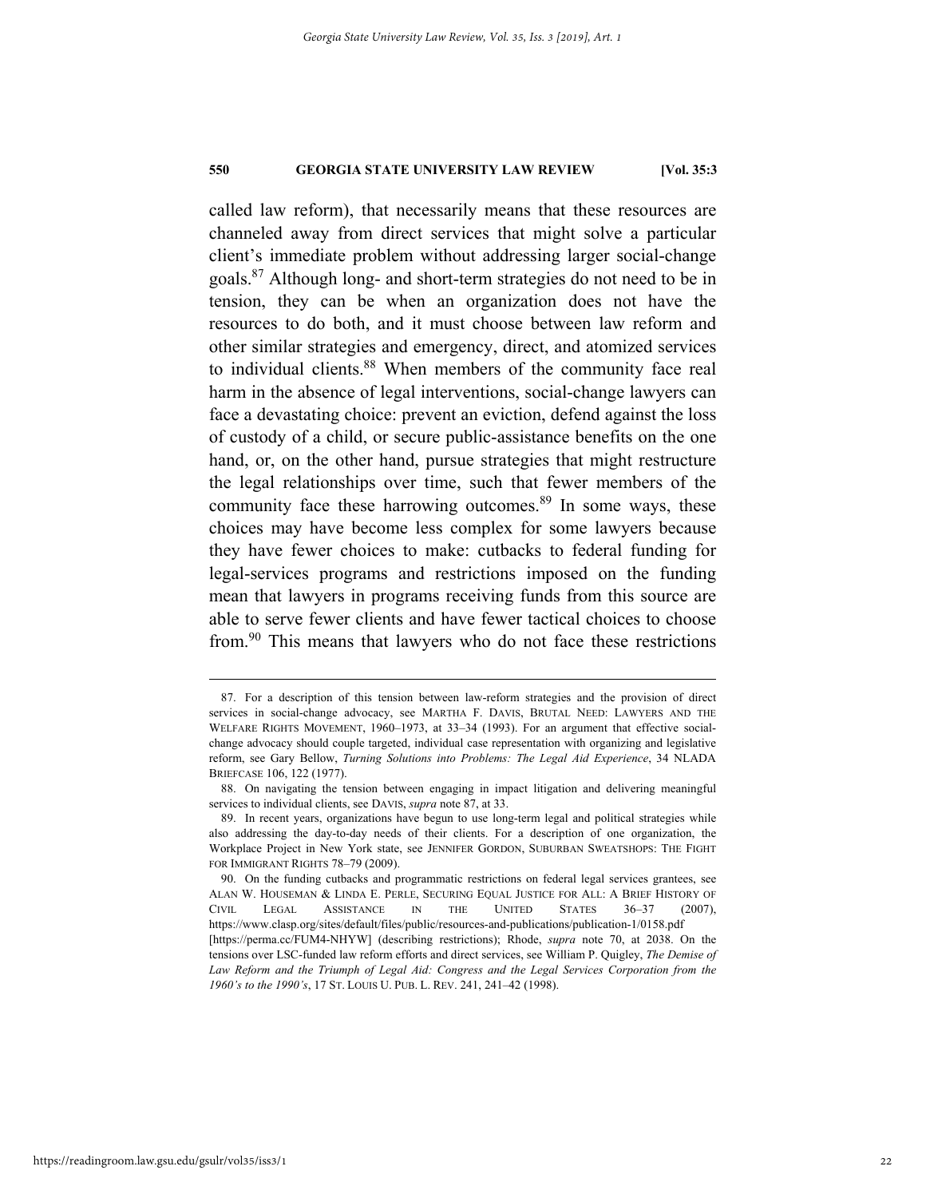called law reform), that necessarily means that these resources are channeled away from direct services that might solve a particular client's immediate problem without addressing larger social-change goals.[87] Although long- and short-term strategies do not need to be in tension, they can be when an organization does not have the resources to do both, and it must choose between law reform and other similar strategies and emergency, direct, and atomized services to individual clients.[88] When members of the community face real harm in the absence of legal interventions, social-change lawyers can face a devastating choice: prevent an eviction, defend against the loss of custody of a child, or secure public-assistance benefits on the one hand, or, on the other hand, pursue strategies that might restructure the legal relationships over time, such that fewer members of the community face these harrowing outcomes.[89] In some ways, these choices may have become less complex for some lawyers because they have fewer choices to make: cutbacks to federal funding for legal-services programs and restrictions imposed on the funding mean that lawyers in programs receiving funds from this source are able to serve fewer clients and have fewer tactical choices to choose from.[90] This means that lawyers who do not face these restrictions

---

87. For a description of this tension between law-reform strategies and the provision of direct services in social-change advocacy, see MARTHA F. DAVIS, BRUTAL NEED: LAWYERS AND THE WELFARE RIGHTS MOVEMENT, 1960–1973, at 33–34 (1993). For an argument that effective social-change advocacy should couple targeted, individual case representation with organizing and legislative reform, see Gary Bellow, *Turning Solutions into Problems: The Legal Aid Experience*, 34 NLADA BRIEFCASE 106, 122 (1977).

88. On navigating the tension between engaging in impact litigation and delivering meaningful services to individual clients, see DAVIS, *supra* note 87, at 33.

89. In recent years, organizations have begun to use long-term legal and political strategies while also addressing the day-to-day needs of their clients. For a description of one organization, the Workplace Project in New York state, see JENNIFER GORDON, SUBURBAN SWEATSHOPS: THE FIGHT FOR IMMIGRANT RIGHTS 78–79 (2009).

90. On the funding cutbacks and programmatic restrictions on federal legal services grantees, see ALAN W. HOUSEMAN & LINDA E. PERLE, SECURING EQUAL JUSTICE FOR ALL: A BRIEF HISTORY OF CIVIL LEGAL ASSISTANCE IN THE UNITED STATES 36–37 (2007), https://www.clasp.org/sites/default/files/public/resources-and-publications/publication-1/0158.pdf [https://perma.cc/FUM4-NHYW] (describing restrictions); Rhode, *supra* note 70, at 2038. On the tensions over LSC-funded law reform efforts and direct services, see William P. Quigley, *The Demise of Law Reform and the Triumph of Legal Aid: Congress and the Legal Services Corporation from the 1960's to the 1990's*, 17 ST. LOUIS U. PUB. L. REV. 241, 241–42 (1998).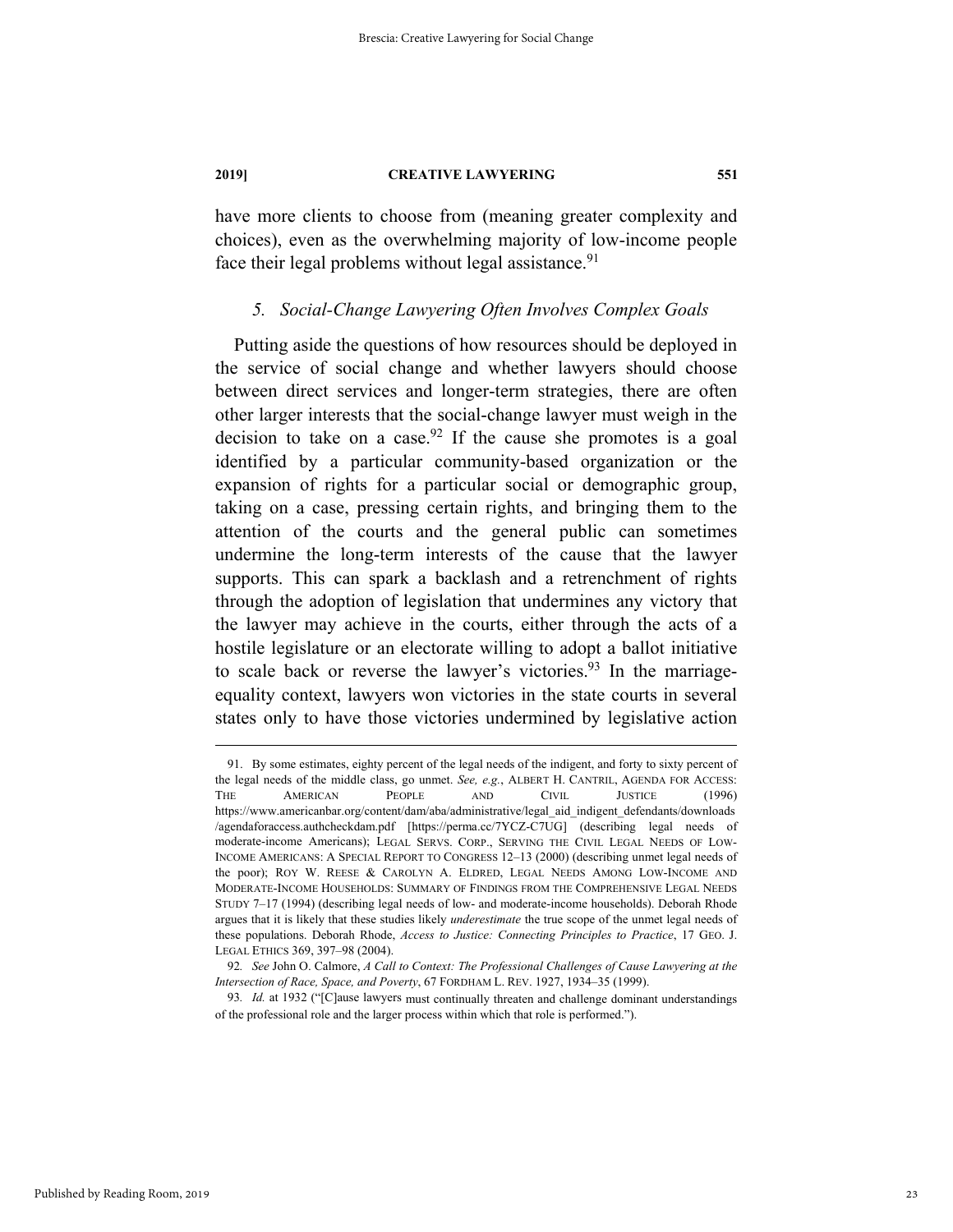have more clients to choose from (meaning greater complexity and choices), even as the overwhelming majority of low-income people face their legal problems without legal assistance.[91]

### *5. Social-Change Lawyering Often Involves Complex Goals*

Putting aside the questions of how resources should be deployed in the service of social change and whether lawyers should choose between direct services and longer-term strategies, there are often other larger interests that the social-change lawyer must weigh in the decision to take on a case.[92] If the cause she promotes is a goal identified by a particular community-based organization or the expansion of rights for a particular social or demographic group, taking on a case, pressing certain rights, and bringing them to the attention of the courts and the general public can sometimes undermine the long-term interests of the cause that the lawyer supports. This can spark a backlash and a retrenchment of rights through the adoption of legislation that undermines any victory that the lawyer may achieve in the courts, either through the acts of a hostile legislature or an electorate willing to adopt a ballot initiative to scale back or reverse the lawyer's victories.[93] In the marriage-equality context, lawyers won victories in the state courts in several states only to have those victories undermined by legislative action

---

91. By some estimates, eighty percent of the legal needs of the indigent, and forty to sixty percent of the legal needs of the middle class, go unmet. *See, e.g.*, ALBERT H. CANTRIL, AGENDA FOR ACCESS: THE AMERICAN PEOPLE AND CIVIL JUSTICE (1996) https://www.americanbar.org/content/dam/aba/administrative/legal_aid_indigent_defendants/downloads/agendaforaccess.authcheckdam.pdf [https://perma.cc/7YCZ-C7UG] (describing legal needs of moderate-income Americans); LEGAL SERVS. CORP., SERVING THE CIVIL LEGAL NEEDS OF LOW-INCOME AMERICANS: A SPECIAL REPORT TO CONGRESS 12–13 (2000) (describing unmet legal needs of the poor); ROY W. REESE & CAROLYN A. ELDRED, LEGAL NEEDS AMONG LOW-INCOME AND MODERATE-INCOME HOUSEHOLDS: SUMMARY OF FINDINGS FROM THE COMPREHENSIVE LEGAL NEEDS STUDY 7–17 (1994) (describing legal needs of low- and moderate-income households). Deborah Rhode argues that it is likely that these studies likely *underestimate* the true scope of the unmet legal needs of these populations. Deborah Rhode, *Access to Justice: Connecting Principles to Practice*, 17 GEO. J. LEGAL ETHICS 369, 397–98 (2004).

92. *See* John O. Calmore, *A Call to Context: The Professional Challenges of Cause Lawyering at the Intersection of Race, Space, and Poverty*, 67 FORDHAM L. REV. 1927, 1934–35 (1999).

93. *Id.* at 1932 ("[C]ause lawyers must continually threaten and challenge dominant understandings of the professional role and the larger process within which that role is performed.").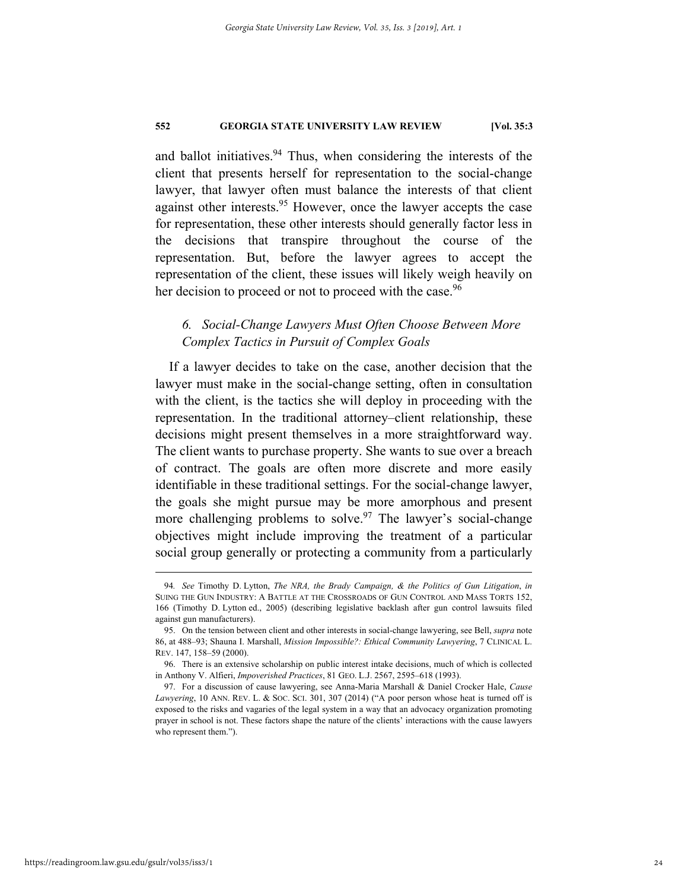and ballot initiatives.[94] Thus, when considering the interests of the client that presents herself for representation to the social-change lawyer, that lawyer often must balance the interests of that client against other interests.[95] However, once the lawyer accepts the case for representation, these other interests should generally factor less in the decisions that transpire throughout the course of the representation. But, before the lawyer agrees to accept the representation of the client, these issues will likely weigh heavily on her decision to proceed or not to proceed with the case.[96]

### *6. Social-Change Lawyers Must Often Choose Between More Complex Tactics in Pursuit of Complex Goals*

If a lawyer decides to take on the case, another decision that the lawyer must make in the social-change setting, often in consultation with the client, is the tactics she will deploy in proceeding with the representation. In the traditional attorney–client relationship, these decisions might present themselves in a more straightforward way. The client wants to purchase property. She wants to sue over a breach of contract. The goals are often more discrete and more easily identifiable in these traditional settings. For the social-change lawyer, the goals she might pursue may be more amorphous and present more challenging problems to solve.[97] The lawyer's social-change objectives might include improving the treatment of a particular social group generally or protecting a community from a particularly

---

94. *See* Timothy D. Lytton, *The NRA, the Brady Campaign, & the Politics of Gun Litigation*, *in* SUING THE GUN INDUSTRY: A BATTLE AT THE CROSSROADS OF GUN CONTROL AND MASS TORTS 152, 166 (Timothy D. Lytton ed., 2005) (describing legislative backlash after gun control lawsuits filed against gun manufacturers).

95. On the tension between client and other interests in social-change lawyering, see Bell, *supra* note 86, at 488–93; Shauna I. Marshall, *Mission Impossible?: Ethical Community Lawyering*, 7 CLINICAL L. REV. 147, 158–59 (2000).

96. There is an extensive scholarship on public interest intake decisions, much of which is collected in Anthony V. Alfieri, *Impoverished Practices*, 81 GEO. L.J. 2567, 2595–618 (1993).

97. For a discussion of cause lawyering, see Anna-Maria Marshall & Daniel Crocker Hale, *Cause Lawyering*, 10 ANN. REV. L. & SOC. SCI. 301, 307 (2014) ("A poor person whose heat is turned off is exposed to the risks and vagaries of the legal system in a way that an advocacy organization promoting prayer in school is not. These factors shape the nature of the clients' interactions with the cause lawyers who represent them.").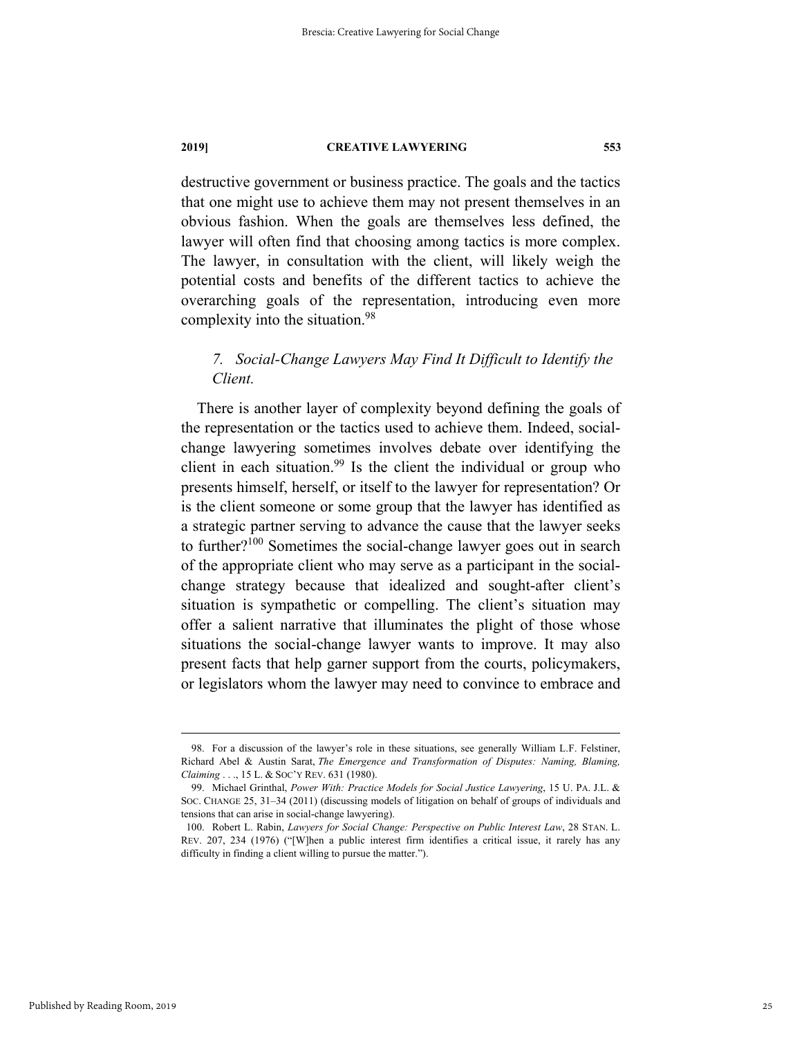destructive government or business practice. The goals and the tactics that one might use to achieve them may not present themselves in an obvious fashion. When the goals are themselves less defined, the lawyer will often find that choosing among tactics is more complex. The lawyer, in consultation with the client, will likely weigh the potential costs and benefits of the different tactics to achieve the overarching goals of the representation, introducing even more complexity into the situation.[98]

### *7. Social-Change Lawyers May Find It Difficult to Identify the Client.*

There is another layer of complexity beyond defining the goals of the representation or the tactics used to achieve them. Indeed, social-change lawyering sometimes involves debate over identifying the client in each situation.[99] Is the client the individual or group who presents himself, herself, or itself to the lawyer for representation? Or is the client someone or some group that the lawyer has identified as a strategic partner serving to advance the cause that the lawyer seeks to further?[100] Sometimes the social-change lawyer goes out in search of the appropriate client who may serve as a participant in the social-change strategy because that idealized and sought-after client's situation is sympathetic or compelling. The client's situation may offer a salient narrative that illuminates the plight of those whose situations the social-change lawyer wants to improve. It may also present facts that help garner support from the courts, policymakers, or legislators whom the lawyer may need to convince to embrace and

---

98. For a discussion of the lawyer's role in these situations, see generally William L.F. Felstiner, Richard Abel & Austin Sarat, *The Emergence and Transformation of Disputes: Naming, Blaming, Claiming . . .*, 15 L. & SOC'Y REV. 631 (1980).

99. Michael Grinthal, *Power With: Practice Models for Social Justice Lawyering*, 15 U. PA. J.L. & SOC. CHANGE 25, 31–34 (2011) (discussing models of litigation on behalf of groups of individuals and tensions that can arise in social-change lawyering).

100. Robert L. Rabin, *Lawyers for Social Change: Perspective on Public Interest Law*, 28 STAN. L. REV. 207, 234 (1976) ("[W]hen a public interest firm identifies a critical issue, it rarely has any difficulty in finding a client willing to pursue the matter.").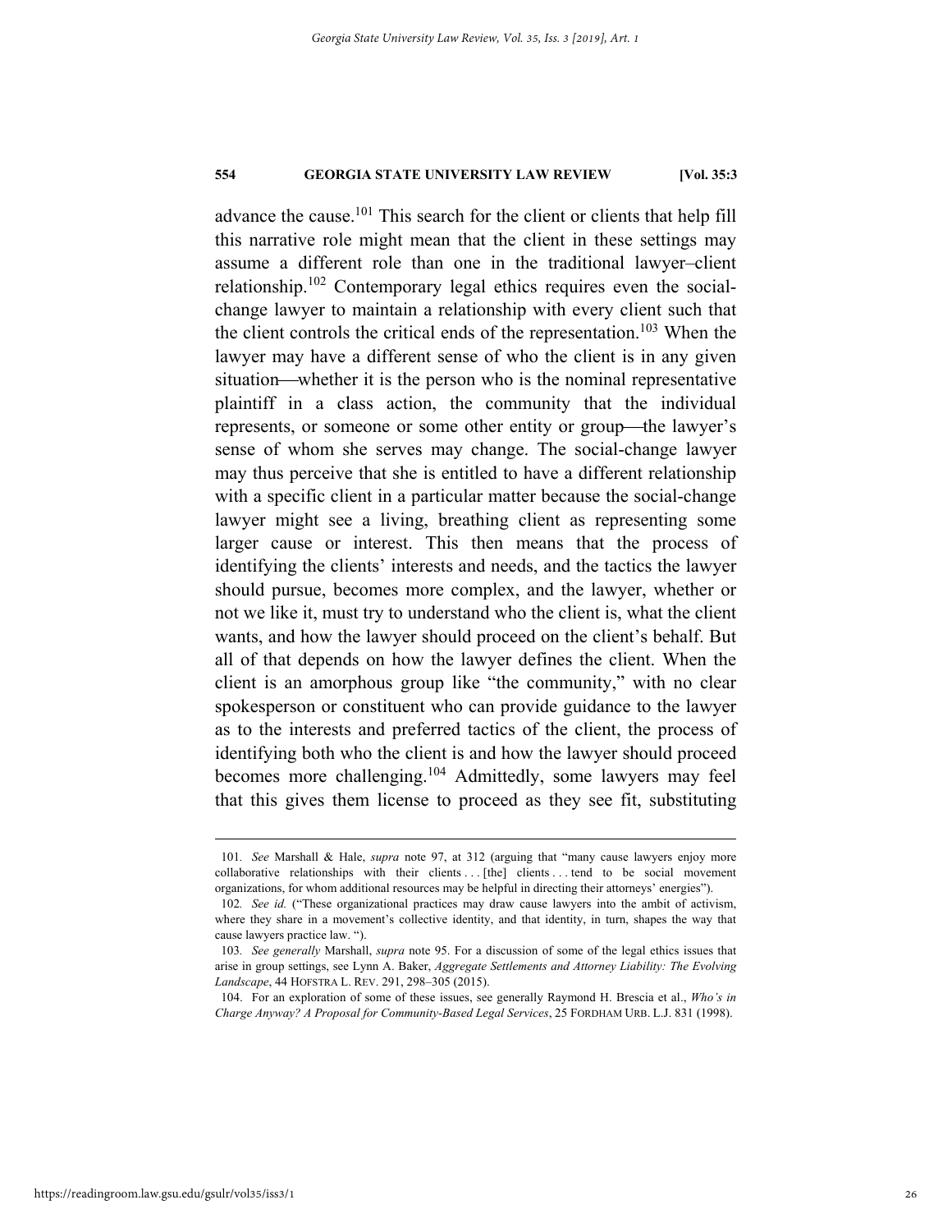advance the cause.[101] This search for the client or clients that help fill this narrative role might mean that the client in these settings may assume a different role than one in the traditional lawyer–client relationship.[102] Contemporary legal ethics requires even the social-change lawyer to maintain a relationship with every client such that the client controls the critical ends of the representation.[103] When the lawyer may have a different sense of who the client is in any given situation—whether it is the person who is the nominal representative plaintiff in a class action, the community that the individual represents, or someone or some other entity or group—the lawyer's sense of whom she serves may change. The social-change lawyer may thus perceive that she is entitled to have a different relationship with a specific client in a particular matter because the social-change lawyer might see a living, breathing client as representing some larger cause or interest. This then means that the process of identifying the clients' interests and needs, and the tactics the lawyer should pursue, becomes more complex, and the lawyer, whether or not we like it, must try to understand who the client is, what the client wants, and how the lawyer should proceed on the client's behalf. But all of that depends on how the lawyer defines the client. When the client is an amorphous group like "the community," with no clear spokesperson or constituent who can provide guidance to the lawyer as to the interests and preferred tactics of the client, the process of identifying both who the client is and how the lawyer should proceed becomes more challenging.[104] Admittedly, some lawyers may feel that this gives them license to proceed as they see fit, substituting

---

101. *See* Marshall & Hale, *supra* note 97, at 312 (arguing that "many cause lawyers enjoy more collaborative relationships with their clients . . . [the] clients . . . tend to be social movement organizations, for whom additional resources may be helpful in directing their attorneys' energies").

102. *See id.* ("These organizational practices may draw cause lawyers into the ambit of activism, where they share in a movement's collective identity, and that identity, in turn, shapes the way that cause lawyers practice law. ").

103. *See generally* Marshall, *supra* note 95. For a discussion of some of the legal ethics issues that arise in group settings, see Lynn A. Baker, *Aggregate Settlements and Attorney Liability: The Evolving Landscape*, 44 HOFSTRA L. REV. 291, 298–305 (2015).

104. For an exploration of some of these issues, see generally Raymond H. Brescia et al., *Who's in Charge Anyway? A Proposal for Community-Based Legal Services*, 25 FORDHAM URB. L.J. 831 (1998).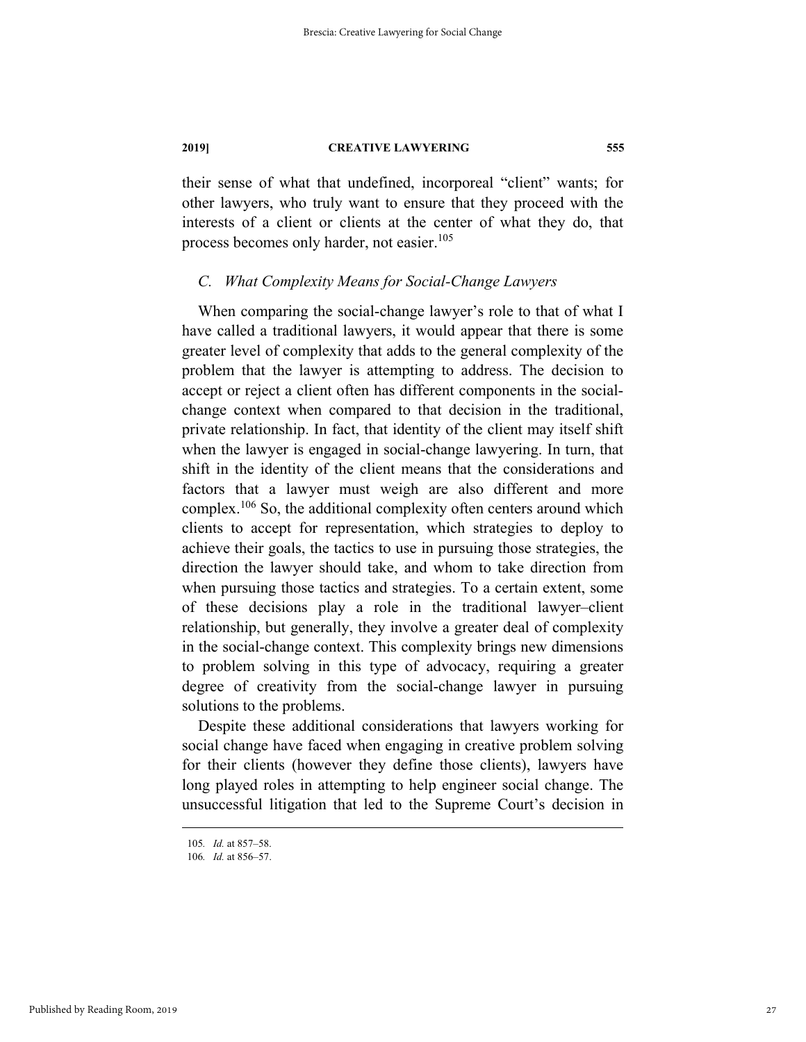their sense of what that undefined, incorporeal "client" wants; for other lawyers, who truly want to ensure that they proceed with the interests of a client or clients at the center of what they do, that process becomes only harder, not easier.[105]

### *C. What Complexity Means for Social-Change Lawyers*

When comparing the social-change lawyer's role to that of what I have called a traditional lawyers, it would appear that there is some greater level of complexity that adds to the general complexity of the problem that the lawyer is attempting to address. The decision to accept or reject a client often has different components in the social-change context when compared to that decision in the traditional, private relationship. In fact, that identity of the client may itself shift when the lawyer is engaged in social-change lawyering. In turn, that shift in the identity of the client means that the considerations and factors that a lawyer must weigh are also different and more complex.[106] So, the additional complexity often centers around which clients to accept for representation, which strategies to deploy to achieve their goals, the tactics to use in pursuing those strategies, the direction the lawyer should take, and whom to take direction from when pursuing those tactics and strategies. To a certain extent, some of these decisions play a role in the traditional lawyer–client relationship, but generally, they involve a greater deal of complexity in the social-change context. This complexity brings new dimensions to problem solving in this type of advocacy, requiring a greater degree of creativity from the social-change lawyer in pursuing solutions to the problems.

Despite these additional considerations that lawyers working for social change have faced when engaging in creative problem solving for their clients (however they define those clients), lawyers have long played roles in attempting to help engineer social change. The unsuccessful litigation that led to the Supreme Court's decision in

---

105. *Id.* at 857–58.

106. *Id.* at 856–57.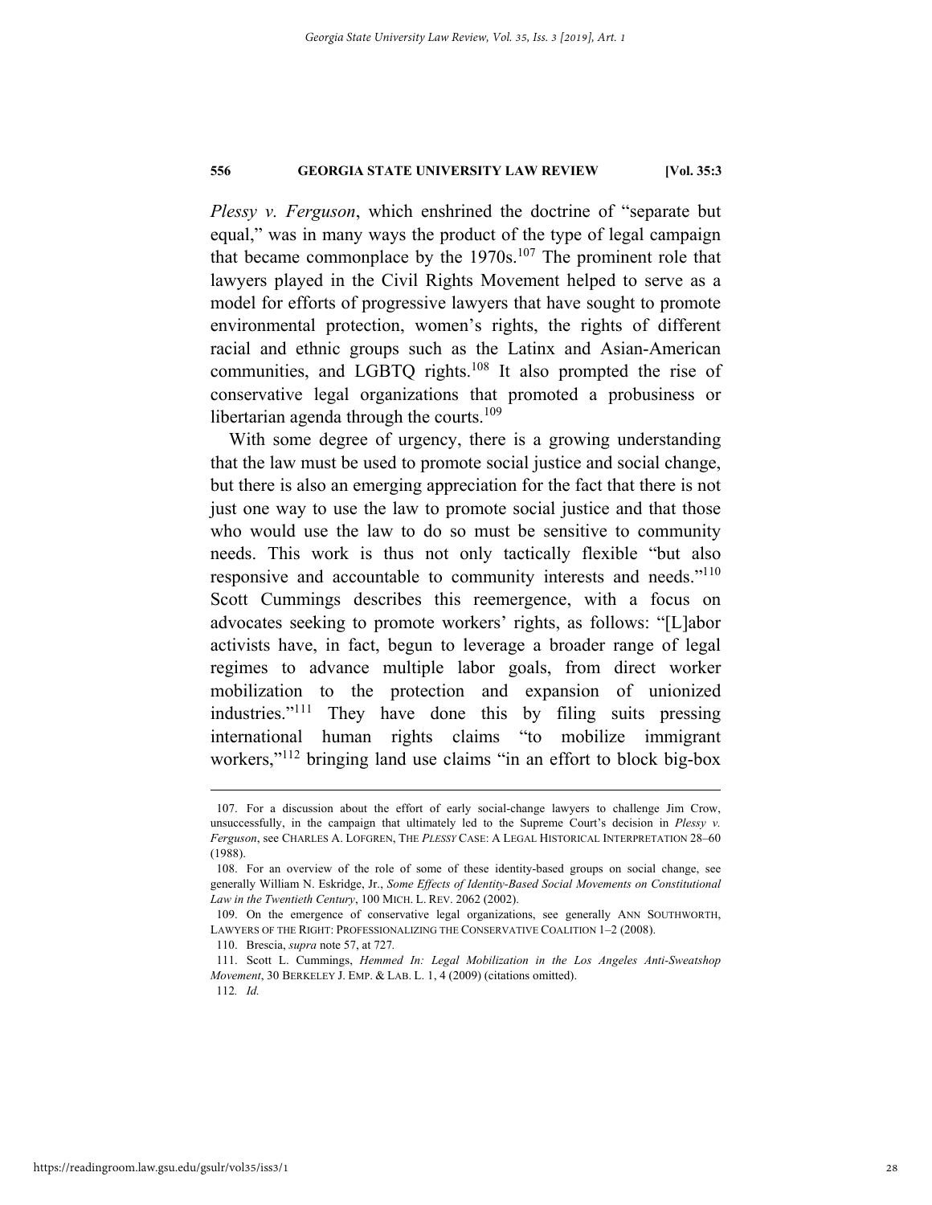*Plessy v. Ferguson*, which enshrined the doctrine of "separate but equal," was in many ways the product of the type of legal campaign that became commonplace by the 1970s.[107] The prominent role that lawyers played in the Civil Rights Movement helped to serve as a model for efforts of progressive lawyers that have sought to promote environmental protection, women's rights, the rights of different racial and ethnic groups such as the Latinx and Asian-American communities, and LGBTQ rights.[108] It also prompted the rise of conservative legal organizations that promoted a probusiness or libertarian agenda through the courts.[109]

With some degree of urgency, there is a growing understanding that the law must be used to promote social justice and social change, but there is also an emerging appreciation for the fact that there is not just one way to use the law to promote social justice and that those who would use the law to do so must be sensitive to community needs. This work is thus not only tactically flexible "but also responsive and accountable to community interests and needs."[110] Scott Cummings describes this reemergence, with a focus on advocates seeking to promote workers' rights, as follows: "[L]abor activists have, in fact, begun to leverage a broader range of legal regimes to advance multiple labor goals, from direct worker mobilization to the protection and expansion of unionized industries."[111] They have done this by filing suits pressing international human rights claims "to mobilize immigrant workers,"[112] bringing land use claims "in an effort to block big-box

---

107. For a discussion about the effort of early social-change lawyers to challenge Jim Crow, unsuccessfully, in the campaign that ultimately led to the Supreme Court's decision in *Plessy v. Ferguson*, see CHARLES A. LOFGREN, THE *PLESSY* CASE: A LEGAL HISTORICAL INTERPRETATION 28–60 (1988).

108. For an overview of the role of some of these identity-based groups on social change, see generally William N. Eskridge, Jr., *Some Effects of Identity-Based Social Movements on Constitutional Law in the Twentieth Century*, 100 MICH. L. REV. 2062 (2002).

109. On the emergence of conservative legal organizations, see generally ANN SOUTHWORTH, LAWYERS OF THE RIGHT: PROFESSIONALIZING THE CONSERVATIVE COALITION 1–2 (2008).

110. Brescia, *supra* note 57, at 727.

111. Scott L. Cummings, *Hemmed In: Legal Mobilization in the Los Angeles Anti-Sweatshop Movement*, 30 BERKELEY J. EMP. & LAB. L. 1, 4 (2009) (citations omitted).

112. *Id.*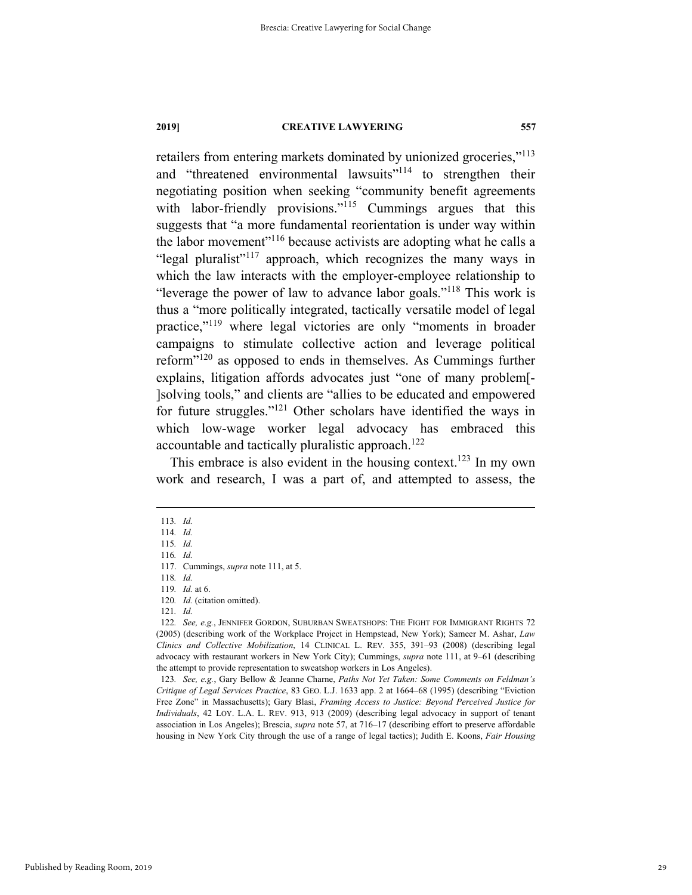retailers from entering markets dominated by unionized groceries,"[113] and "threatened environmental lawsuits"[114] to strengthen their negotiating position when seeking "community benefit agreements with labor-friendly provisions."[115] Cummings argues that this suggests that "a more fundamental reorientation is under way within the labor movement"[116] because activists are adopting what he calls a "legal pluralist"[117] approach, which recognizes the many ways in which the law interacts with the employer-employee relationship to "leverage the power of law to advance labor goals."[118] This work is thus a "more politically integrated, tactically versatile model of legal practice,"[119] where legal victories are only "moments in broader campaigns to stimulate collective action and leverage political reform"[120] as opposed to ends in themselves. As Cummings further explains, litigation affords advocates just "one of many problem[-]solving tools," and clients are "allies to be educated and empowered for future struggles."[121] Other scholars have identified the ways in which low-wage worker legal advocacy has embraced this accountable and tactically pluralistic approach.[122]

This embrace is also evident in the housing context.[123] In my own work and research, I was a part of, and attempted to assess, the

---

113. *Id.*

114. *Id.*

115. *Id.*

116. *Id.*

117. Cummings, *supra* note 111, at 5.

118. *Id.*

119. *Id.* at 6.

120. *Id.* (citation omitted).

121. *Id.*

122. *See, e.g.*, JENNIFER GORDON, SUBURBAN SWEATSHOPS: THE FIGHT FOR IMMIGRANT RIGHTS 72 (2005) (describing work of the Workplace Project in Hempstead, New York); Sameer M. Ashar, *Law Clinics and Collective Mobilization*, 14 CLINICAL L. REV. 355, 391–93 (2008) (describing legal advocacy with restaurant workers in New York City); Cummings, *supra* note 111, at 9–61 (describing the attempt to provide representation to sweatshop workers in Los Angeles).

123. *See, e.g.*, Gary Bellow & Jeanne Charne, *Paths Not Yet Taken: Some Comments on Feldman's Critique of Legal Services Practice*, 83 GEO. L.J. 1633 app. 2 at 1664–68 (1995) (describing "Eviction Free Zone" in Massachusetts); Gary Blasi, *Framing Access to Justice: Beyond Perceived Justice for Individuals*, 42 LOY. L.A. L. REV. 913, 913 (2009) (describing legal advocacy in support of tenant association in Los Angeles); Brescia, *supra* note 57, at 716–17 (describing effort to preserve affordable housing in New York City through the use of a range of legal tactics); Judith E. Koons, *Fair Housing*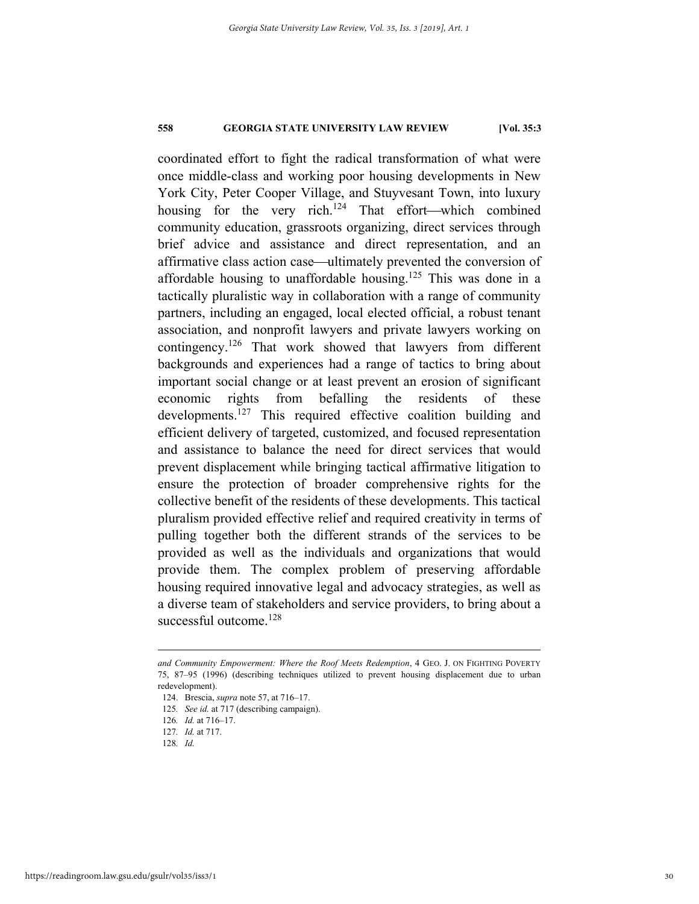coordinated effort to fight the radical transformation of what were once middle-class and working poor housing developments in New York City, Peter Cooper Village, and Stuyvesant Town, into luxury housing for the very rich.[124] That effort—which combined community education, grassroots organizing, direct services through brief advice and assistance and direct representation, and an affirmative class action case—ultimately prevented the conversion of affordable housing to unaffordable housing.[125] This was done in a tactically pluralistic way in collaboration with a range of community partners, including an engaged, local elected official, a robust tenant association, and nonprofit lawyers and private lawyers working on contingency.[126] That work showed that lawyers from different backgrounds and experiences had a range of tactics to bring about important social change or at least prevent an erosion of significant economic rights from befalling the residents of these developments.[127] This required effective coalition building and efficient delivery of targeted, customized, and focused representation and assistance to balance the need for direct services that would prevent displacement while bringing tactical affirmative litigation to ensure the protection of broader comprehensive rights for the collective benefit of the residents of these developments. This tactical pluralism provided effective relief and required creativity in terms of pulling together both the different strands of the services to be provided as well as the individuals and organizations that would provide them. The complex problem of preserving affordable housing required innovative legal and advocacy strategies, as well as a diverse team of stakeholders and service providers, to bring about a successful outcome.[128]

---

*and Community Empowerment: Where the Roof Meets Redemption*, 4 GEO. J. ON FIGHTING POVERTY 75, 87–95 (1996) (describing techniques utilized to prevent housing displacement due to urban redevelopment).

124. Brescia, *supra* note 57, at 716–17.

125. *See id.* at 717 (describing campaign).

126. *Id.* at 716–17.

127. *Id.* at 717.

128. *Id.*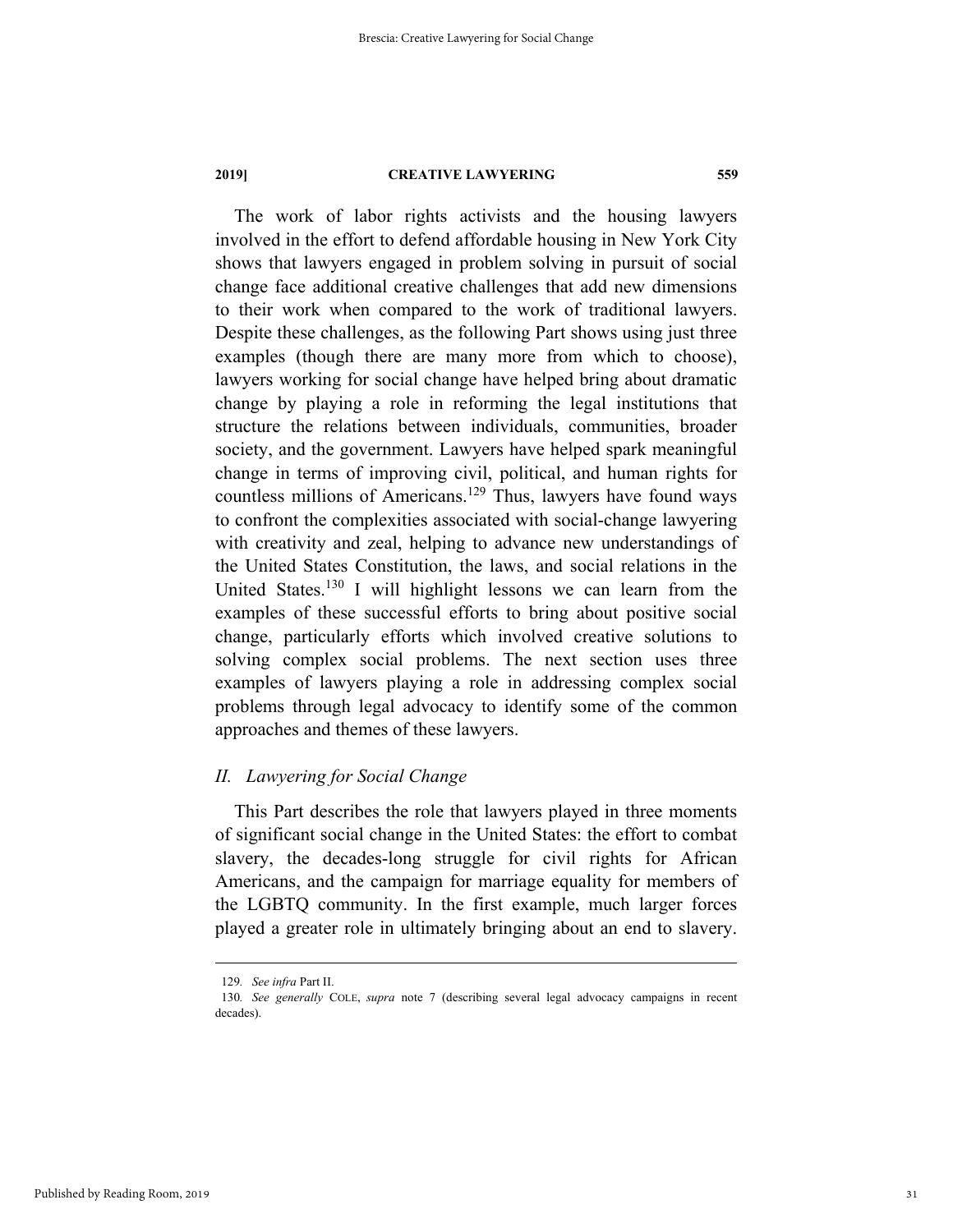The work of labor rights activists and the housing lawyers involved in the effort to defend affordable housing in New York City shows that lawyers engaged in problem solving in pursuit of social change face additional creative challenges that add new dimensions to their work when compared to the work of traditional lawyers. Despite these challenges, as the following Part shows using just three examples (though there are many more from which to choose), lawyers working for social change have helped bring about dramatic change by playing a role in reforming the legal institutions that structure the relations between individuals, communities, broader society, and the government. Lawyers have helped spark meaningful change in terms of improving civil, political, and human rights for countless millions of Americans.[129] Thus, lawyers have found ways to confront the complexities associated with social-change lawyering with creativity and zeal, helping to advance new understandings of the United States Constitution, the laws, and social relations in the United States.[130] I will highlight lessons we can learn from the examples of these successful efforts to bring about positive social change, particularly efforts which involved creative solutions to solving complex social problems. The next section uses three examples of lawyers playing a role in addressing complex social problems through legal advocacy to identify some of the common approaches and themes of these lawyers.

## *II. Lawyering for Social Change*

This Part describes the role that lawyers played in three moments of significant social change in the United States: the effort to combat slavery, the decades-long struggle for civil rights for African Americans, and the campaign for marriage equality for members of the LGBTQ community. In the first example, much larger forces played a greater role in ultimately bringing about an end to slavery.

---

129. *See infra* Part II.

130. *See generally* COLE, *supra* note 7 (describing several legal advocacy campaigns in recent decades).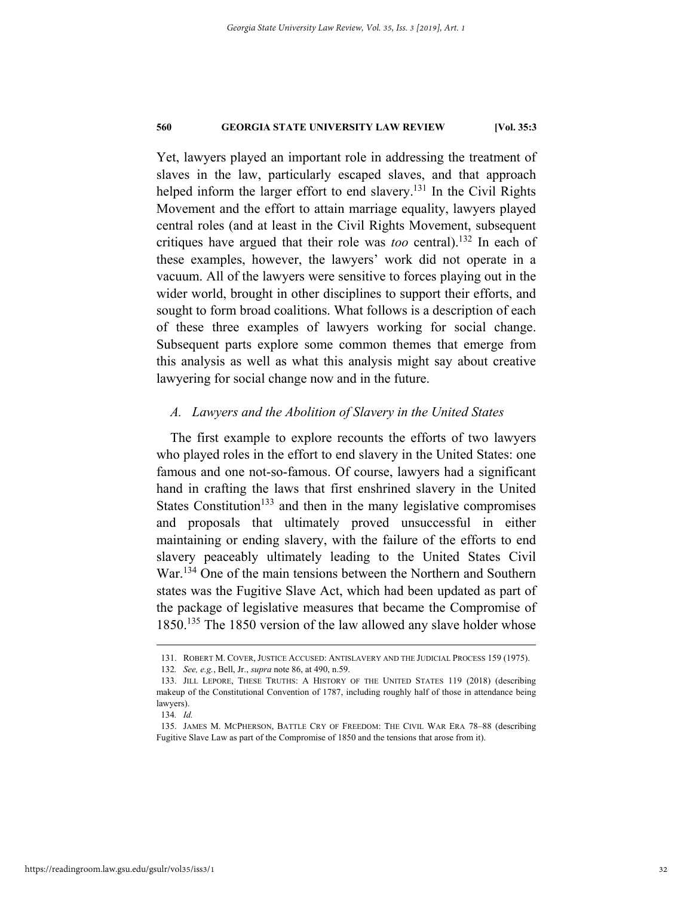Yet, lawyers played an important role in addressing the treatment of slaves in the law, particularly escaped slaves, and that approach helped inform the larger effort to end slavery.[131] In the Civil Rights Movement and the effort to attain marriage equality, lawyers played central roles (and at least in the Civil Rights Movement, subsequent critiques have argued that their role was *too* central).[132] In each of these examples, however, the lawyers' work did not operate in a vacuum. All of the lawyers were sensitive to forces playing out in the wider world, brought in other disciplines to support their efforts, and sought to form broad coalitions. What follows is a description of each of these three examples of lawyers working for social change. Subsequent parts explore some common themes that emerge from this analysis as well as what this analysis might say about creative lawyering for social change now and in the future.

### *A. Lawyers and the Abolition of Slavery in the United States*

The first example to explore recounts the efforts of two lawyers who played roles in the effort to end slavery in the United States: one famous and one not-so-famous. Of course, lawyers had a significant hand in crafting the laws that first enshrined slavery in the United States Constitution[133] and then in the many legislative compromises and proposals that ultimately proved unsuccessful in either maintaining or ending slavery, with the failure of the efforts to end slavery peaceably ultimately leading to the United States Civil War.[134] One of the main tensions between the Northern and Southern states was the Fugitive Slave Act, which had been updated as part of the package of legislative measures that became the Compromise of 1850.[135] The 1850 version of the law allowed any slave holder whose

---

131. ROBERT M. COVER, JUSTICE ACCUSED: ANTISLAVERY AND THE JUDICIAL PROCESS 159 (1975).

132. *See, e.g.*, Bell, Jr., *supra* note 86, at 490, n.59.

133. JILL LEPORE, THESE TRUTHS: A HISTORY OF THE UNITED STATES 119 (2018) (describing makeup of the Constitutional Convention of 1787, including roughly half of those in attendance being lawyers).

134. *Id.*

135. JAMES M. MCPHERSON, BATTLE CRY OF FREEDOM: THE CIVIL WAR ERA 78–88 (describing Fugitive Slave Law as part of the Compromise of 1850 and the tensions that arose from it).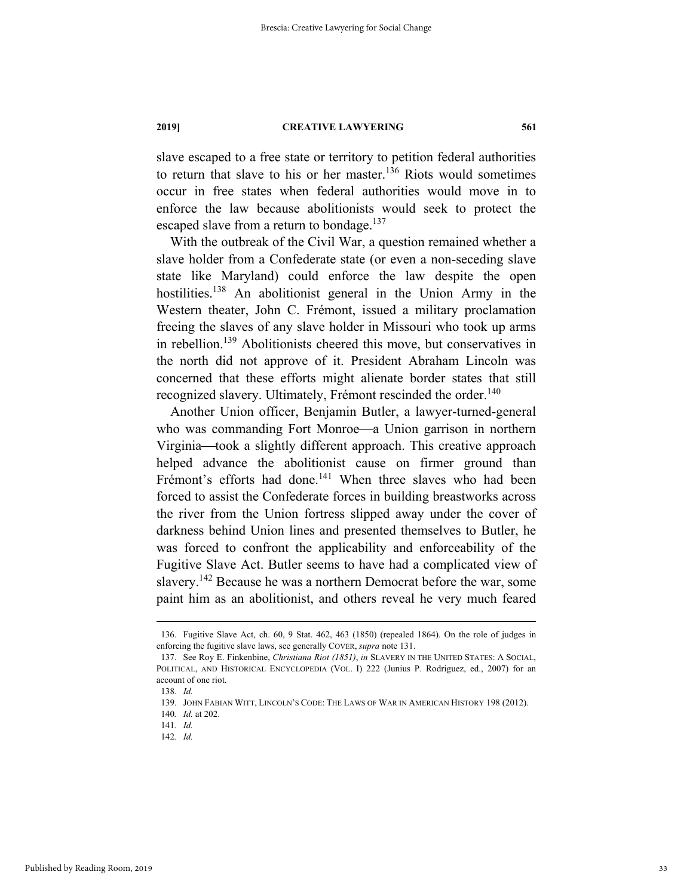slave escaped to a free state or territory to petition federal authorities to return that slave to his or her master.[136] Riots would sometimes occur in free states when federal authorities would move in to enforce the law because abolitionists would seek to protect the escaped slave from a return to bondage.[137]

With the outbreak of the Civil War, a question remained whether a slave holder from a Confederate state (or even a non-seceding slave state like Maryland) could enforce the law despite the open hostilities.[138] An abolitionist general in the Union Army in the Western theater, John C. Frémont, issued a military proclamation freeing the slaves of any slave holder in Missouri who took up arms in rebellion.[139] Abolitionists cheered this move, but conservatives in the north did not approve of it. President Abraham Lincoln was concerned that these efforts might alienate border states that still recognized slavery. Ultimately, Frémont rescinded the order.[140]

Another Union officer, Benjamin Butler, a lawyer-turned-general who was commanding Fort Monroe—a Union garrison in northern Virginia—took a slightly different approach. This creative approach helped advance the abolitionist cause on firmer ground than Frémont's efforts had done.[141] When three slaves who had been forced to assist the Confederate forces in building breastworks across the river from the Union fortress slipped away under the cover of darkness behind Union lines and presented themselves to Butler, he was forced to confront the applicability and enforceability of the Fugitive Slave Act. Butler seems to have had a complicated view of slavery.[142] Because he was a northern Democrat before the war, some paint him as an abolitionist, and others reveal he very much feared

---

136. Fugitive Slave Act, ch. 60, 9 Stat. 462, 463 (1850) (repealed 1864). On the role of judges in enforcing the fugitive slave laws, see generally COVER, *supra* note 131.

137. See Roy E. Finkenbine, *Christiana Riot (1851)*, *in* SLAVERY IN THE UNITED STATES: A SOCIAL, POLITICAL, AND HISTORICAL ENCYCLOPEDIA (VOL. I) 222 (Junius P. Rodriguez, ed., 2007) for an account of one riot.

138. *Id.*

139. JOHN FABIAN WITT, LINCOLN'S CODE: THE LAWS OF WAR IN AMERICAN HISTORY 198 (2012).

140. *Id.* at 202.

141. *Id.*

142. *Id.*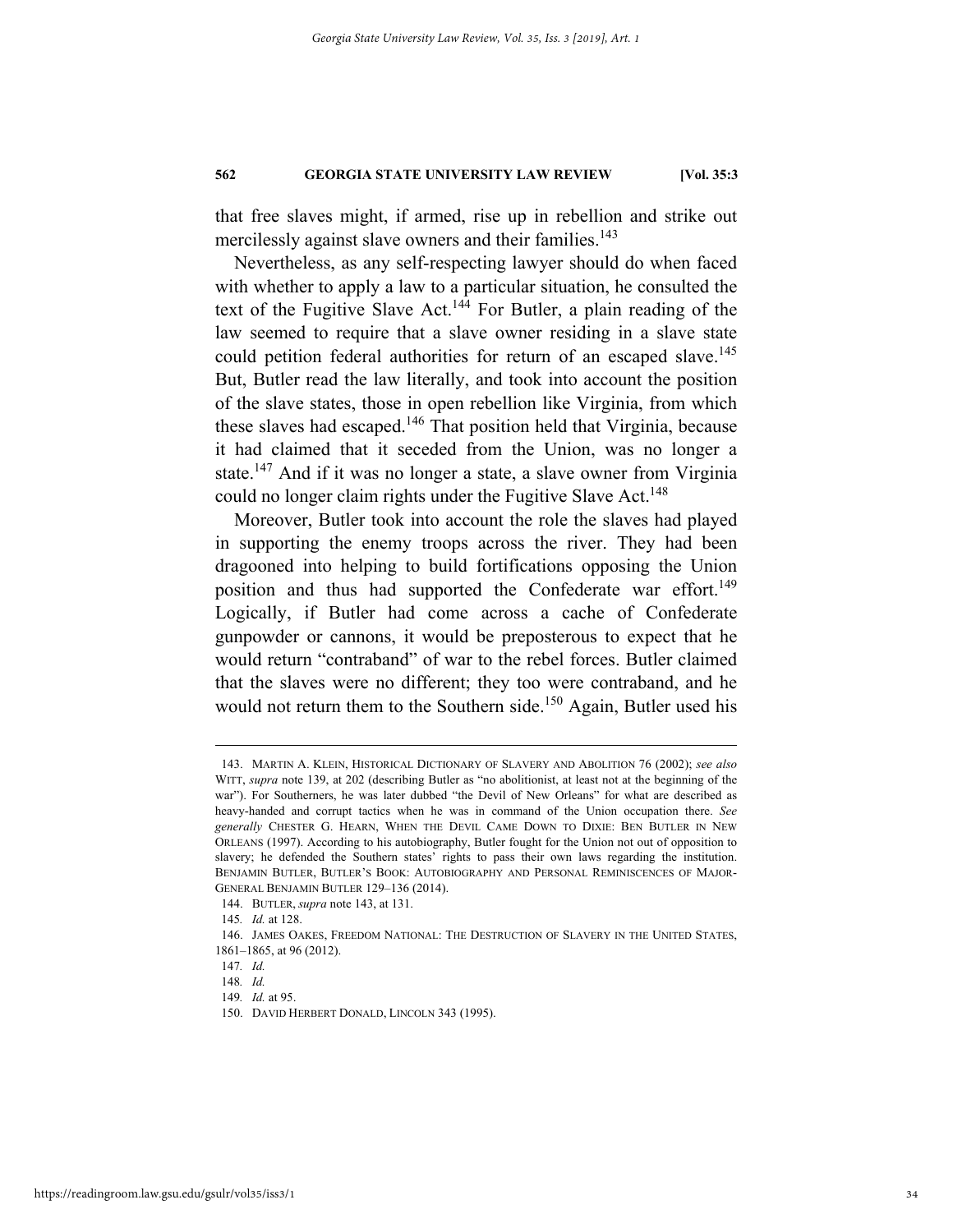that free slaves might, if armed, rise up in rebellion and strike out mercilessly against slave owners and their families.[143]

Nevertheless, as any self-respecting lawyer should do when faced with whether to apply a law to a particular situation, he consulted the text of the Fugitive Slave Act.[144] For Butler, a plain reading of the law seemed to require that a slave owner residing in a slave state could petition federal authorities for return of an escaped slave.[145] But, Butler read the law literally, and took into account the position of the slave states, those in open rebellion like Virginia, from which these slaves had escaped.[146] That position held that Virginia, because it had claimed that it seceded from the Union, was no longer a state.[147] And if it was no longer a state, a slave owner from Virginia could no longer claim rights under the Fugitive Slave Act.[148]

Moreover, Butler took into account the role the slaves had played in supporting the enemy troops across the river. They had been dragooned into helping to build fortifications opposing the Union position and thus had supported the Confederate war effort.[149] Logically, if Butler had come across a cache of Confederate gunpowder or cannons, it would be preposterous to expect that he would return "contraband" of war to the rebel forces. Butler claimed that the slaves were no different; they too were contraband, and he would not return them to the Southern side.[150] Again, Butler used his

---

143. MARTIN A. KLEIN, HISTORICAL DICTIONARY OF SLAVERY AND ABOLITION 76 (2002); *see also* WITT, *supra* note 139, at 202 (describing Butler as "no abolitionist, at least not at the beginning of the war"). For Southerners, he was later dubbed "the Devil of New Orleans" for what are described as heavy-handed and corrupt tactics when he was in command of the Union occupation there. *See generally* CHESTER G. HEARN, WHEN THE DEVIL CAME DOWN TO DIXIE: BEN BUTLER IN NEW ORLEANS (1997). According to his autobiography, Butler fought for the Union not out of opposition to slavery; he defended the Southern states' rights to pass their own laws regarding the institution. BENJAMIN BUTLER, BUTLER'S BOOK: AUTOBIOGRAPHY AND PERSONAL REMINISCENCES OF MAJOR-GENERAL BENJAMIN BUTLER 129–136 (2014).

144. BUTLER, *supra* note 143, at 131.

145. *Id.* at 128.

146. JAMES OAKES, FREEDOM NATIONAL: THE DESTRUCTION OF SLAVERY IN THE UNITED STATES, 1861–1865, at 96 (2012).

147. *Id.*

148. *Id.*

149. *Id.* at 95.

150. DAVID HERBERT DONALD, LINCOLN 343 (1995).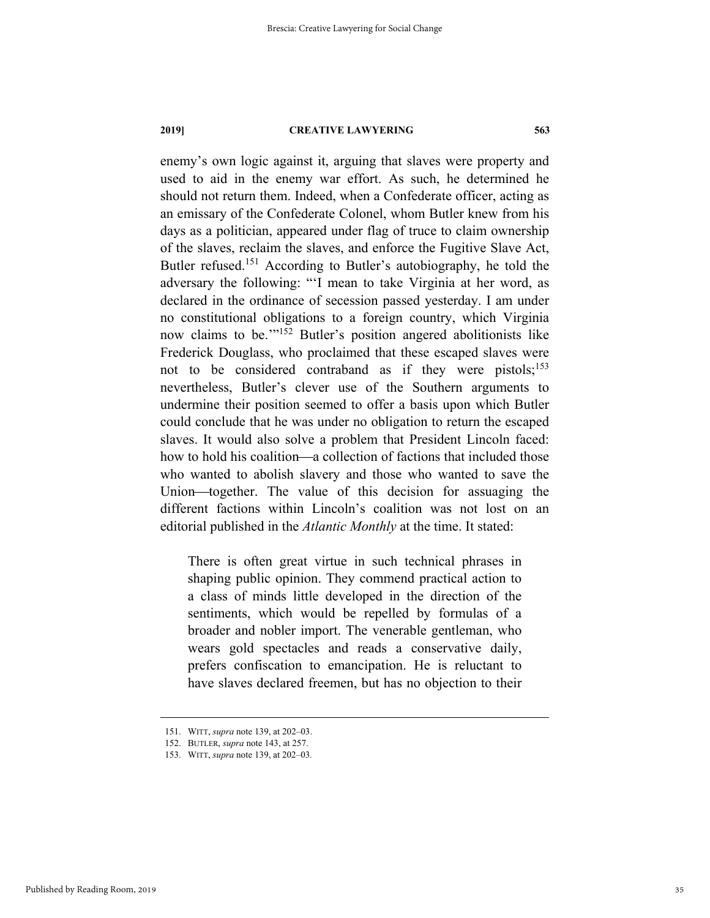enemy's own logic against it, arguing that slaves were property and used to aid in the enemy war effort. As such, he determined he should not return them. Indeed, when a Confederate officer, acting as an emissary of the Confederate Colonel, whom Butler knew from his days as a politician, appeared under flag of truce to claim ownership of the slaves, reclaim the slaves, and enforce the Fugitive Slave Act, Butler refused.[151] According to Butler's autobiography, he told the adversary the following: "'I mean to take Virginia at her word, as declared in the ordinance of secession passed yesterday. I am under no constitutional obligations to a foreign country, which Virginia now claims to be.'"[152] Butler's position angered abolitionists like Frederick Douglass, who proclaimed that these escaped slaves were not to be considered contraband as if they were pistols;[153] nevertheless, Butler's clever use of the Southern arguments to undermine their position seemed to offer a basis upon which Butler could conclude that he was under no obligation to return the escaped slaves. It would also solve a problem that President Lincoln faced: how to hold his coalition—a collection of factions that included those who wanted to abolish slavery and those who wanted to save the Union—together. The value of this decision for assuaging the different factions within Lincoln's coalition was not lost on an editorial published in the *Atlantic Monthly* at the time. It stated:

> There is often great virtue in such technical phrases in shaping public opinion. They commend practical action to a class of minds little developed in the direction of the sentiments, which would be repelled by formulas of a broader and nobler import. The venerable gentleman, who wears gold spectacles and reads a conservative daily, prefers confiscation to emancipation. He is reluctant to have slaves declared freemen, but has no objection to their

---

151. WITT, *supra* note 139, at 202–03.

152. BUTLER, *supra* note 143, at 257.

153. WITT, *supra* note 139, at 202–03.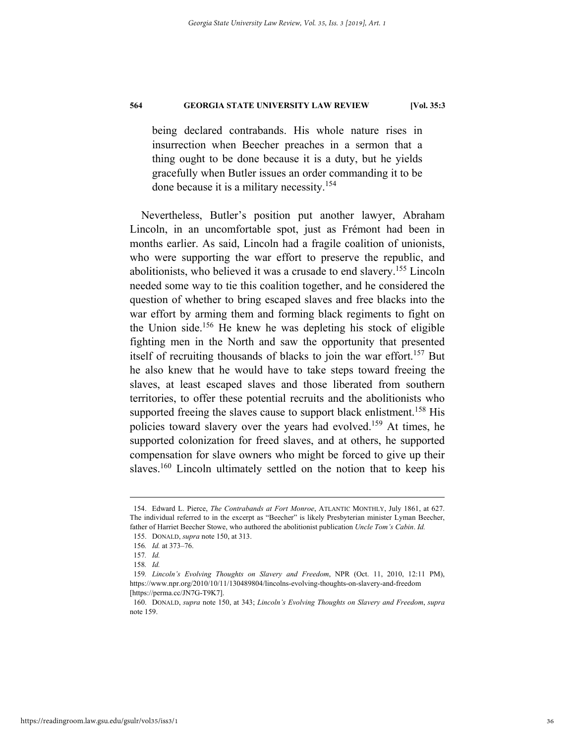> being declared contrabands. His whole nature rises in insurrection when Beecher preaches in a sermon that a thing ought to be done because it is a duty, but he yields gracefully when Butler issues an order commanding it to be done because it is a military necessity.[154]

Nevertheless, Butler's position put another lawyer, Abraham Lincoln, in an uncomfortable spot, just as Frémont had been in months earlier. As said, Lincoln had a fragile coalition of unionists, who were supporting the war effort to preserve the republic, and abolitionists, who believed it was a crusade to end slavery.[155] Lincoln needed some way to tie this coalition together, and he considered the question of whether to bring escaped slaves and free blacks into the war effort by arming them and forming black regiments to fight on the Union side.[156] He knew he was depleting his stock of eligible fighting men in the North and saw the opportunity that presented itself of recruiting thousands of blacks to join the war effort.[157] But he also knew that he would have to take steps toward freeing the slaves, at least escaped slaves and those liberated from southern territories, to offer these potential recruits and the abolitionists who supported freeing the slaves cause to support black enlistment.[158] His policies toward slavery over the years had evolved.[159] At times, he supported colonization for freed slaves, and at others, he supported compensation for slave owners who might be forced to give up their slaves.[160] Lincoln ultimately settled on the notion that to keep his

---

154. Edward L. Pierce, *The Contrabands at Fort Monroe*, ATLANTIC MONTHLY, July 1861, at 627. The individual referred to in the excerpt as "Beecher" is likely Presbyterian minister Lyman Beecher, father of Harriet Beecher Stowe, who authored the abolitionist publication *Uncle Tom's Cabin*. *Id.*

155. DONALD, *supra* note 150, at 313.

156. *Id.* at 373–76.

157. *Id.*

158. *Id.*

159. *Lincoln's Evolving Thoughts on Slavery and Freedom*, NPR (Oct. 11, 2010, 12:11 PM), https://www.npr.org/2010/10/11/130489804/lincolns-evolving-thoughts-on-slavery-and-freedom [https://perma.cc/JN7G-T9K7].

160. DONALD, *supra* note 150, at 343; *Lincoln's Evolving Thoughts on Slavery and Freedom*, *supra* note 159.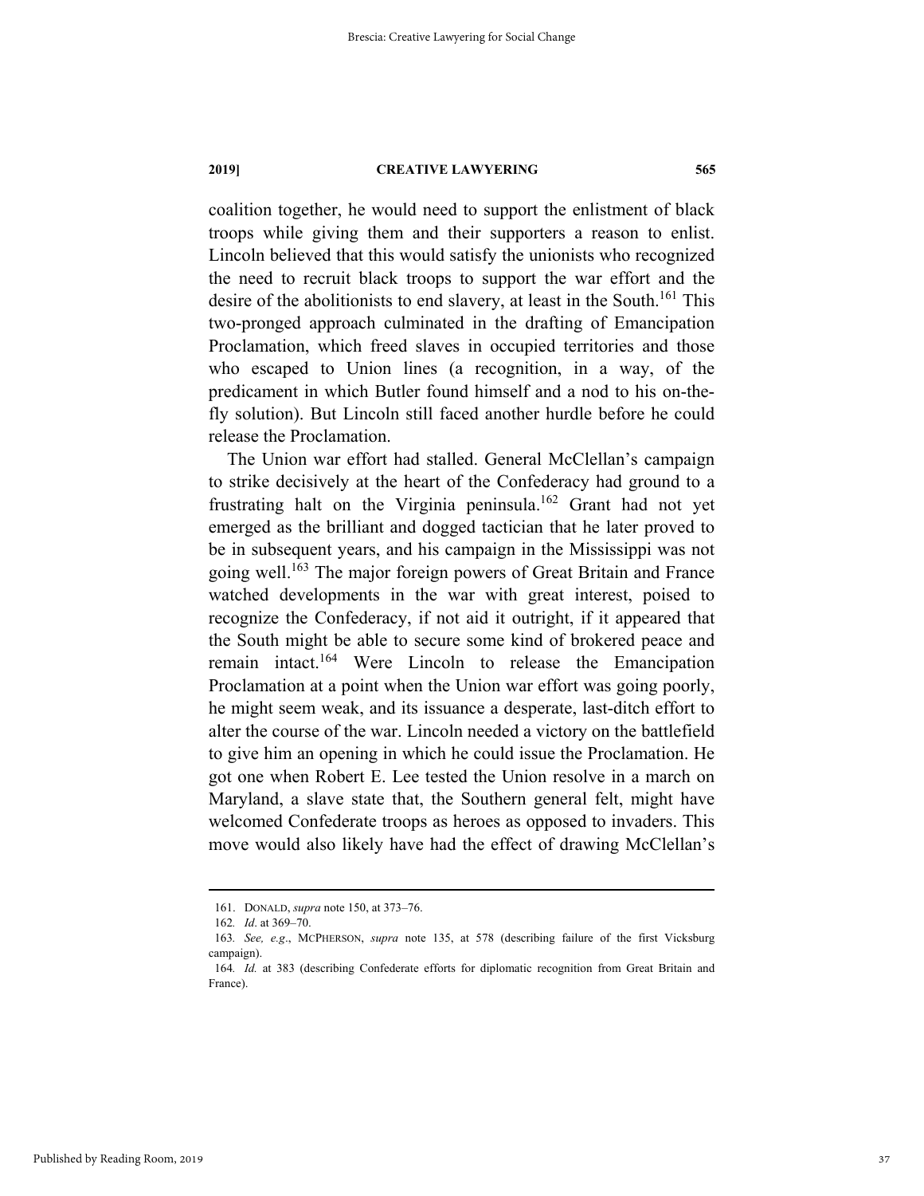coalition together, he would need to support the enlistment of black troops while giving them and their supporters a reason to enlist. Lincoln believed that this would satisfy the unionists who recognized the need to recruit black troops to support the war effort and the desire of the abolitionists to end slavery, at least in the South.[161] This two-pronged approach culminated in the drafting of Emancipation Proclamation, which freed slaves in occupied territories and those who escaped to Union lines (a recognition, in a way, of the predicament in which Butler found himself and a nod to his on-the-fly solution). But Lincoln still faced another hurdle before he could release the Proclamation.

The Union war effort had stalled. General McClellan's campaign to strike decisively at the heart of the Confederacy had ground to a frustrating halt on the Virginia peninsula.[162] Grant had not yet emerged as the brilliant and dogged tactician that he later proved to be in subsequent years, and his campaign in the Mississippi was not going well.[163] The major foreign powers of Great Britain and France watched developments in the war with great interest, poised to recognize the Confederacy, if not aid it outright, if it appeared that the South might be able to secure some kind of brokered peace and remain intact.[164] Were Lincoln to release the Emancipation Proclamation at a point when the Union war effort was going poorly, he might seem weak, and its issuance a desperate, last-ditch effort to alter the course of the war. Lincoln needed a victory on the battlefield to give him an opening in which he could issue the Proclamation. He got one when Robert E. Lee tested the Union resolve in a march on Maryland, a slave state that, the Southern general felt, might have welcomed Confederate troops as heroes as opposed to invaders. This move would also likely have had the effect of drawing McClellan's

---

161. DONALD, *supra* note 150, at 373–76.

162. *Id*. at 369–70.

163. *See, e.g*., MCPHERSON, *supra* note 135, at 578 (describing failure of the first Vicksburg campaign).

164. *Id.* at 383 (describing Confederate efforts for diplomatic recognition from Great Britain and France).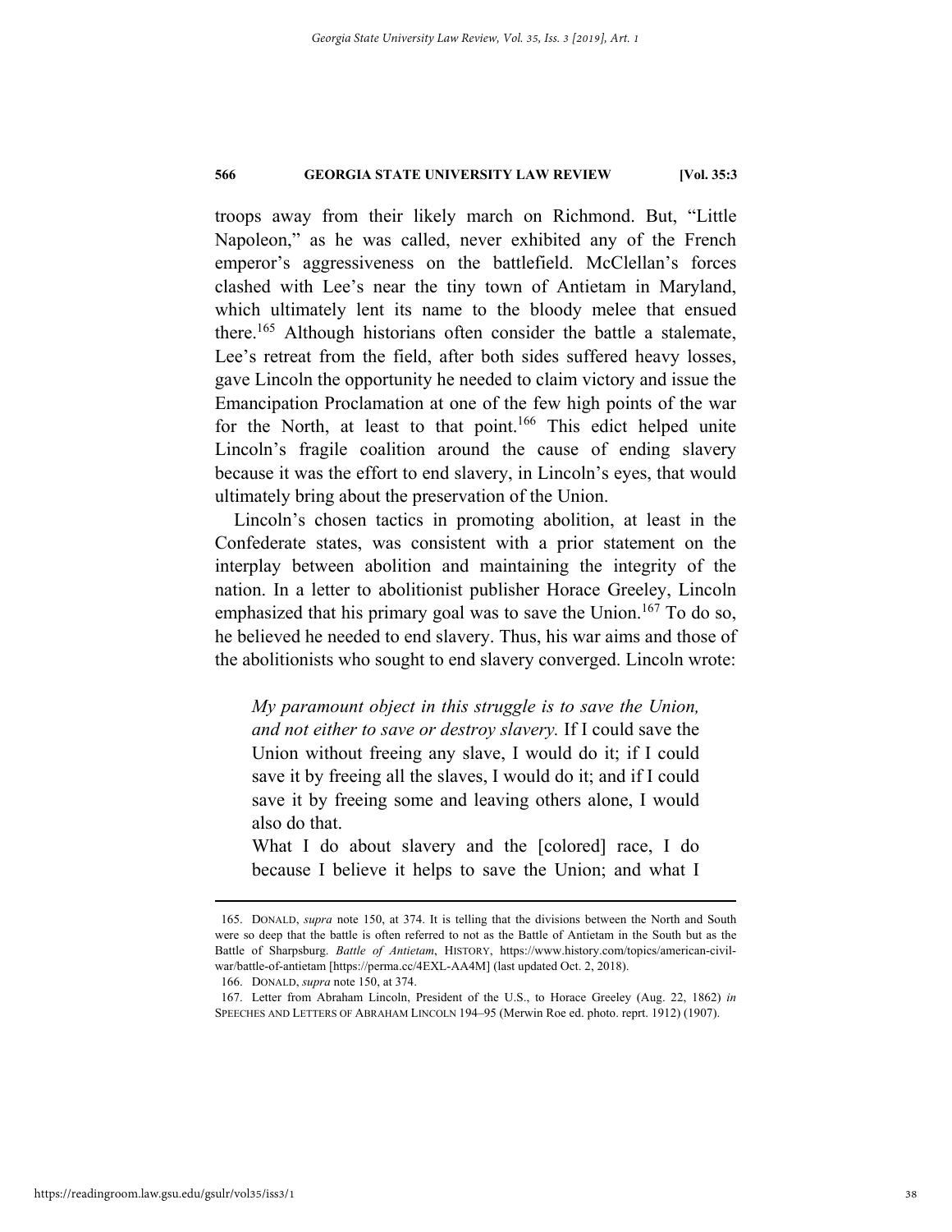troops away from their likely march on Richmond. But, "Little Napoleon," as he was called, never exhibited any of the French emperor's aggressiveness on the battlefield. McClellan's forces clashed with Lee's near the tiny town of Antietam in Maryland, which ultimately lent its name to the bloody melee that ensued there.[165] Although historians often consider the battle a stalemate, Lee's retreat from the field, after both sides suffered heavy losses, gave Lincoln the opportunity he needed to claim victory and issue the Emancipation Proclamation at one of the few high points of the war for the North, at least to that point.[166] This edict helped unite Lincoln's fragile coalition around the cause of ending slavery because it was the effort to end slavery, in Lincoln's eyes, that would ultimately bring about the preservation of the Union.

Lincoln's chosen tactics in promoting abolition, at least in the Confederate states, was consistent with a prior statement on the interplay between abolition and maintaining the integrity of the nation. In a letter to abolitionist publisher Horace Greeley, Lincoln emphasized that his primary goal was to save the Union.[167] To do so, he believed he needed to end slavery. Thus, his war aims and those of the abolitionists who sought to end slavery converged. Lincoln wrote:

> *My paramount object in this struggle is to save the Union, and not either to save or destroy slavery.* If I could save the Union without freeing any slave, I would do it; if I could save it by freeing all the slaves, I would do it; and if I could save it by freeing some and leaving others alone, I would also do that.
>
> What I do about slavery and the [colored] race, I do because I believe it helps to save the Union; and what I

---

165. DONALD, *supra* note 150, at 374. It is telling that the divisions between the North and South were so deep that the battle is often referred to not as the Battle of Antietam in the South but as the Battle of Sharpsburg. *Battle of Antietam*, HISTORY, https://www.history.com/topics/american-civil-war/battle-of-antietam [https://perma.cc/4EXL-AA4M] (last updated Oct. 2, 2018).

166. DONALD, *supra* note 150, at 374.

167. Letter from Abraham Lincoln, President of the U.S., to Horace Greeley (Aug. 22, 1862) *in* SPEECHES AND LETTERS OF ABRAHAM LINCOLN 194–95 (Merwin Roe ed. photo. reprt. 1912) (1907).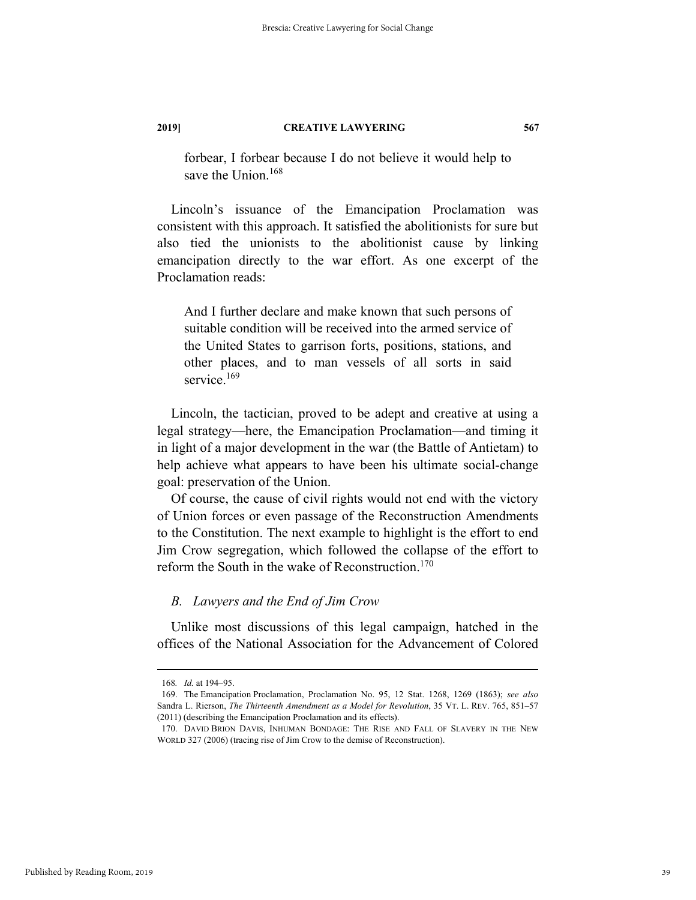> forbear, I forbear because I do not believe it would help to save the Union.[168]

Lincoln's issuance of the Emancipation Proclamation was consistent with this approach. It satisfied the abolitionists for sure but also tied the unionists to the abolitionist cause by linking emancipation directly to the war effort. As one excerpt of the Proclamation reads:

> And I further declare and make known that such persons of suitable condition will be received into the armed service of the United States to garrison forts, positions, stations, and other places, and to man vessels of all sorts in said service.[169]

Lincoln, the tactician, proved to be adept and creative at using a legal strategy—here, the Emancipation Proclamation—and timing it in light of a major development in the war (the Battle of Antietam) to help achieve what appears to have been his ultimate social-change goal: preservation of the Union.

Of course, the cause of civil rights would not end with the victory of Union forces or even passage of the Reconstruction Amendments to the Constitution. The next example to highlight is the effort to end Jim Crow segregation, which followed the collapse of the effort to reform the South in the wake of Reconstruction.[170]

### *B. Lawyers and the End of Jim Crow*

Unlike most discussions of this legal campaign, hatched in the offices of the National Association for the Advancement of Colored

---

168. *Id.* at 194–95.

169. The Emancipation Proclamation, Proclamation No. 95, 12 Stat. 1268, 1269 (1863); *see also* Sandra L. Rierson, *The Thirteenth Amendment as a Model for Revolution*, 35 VT. L. REV. 765, 851–57 (2011) (describing the Emancipation Proclamation and its effects).

170. DAVID BRION DAVIS, INHUMAN BONDAGE: THE RISE AND FALL OF SLAVERY IN THE NEW WORLD 327 (2006) (tracing rise of Jim Crow to the demise of Reconstruction).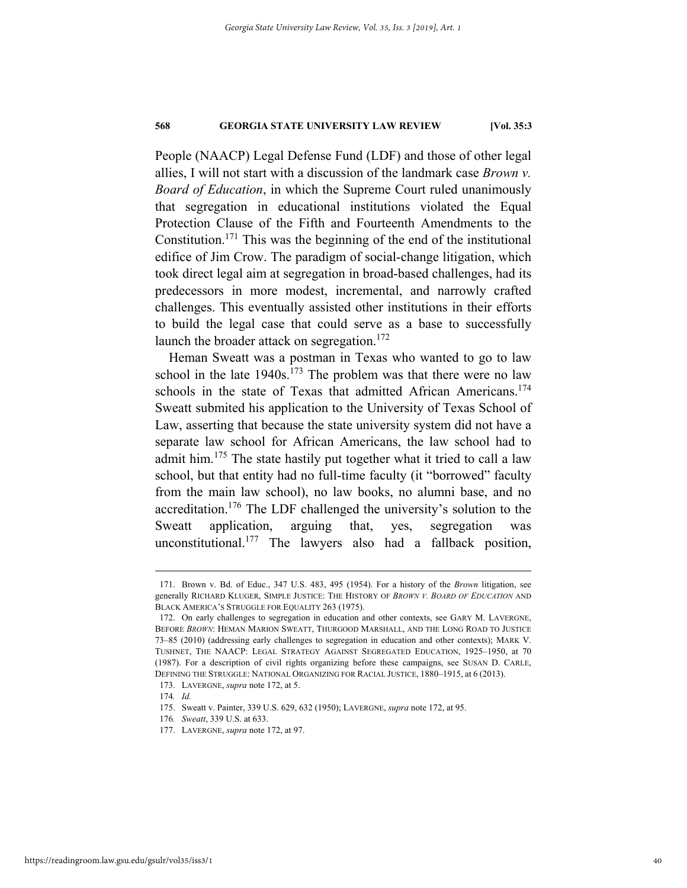People (NAACP) Legal Defense Fund (LDF) and those of other legal allies, I will not start with a discussion of the landmark case *Brown v. Board of Education*, in which the Supreme Court ruled unanimously that segregation in educational institutions violated the Equal Protection Clause of the Fifth and Fourteenth Amendments to the Constitution.[171] This was the beginning of the end of the institutional edifice of Jim Crow. The paradigm of social-change litigation, which took direct legal aim at segregation in broad-based challenges, had its predecessors in more modest, incremental, and narrowly crafted challenges. This eventually assisted other institutions in their efforts to build the legal case that could serve as a base to successfully launch the broader attack on segregation.[172]

Heman Sweatt was a postman in Texas who wanted to go to law school in the late 1940s.[173] The problem was that there were no law schools in the state of Texas that admitted African Americans.[174] Sweatt submited his application to the University of Texas School of Law, asserting that because the state university system did not have a separate law school for African Americans, the law school had to admit him.[175] The state hastily put together what it tried to call a law school, but that entity had no full-time faculty (it "borrowed" faculty from the main law school), no law books, no alumni base, and no accreditation.[176] The LDF challenged the university's solution to the Sweatt application, arguing that, yes, segregation was unconstitutional.[177] The lawyers also had a fallback position,

---

171. Brown v. Bd. of Educ., 347 U.S. 483, 495 (1954). For a history of the *Brown* litigation, see generally RICHARD KLUGER, SIMPLE JUSTICE: THE HISTORY OF *BROWN V. BOARD OF EDUCATION* AND BLACK AMERICA'S STRUGGLE FOR EQUALITY 263 (1975).

172. On early challenges to segregation in education and other contexts, see GARY M. LAVERGNE, BEFORE *BROWN*: HEMAN MARION SWEATT, THURGOOD MARSHALL, AND THE LONG ROAD TO JUSTICE 73–85 (2010) (addressing early challenges to segregation in education and other contexts); MARK V. TUSHNET, THE NAACP: LEGAL STRATEGY AGAINST SEGREGATED EDUCATION, 1925–1950, at 70 (1987). For a description of civil rights organizing before these campaigns, see SUSAN D. CARLE, DEFINING THE STRUGGLE: NATIONAL ORGANIZING FOR RACIAL JUSTICE, 1880–1915, at 6 (2013).

173. LAVERGNE, *supra* note 172, at 5.

174. *Id.*

175. Sweatt v. Painter, 339 U.S. 629, 632 (1950); LAVERGNE, *supra* note 172, at 95.

176. *Sweatt*, 339 U.S. at 633.

177. LAVERGNE, *supra* note 172, at 97.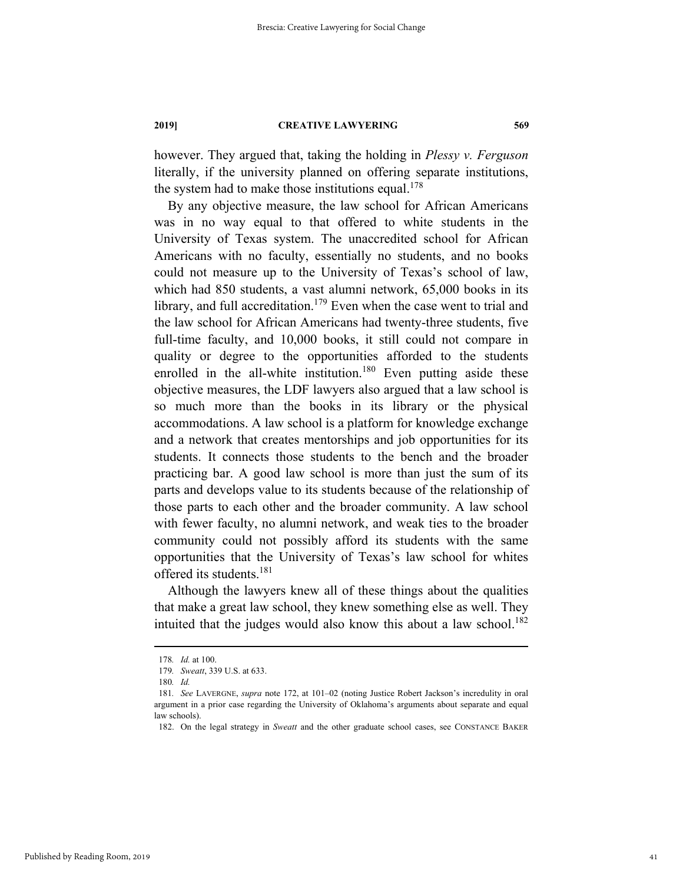however. They argued that, taking the holding in *Plessy v. Ferguson* literally, if the university planned on offering separate institutions, the system had to make those institutions equal.[178]

By any objective measure, the law school for African Americans was in no way equal to that offered to white students in the University of Texas system. The unaccredited school for African Americans with no faculty, essentially no students, and no books could not measure up to the University of Texas's school of law, which had 850 students, a vast alumni network, 65,000 books in its library, and full accreditation.[179] Even when the case went to trial and the law school for African Americans had twenty-three students, five full-time faculty, and 10,000 books, it still could not compare in quality or degree to the opportunities afforded to the students enrolled in the all-white institution.[180] Even putting aside these objective measures, the LDF lawyers also argued that a law school is so much more than the books in its library or the physical accommodations. A law school is a platform for knowledge exchange and a network that creates mentorships and job opportunities for its students. It connects those students to the bench and the broader practicing bar. A good law school is more than just the sum of its parts and develops value to its students because of the relationship of those parts to each other and the broader community. A law school with fewer faculty, no alumni network, and weak ties to the broader community could not possibly afford its students with the same opportunities that the University of Texas's law school for whites offered its students.[181]

Although the lawyers knew all of these things about the qualities that make a great law school, they knew something else as well. They intuited that the judges would also know this about a law school.[182]

---

178. *Id.* at 100.

179. *Sweatt*, 339 U.S. at 633.

180. *Id.*

181. *See* LAVERGNE, *supra* note 172, at 101–02 (noting Justice Robert Jackson's incredulity in oral argument in a prior case regarding the University of Oklahoma's arguments about separate and equal law schools).

182. On the legal strategy in *Sweatt* and the other graduate school cases, see CONSTANCE BAKER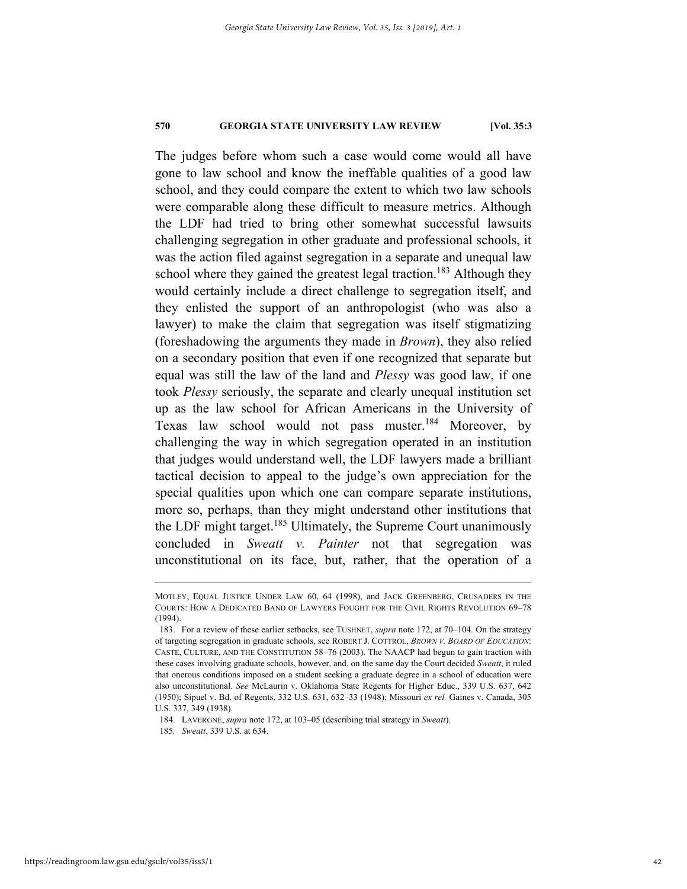The judges before whom such a case would come would all have gone to law school and know the ineffable qualities of a good law school, and they could compare the extent to which two law schools were comparable along these difficult to measure metrics. Although the LDF had tried to bring other somewhat successful lawsuits challenging segregation in other graduate and professional schools, it was the action filed against segregation in a separate and unequal law school where they gained the greatest legal traction.[183] Although they would certainly include a direct challenge to segregation itself, and they enlisted the support of an anthropologist (who was also a lawyer) to make the claim that segregation was itself stigmatizing (foreshadowing the arguments they made in *Brown*), they also relied on a secondary position that even if one recognized that separate but equal was still the law of the land and *Plessy* was good law, if one took *Plessy* seriously, the separate and clearly unequal institution set up as the law school for African Americans in the University of Texas law school would not pass muster.[184] Moreover, by challenging the way in which segregation operated in an institution that judges would understand well, the LDF lawyers made a brilliant tactical decision to appeal to the judge's own appreciation for the special qualities upon which one can compare separate institutions, more so, perhaps, than they might understand other institutions that the LDF might target.[185] Ultimately, the Supreme Court unanimously concluded in *Sweatt v. Painter* not that segregation was unconstitutional on its face, but, rather, that the operation of a

---

MOTLEY, EQUAL JUSTICE UNDER LAW 60, 64 (1998), and JACK GREENBERG, CRUSADERS IN THE COURTS: HOW A DEDICATED BAND OF LAWYERS FOUGHT FOR THE CIVIL RIGHTS REVOLUTION 69–78 (1994).

183. For a review of these earlier setbacks, see TUSHNET, *supra* note 172, at 70–104. On the strategy of targeting segregation in graduate schools, see ROBERT J. COTTROL, *BROWN V. BOARD OF EDUCATION*: CASTE, CULTURE, AND THE CONSTITUTION 58–76 (2003). The NAACP had begun to gain traction with these cases involving graduate schools, however, and, on the same day the Court decided *Sweatt*, it ruled that onerous conditions imposed on a student seeking a graduate degree in a school of education were also unconstitutional. *See* McLaurin v. Oklahoma State Regents for Higher Educ., 339 U.S. 637, 642 (1950); Sipuel v. Bd. of Regents, 332 U.S. 631, 632–33 (1948); Missouri *ex rel.* Gaines v. Canada, 305 U.S. 337, 349 (1938).

184. LAVERGNE, *supra* note 172, at 103–05 (describing trial strategy in *Sweatt*).

185. *Sweatt*, 339 U.S. at 634.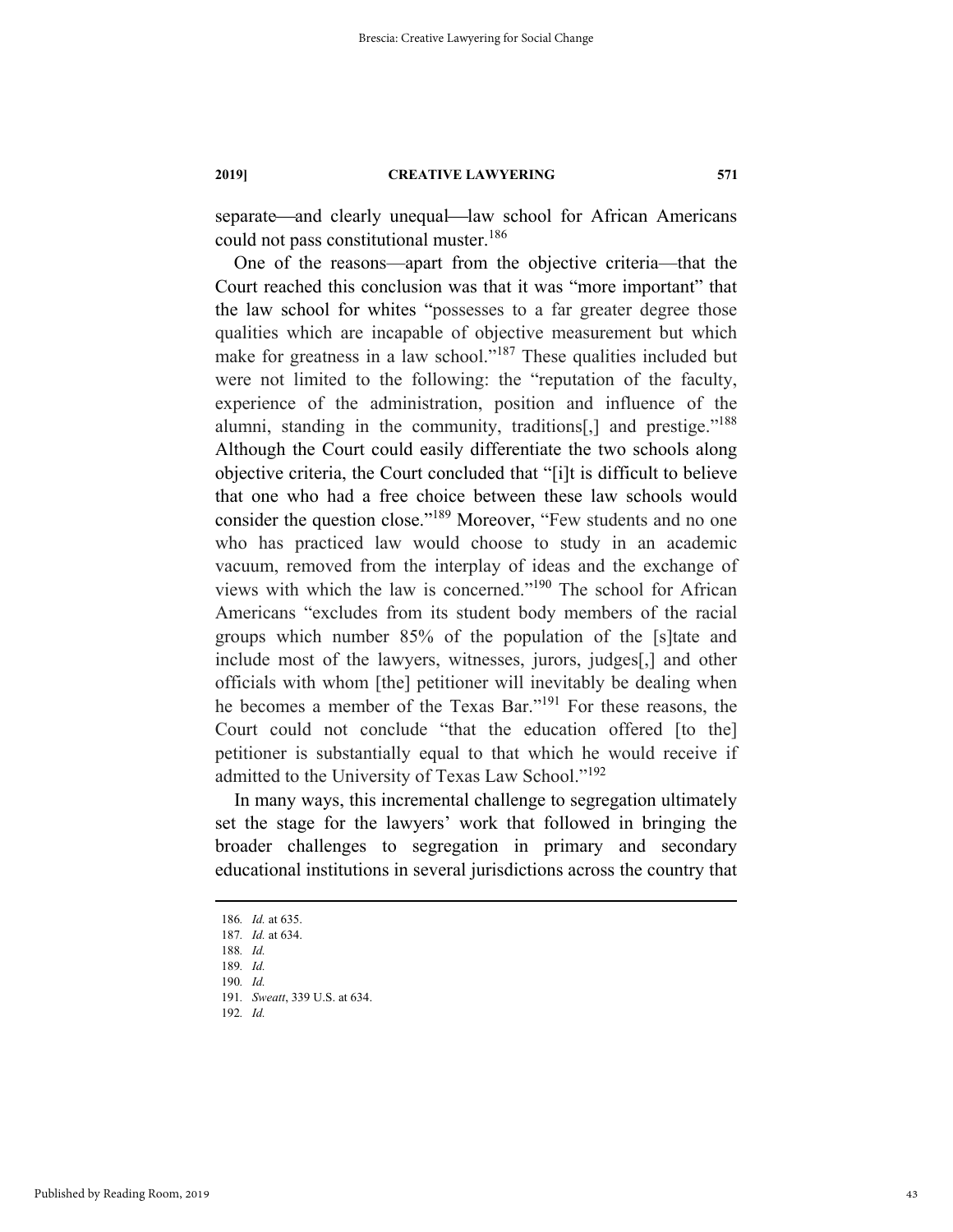separate—and clearly unequal—law school for African Americans could not pass constitutional muster.[186]

One of the reasons—apart from the objective criteria—that the Court reached this conclusion was that it was "more important" that the law school for whites "possesses to a far greater degree those qualities which are incapable of objective measurement but which make for greatness in a law school."[187] These qualities included but were not limited to the following: the "reputation of the faculty, experience of the administration, position and influence of the alumni, standing in the community, traditions[,] and prestige."[188] Although the Court could easily differentiate the two schools along objective criteria, the Court concluded that "[i]t is difficult to believe that one who had a free choice between these law schools would consider the question close."[189] Moreover, "Few students and no one who has practiced law would choose to study in an academic vacuum, removed from the interplay of ideas and the exchange of views with which the law is concerned."[190] The school for African Americans "excludes from its student body members of the racial groups which number 85% of the population of the [s]tate and include most of the lawyers, witnesses, jurors, judges[,] and other officials with whom [the] petitioner will inevitably be dealing when he becomes a member of the Texas Bar."[191] For these reasons, the Court could not conclude "that the education offered [to the] petitioner is substantially equal to that which he would receive if admitted to the University of Texas Law School."[192]

In many ways, this incremental challenge to segregation ultimately set the stage for the lawyers' work that followed in bringing the broader challenges to segregation in primary and secondary educational institutions in several jurisdictions across the country that

---

186. *Id.* at 635.
187. *Id.* at 634.
188. *Id.*
189. *Id.*
190. *Id.*
191. *Sweatt*, 339 U.S. at 634.
192. *Id.*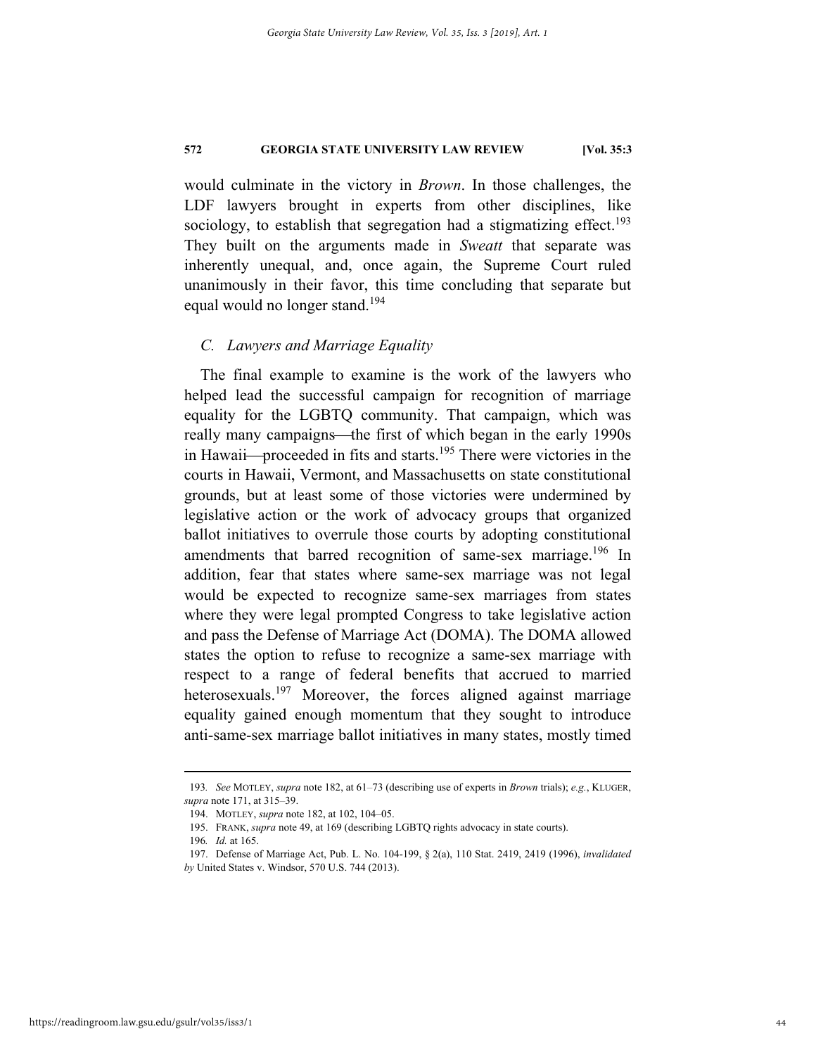would culminate in the victory in *Brown*. In those challenges, the LDF lawyers brought in experts from other disciplines, like sociology, to establish that segregation had a stigmatizing effect.[193] They built on the arguments made in *Sweatt* that separate was inherently unequal, and, once again, the Supreme Court ruled unanimously in their favor, this time concluding that separate but equal would no longer stand.[194]

### *C. Lawyers and Marriage Equality*

The final example to examine is the work of the lawyers who helped lead the successful campaign for recognition of marriage equality for the LGBTQ community. That campaign, which was really many campaigns—the first of which began in the early 1990s in Hawaii—proceeded in fits and starts.[195] There were victories in the courts in Hawaii, Vermont, and Massachusetts on state constitutional grounds, but at least some of those victories were undermined by legislative action or the work of advocacy groups that organized ballot initiatives to overrule those courts by adopting constitutional amendments that barred recognition of same-sex marriage.[196] In addition, fear that states where same-sex marriage was not legal would be expected to recognize same-sex marriages from states where they were legal prompted Congress to take legislative action and pass the Defense of Marriage Act (DOMA). The DOMA allowed states the option to refuse to recognize a same-sex marriage with respect to a range of federal benefits that accrued to married heterosexuals.[197] Moreover, the forces aligned against marriage equality gained enough momentum that they sought to introduce anti-same-sex marriage ballot initiatives in many states, mostly timed

---

193. *See* MOTLEY, *supra* note 182, at 61–73 (describing use of experts in *Brown* trials); *e.g.*, KLUGER, *supra* note 171, at 315–39.

194. MOTLEY, *supra* note 182, at 102, 104–05.

195. FRANK, *supra* note 49, at 169 (describing LGBTQ rights advocacy in state courts).

196. *Id.* at 165.

197. Defense of Marriage Act, Pub. L. No. 104-199, § 2(a), 110 Stat. 2419, 2419 (1996), *invalidated by* United States v. Windsor, 570 U.S. 744 (2013).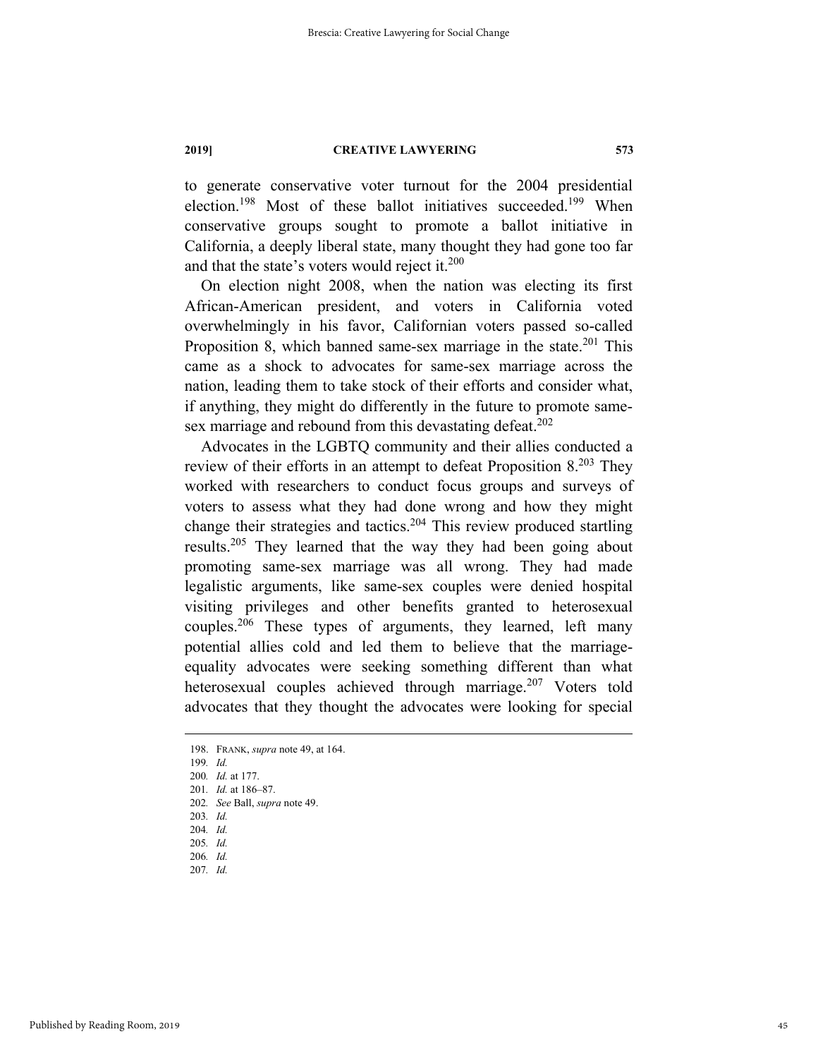to generate conservative voter turnout for the 2004 presidential election.[198] Most of these ballot initiatives succeeded.[199] When conservative groups sought to promote a ballot initiative in California, a deeply liberal state, many thought they had gone too far and that the state's voters would reject it.[200]

On election night 2008, when the nation was electing its first African-American president, and voters in California voted overwhelmingly in his favor, Californian voters passed so-called Proposition 8, which banned same-sex marriage in the state.[201] This came as a shock to advocates for same-sex marriage across the nation, leading them to take stock of their efforts and consider what, if anything, they might do differently in the future to promote same-sex marriage and rebound from this devastating defeat.[202]

Advocates in the LGBTQ community and their allies conducted a review of their efforts in an attempt to defeat Proposition 8.[203] They worked with researchers to conduct focus groups and surveys of voters to assess what they had done wrong and how they might change their strategies and tactics.[204] This review produced startling results.[205] They learned that the way they had been going about promoting same-sex marriage was all wrong. They had made legalistic arguments, like same-sex couples were denied hospital visiting privileges and other benefits granted to heterosexual couples.[206] These types of arguments, they learned, left many potential allies cold and led them to believe that the marriage-equality advocates were seeking something different than what heterosexual couples achieved through marriage.[207] Voters told advocates that they thought the advocates were looking for special

---

198. FRANK, *supra* note 49, at 164.
199. *Id.*
200. *Id.* at 177.
201. *Id.* at 186–87.
202. *See* Ball, *supra* note 49.
203. *Id.*
204. *Id.*
205. *Id.*
206. *Id.*
207. *Id.*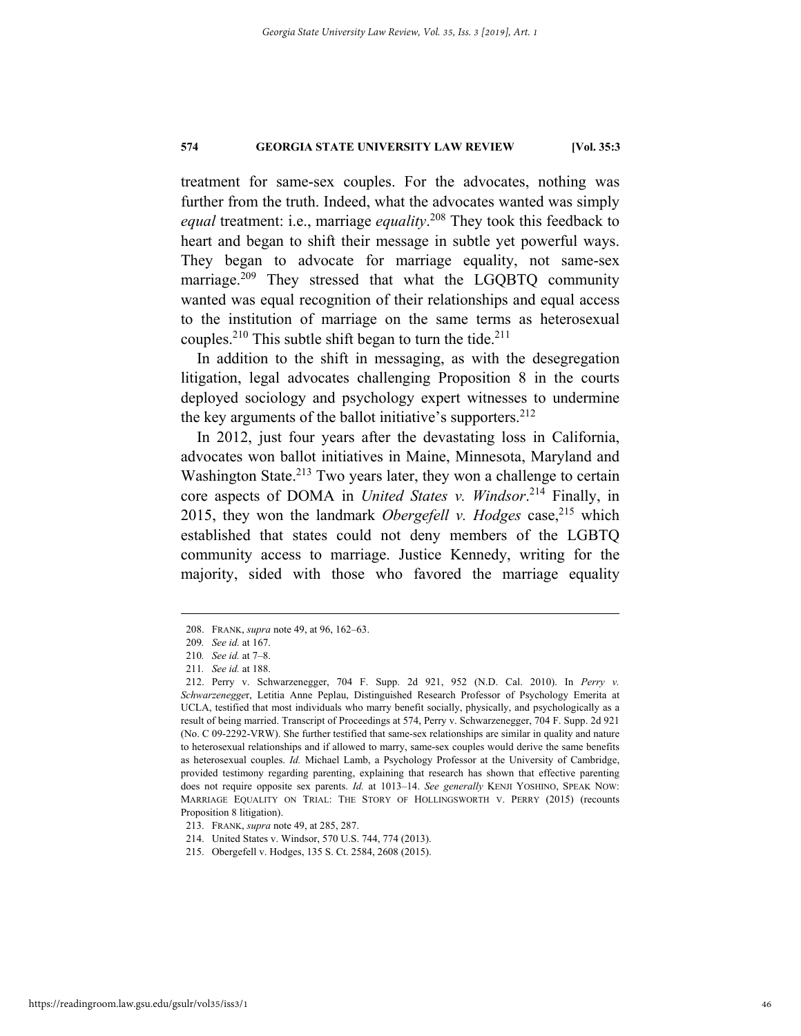treatment for same-sex couples. For the advocates, nothing was further from the truth. Indeed, what the advocates wanted was simply *equal* treatment: i.e., marriage *equality*.[208] They took this feedback to heart and began to shift their message in subtle yet powerful ways. They began to advocate for marriage equality, not same-sex marriage.[209] They stressed that what the LGQBTQ community wanted was equal recognition of their relationships and equal access to the institution of marriage on the same terms as heterosexual couples.[210] This subtle shift began to turn the tide.[211]

In addition to the shift in messaging, as with the desegregation litigation, legal advocates challenging Proposition 8 in the courts deployed sociology and psychology expert witnesses to undermine the key arguments of the ballot initiative's supporters.[212]

In 2012, just four years after the devastating loss in California, advocates won ballot initiatives in Maine, Minnesota, Maryland and Washington State.[213] Two years later, they won a challenge to certain core aspects of DOMA in *United States v. Windsor*.[214] Finally, in 2015, they won the landmark *Obergefell v. Hodges* case,[215] which established that states could not deny members of the LGBTQ community access to marriage. Justice Kennedy, writing for the majority, sided with those who favored the marriage equality

---

208. FRANK, *supra* note 49, at 96, 162–63.

209. *See id.* at 167.

210. *See id.* at 7–8.

211. *See id.* at 188.

212. Perry v. Schwarzenegger, 704 F. Supp. 2d 921, 952 (N.D. Cal. 2010). In *Perry v. Schwarzenegger*, Letitia Anne Peplau, Distinguished Research Professor of Psychology Emerita at UCLA, testified that most individuals who marry benefit socially, physically, and psychologically as a result of being married. Transcript of Proceedings at 574, Perry v. Schwarzenegger, 704 F. Supp. 2d 921 (No. C 09-2292-VRW). She further testified that same-sex relationships are similar in quality and nature to heterosexual relationships and if allowed to marry, same-sex couples would derive the same benefits as heterosexual couples. *Id.* Michael Lamb, a Psychology Professor at the University of Cambridge, provided testimony regarding parenting, explaining that research has shown that effective parenting does not require opposite sex parents. *Id.* at 1013–14. *See generally* KENJI YOSHINO, SPEAK NOW: MARRIAGE EQUALITY ON TRIAL: THE STORY OF HOLLINGSWORTH V. PERRY (2015) (recounts Proposition 8 litigation).

213. FRANK, *supra* note 49, at 285, 287.

214. United States v. Windsor, 570 U.S. 744, 774 (2013).

215. Obergefell v. Hodges, 135 S. Ct. 2584, 2608 (2015).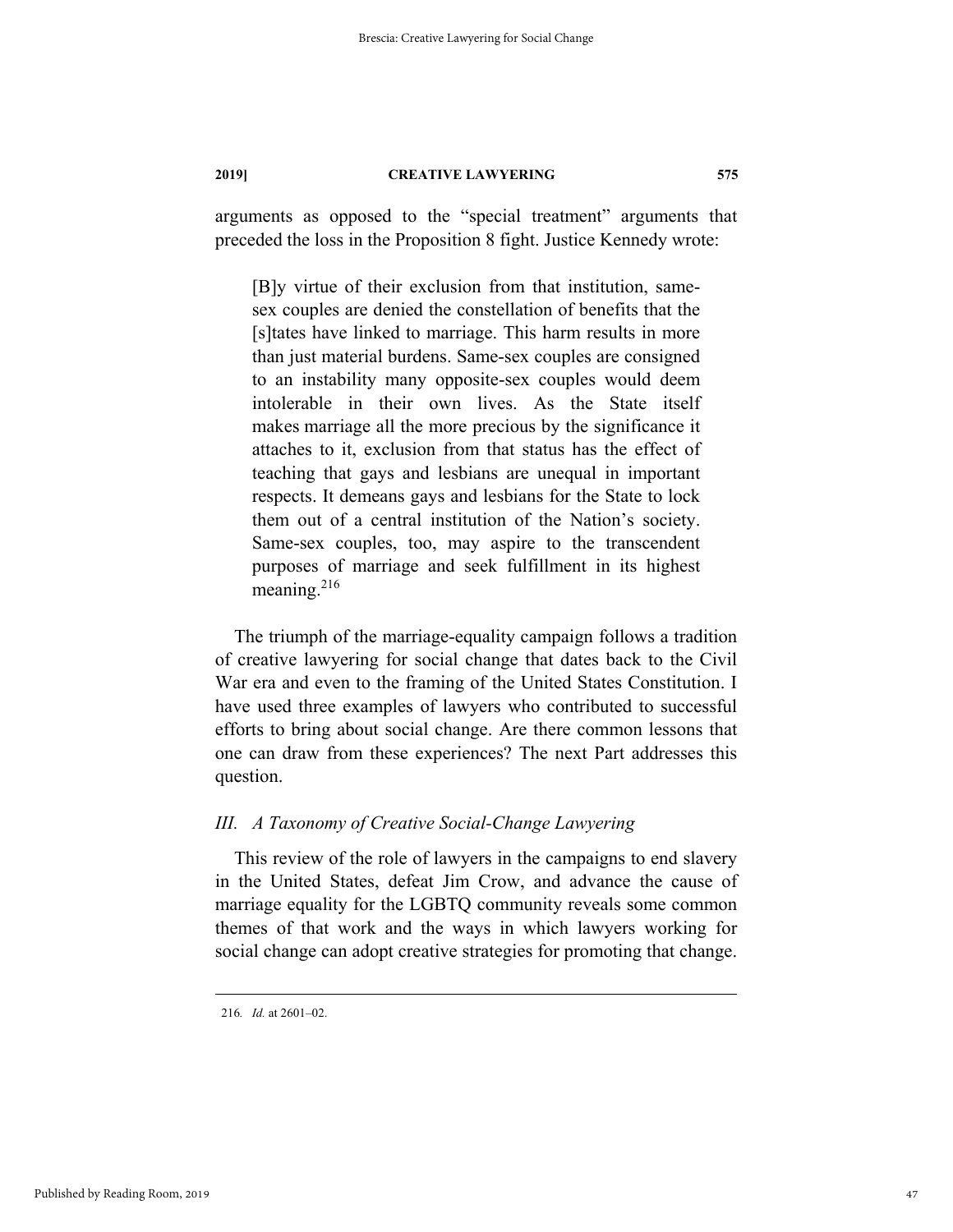arguments as opposed to the "special treatment" arguments that preceded the loss in the Proposition 8 fight. Justice Kennedy wrote:

> [B]y virtue of their exclusion from that institution, same-sex couples are denied the constellation of benefits that the [s]tates have linked to marriage. This harm results in more than just material burdens. Same-sex couples are consigned to an instability many opposite-sex couples would deem intolerable in their own lives. As the State itself makes marriage all the more precious by the significance it attaches to it, exclusion from that status has the effect of teaching that gays and lesbians are unequal in important respects. It demeans gays and lesbians for the State to lock them out of a central institution of the Nation's society. Same-sex couples, too, may aspire to the transcendent purposes of marriage and seek fulfillment in its highest meaning.[216]

The triumph of the marriage-equality campaign follows a tradition of creative lawyering for social change that dates back to the Civil War era and even to the framing of the United States Constitution. I have used three examples of lawyers who contributed to successful efforts to bring about social change. Are there common lessons that one can draw from these experiences? The next Part addresses this question.

## *III. A Taxonomy of Creative Social-Change Lawyering*

This review of the role of lawyers in the campaigns to end slavery in the United States, defeat Jim Crow, and advance the cause of marriage equality for the LGBTQ community reveals some common themes of that work and the ways in which lawyers working for social change can adopt creative strategies for promoting that change.

---

216. *Id.* at 2601–02.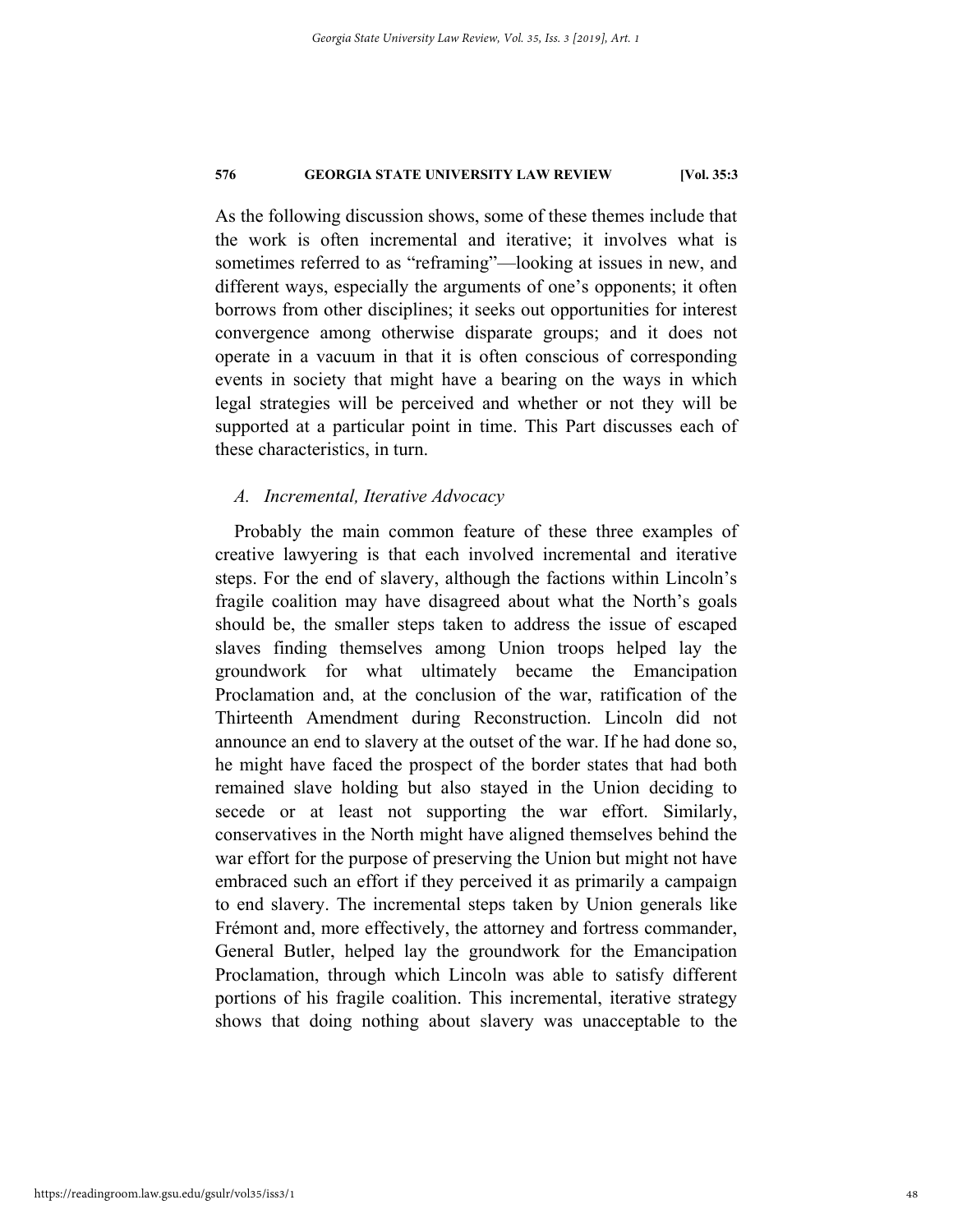As the following discussion shows, some of these themes include that the work is often incremental and iterative; it involves what is sometimes referred to as "reframing"—looking at issues in new, and different ways, especially the arguments of one's opponents; it often borrows from other disciplines; it seeks out opportunities for interest convergence among otherwise disparate groups; and it does not operate in a vacuum in that it is often conscious of corresponding events in society that might have a bearing on the ways in which legal strategies will be perceived and whether or not they will be supported at a particular point in time. This Part discusses each of these characteristics, in turn.

### *A. Incremental, Iterative Advocacy*

Probably the main common feature of these three examples of creative lawyering is that each involved incremental and iterative steps. For the end of slavery, although the factions within Lincoln's fragile coalition may have disagreed about what the North's goals should be, the smaller steps taken to address the issue of escaped slaves finding themselves among Union troops helped lay the groundwork for what ultimately became the Emancipation Proclamation and, at the conclusion of the war, ratification of the Thirteenth Amendment during Reconstruction. Lincoln did not announce an end to slavery at the outset of the war. If he had done so, he might have faced the prospect of the border states that had both remained slave holding but also stayed in the Union deciding to secede or at least not supporting the war effort. Similarly, conservatives in the North might have aligned themselves behind the war effort for the purpose of preserving the Union but might not have embraced such an effort if they perceived it as primarily a campaign to end slavery. The incremental steps taken by Union generals like Frémont and, more effectively, the attorney and fortress commander, General Butler, helped lay the groundwork for the Emancipation Proclamation, through which Lincoln was able to satisfy different portions of his fragile coalition. This incremental, iterative strategy shows that doing nothing about slavery was unacceptable to the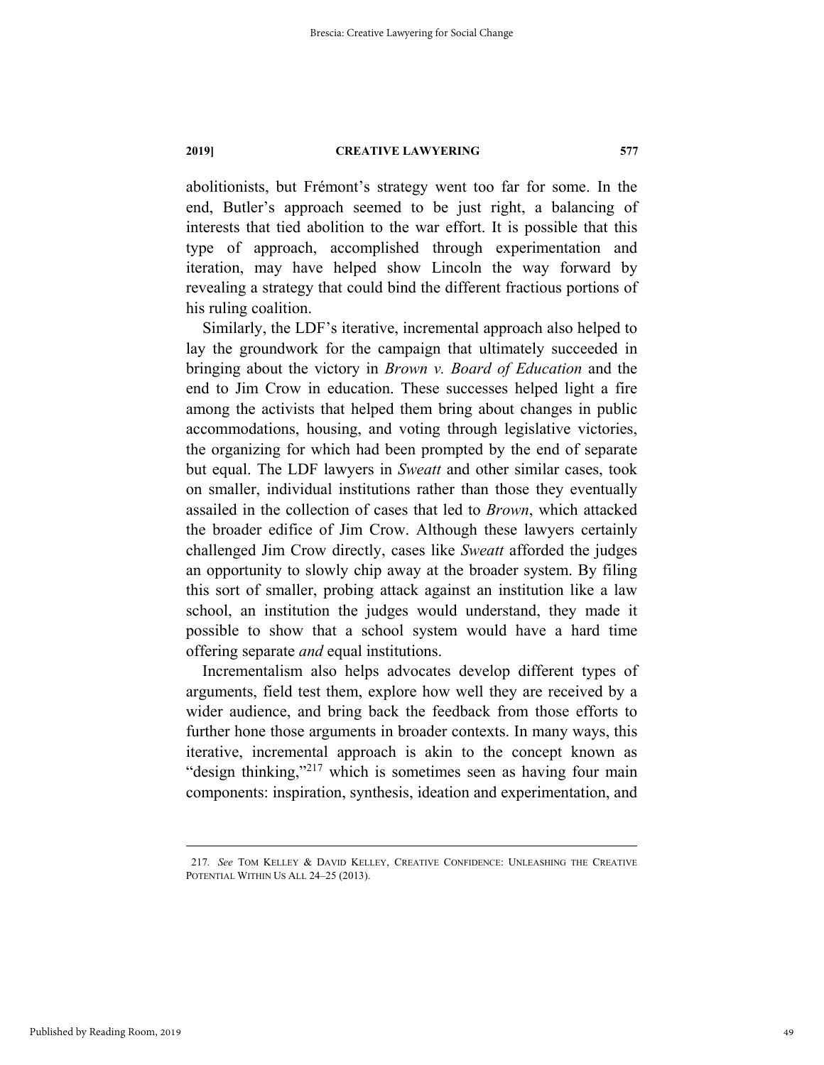abolitionists, but Frémont's strategy went too far for some. In the end, Butler's approach seemed to be just right, a balancing of interests that tied abolition to the war effort. It is possible that this type of approach, accomplished through experimentation and iteration, may have helped show Lincoln the way forward by revealing a strategy that could bind the different fractious portions of his ruling coalition.

Similarly, the LDF's iterative, incremental approach also helped to lay the groundwork for the campaign that ultimately succeeded in bringing about the victory in *Brown v. Board of Education* and the end to Jim Crow in education. These successes helped light a fire among the activists that helped them bring about changes in public accommodations, housing, and voting through legislative victories, the organizing for which had been prompted by the end of separate but equal. The LDF lawyers in *Sweatt* and other similar cases, took on smaller, individual institutions rather than those they eventually assailed in the collection of cases that led to *Brown*, which attacked the broader edifice of Jim Crow. Although these lawyers certainly challenged Jim Crow directly, cases like *Sweatt* afforded the judges an opportunity to slowly chip away at the broader system. By filing this sort of smaller, probing attack against an institution like a law school, an institution the judges would understand, they made it possible to show that a school system would have a hard time offering separate *and* equal institutions.

Incrementalism also helps advocates develop different types of arguments, field test them, explore how well they are received by a wider audience, and bring back the feedback from those efforts to further hone those arguments in broader contexts. In many ways, this iterative, incremental approach is akin to the concept known as "design thinking,"[217] which is sometimes seen as having four main components: inspiration, synthesis, ideation and experimentation, and

---

217. *See* TOM KELLEY & DAVID KELLEY, CREATIVE CONFIDENCE: UNLEASHING THE CREATIVE POTENTIAL WITHIN US ALL 24–25 (2013).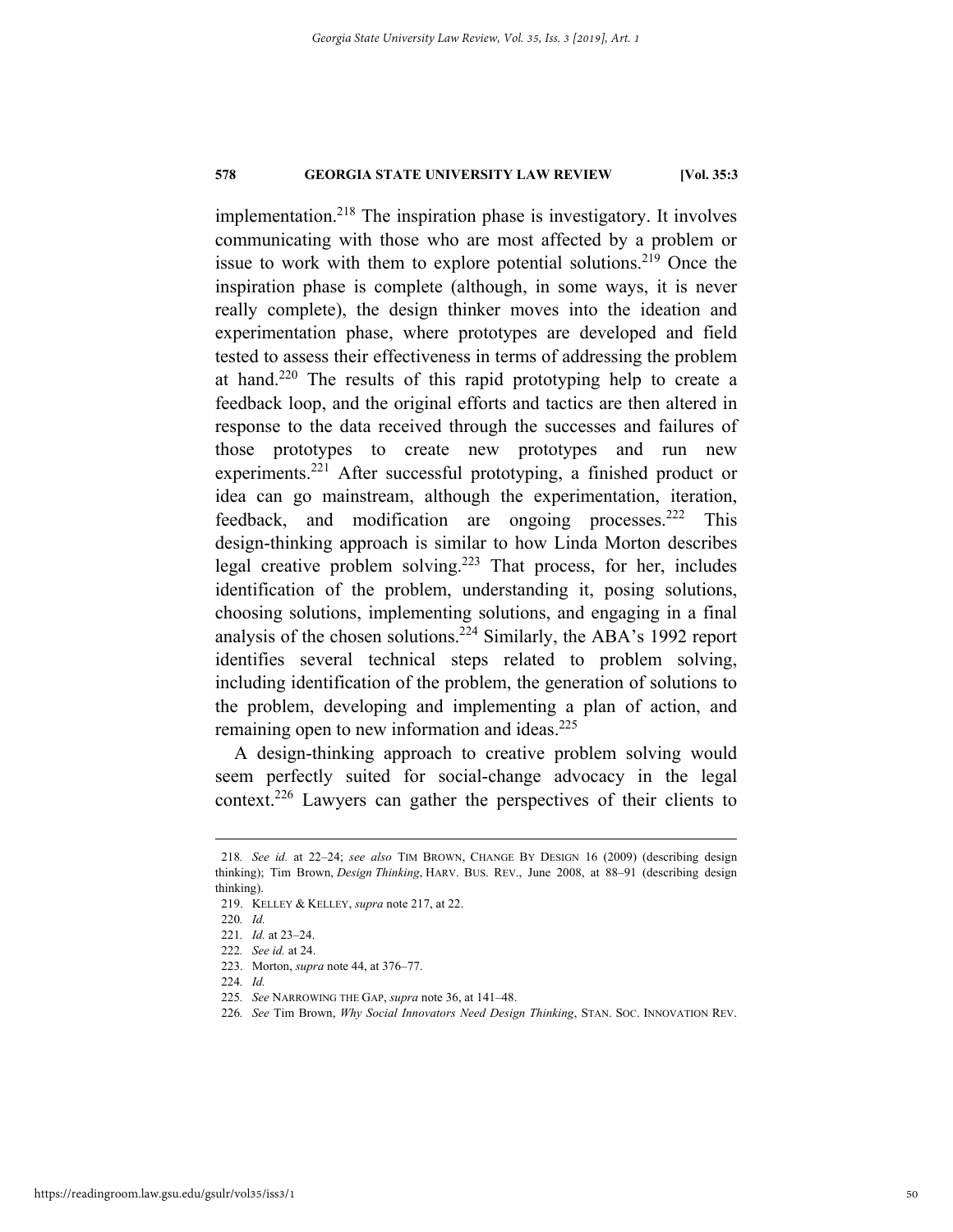implementation.[218] The inspiration phase is investigatory. It involves communicating with those who are most affected by a problem or issue to work with them to explore potential solutions.[219] Once the inspiration phase is complete (although, in some ways, it is never really complete), the design thinker moves into the ideation and experimentation phase, where prototypes are developed and field tested to assess their effectiveness in terms of addressing the problem at hand.[220] The results of this rapid prototyping help to create a feedback loop, and the original efforts and tactics are then altered in response to the data received through the successes and failures of those prototypes to create new prototypes and run new experiments.[221] After successful prototyping, a finished product or idea can go mainstream, although the experimentation, iteration, feedback, and modification are ongoing processes.[222] This design-thinking approach is similar to how Linda Morton describes legal creative problem solving.[223] That process, for her, includes identification of the problem, understanding it, posing solutions, choosing solutions, implementing solutions, and engaging in a final analysis of the chosen solutions.[224] Similarly, the ABA's 1992 report identifies several technical steps related to problem solving, including identification of the problem, the generation of solutions to the problem, developing and implementing a plan of action, and remaining open to new information and ideas.[225]

A design-thinking approach to creative problem solving would seem perfectly suited for social-change advocacy in the legal context.[226] Lawyers can gather the perspectives of their clients to

---

218. *See id.* at 22–24; *see also* TIM BROWN, CHANGE BY DESIGN 16 (2009) (describing design thinking); Tim Brown, *Design Thinking*, HARV. BUS. REV., June 2008, at 88–91 (describing design thinking).

219. KELLEY & KELLEY, *supra* note 217, at 22.

220. *Id.*

221. *Id.* at 23–24.

222. *See id.* at 24.

223. Morton, *supra* note 44, at 376–77.

224. *Id.*

225. *See* NARROWING THE GAP, *supra* note 36, at 141–48.

226. *See* Tim Brown, *Why Social Innovators Need Design Thinking*, STAN. SOC. INNOVATION REV.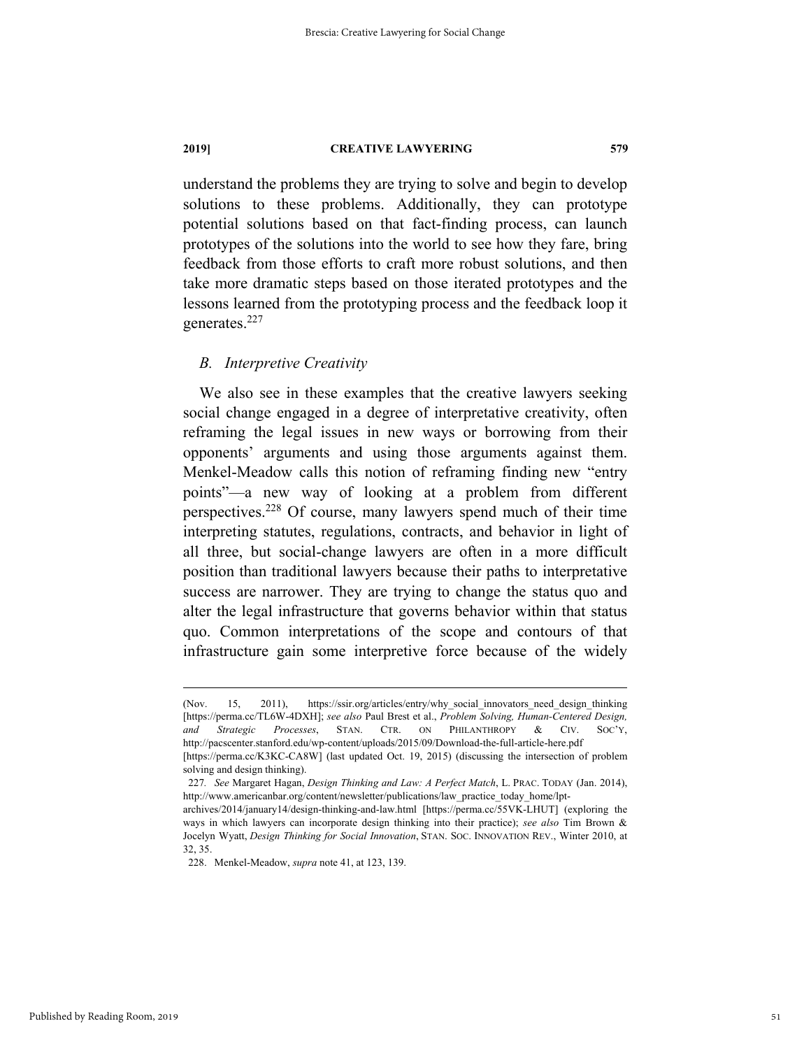understand the problems they are trying to solve and begin to develop solutions to these problems. Additionally, they can prototype potential solutions based on that fact-finding process, can launch prototypes of the solutions into the world to see how they fare, bring feedback from those efforts to craft more robust solutions, and then take more dramatic steps based on those iterated prototypes and the lessons learned from the prototyping process and the feedback loop it generates.[227]

### *B. Interpretive Creativity*

We also see in these examples that the creative lawyers seeking social change engaged in a degree of interpretative creativity, often reframing the legal issues in new ways or borrowing from their opponents' arguments and using those arguments against them. Menkel-Meadow calls this notion of reframing finding new "entry points"—a new way of looking at a problem from different perspectives.[228] Of course, many lawyers spend much of their time interpreting statutes, regulations, contracts, and behavior in light of all three, but social-change lawyers are often in a more difficult position than traditional lawyers because their paths to interpretative success are narrower. They are trying to change the status quo and alter the legal infrastructure that governs behavior within that status quo. Common interpretations of the scope and contours of that infrastructure gain some interpretive force because of the widely

---

(Nov. 15, 2011), https://ssir.org/articles/entry/why_social_innovators_need_design_thinking [https://perma.cc/TL6W-4DXH]; *see also* Paul Brest et al., *Problem Solving, Human-Centered Design, and Strategic Processes*, STAN. CTR. ON PHILANTHROPY & CIV. SOC'Y, http://pacscenter.stanford.edu/wp-content/uploads/2015/09/Download-the-full-article-here.pdf [https://perma.cc/K3KC-CA8W] (last updated Oct. 19, 2015) (discussing the intersection of problem solving and design thinking).

227. *See* Margaret Hagan, *Design Thinking and Law: A Perfect Match*, L. PRAC. TODAY (Jan. 2014), http://www.americanbar.org/content/newsletter/publications/law_practice_today_home/lpt-archives/2014/january14/design-thinking-and-law.html [https://perma.cc/55VK-LHUT] (exploring the ways in which lawyers can incorporate design thinking into their practice); *see also* Tim Brown & Jocelyn Wyatt, *Design Thinking for Social Innovation*, STAN. SOC. INNOVATION REV., Winter 2010, at 32, 35.

228. Menkel-Meadow, *supra* note 41, at 123, 139.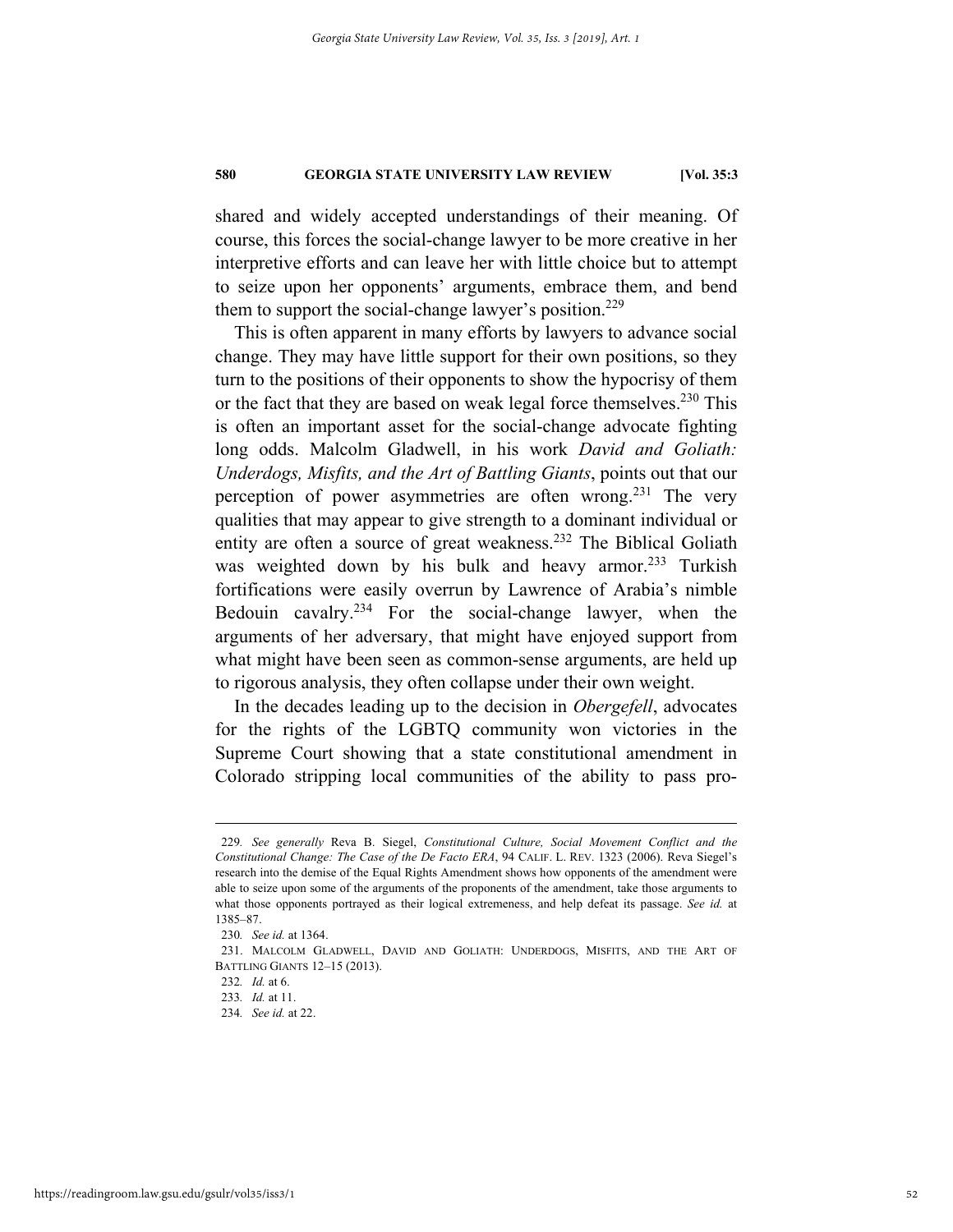shared and widely accepted understandings of their meaning. Of course, this forces the social-change lawyer to be more creative in her interpretive efforts and can leave her with little choice but to attempt to seize upon her opponents' arguments, embrace them, and bend them to support the social-change lawyer's position.[229]

This is often apparent in many efforts by lawyers to advance social change. They may have little support for their own positions, so they turn to the positions of their opponents to show the hypocrisy of them or the fact that they are based on weak legal force themselves.[230] This is often an important asset for the social-change advocate fighting long odds. Malcolm Gladwell, in his work *David and Goliath: Underdogs, Misfits, and the Art of Battling Giants*, points out that our perception of power asymmetries are often wrong.[231] The very qualities that may appear to give strength to a dominant individual or entity are often a source of great weakness.[232] The Biblical Goliath was weighted down by his bulk and heavy armor.[233] Turkish fortifications were easily overrun by Lawrence of Arabia's nimble Bedouin cavalry.[234] For the social-change lawyer, when the arguments of her adversary, that might have enjoyed support from what might have been seen as common-sense arguments, are held up to rigorous analysis, they often collapse under their own weight.

In the decades leading up to the decision in *Obergefell*, advocates for the rights of the LGBTQ community won victories in the Supreme Court showing that a state constitutional amendment in Colorado stripping local communities of the ability to pass pro-

---

229. *See generally* Reva B. Siegel, *Constitutional Culture, Social Movement Conflict and the Constitutional Change: The Case of the De Facto ERA*, 94 CALIF. L. REV. 1323 (2006). Reva Siegel's research into the demise of the Equal Rights Amendment shows how opponents of the amendment were able to seize upon some of the arguments of the proponents of the amendment, take those arguments to what those opponents portrayed as their logical extremeness, and help defeat its passage. *See id.* at 1385–87.

230. *See id.* at 1364.

231. MALCOLM GLADWELL, DAVID AND GOLIATH: UNDERDOGS, MISFITS, AND THE ART OF BATTLING GIANTS 12–15 (2013).

232. *Id.* at 6.

233. *Id.* at 11.

234. *See id.* at 22.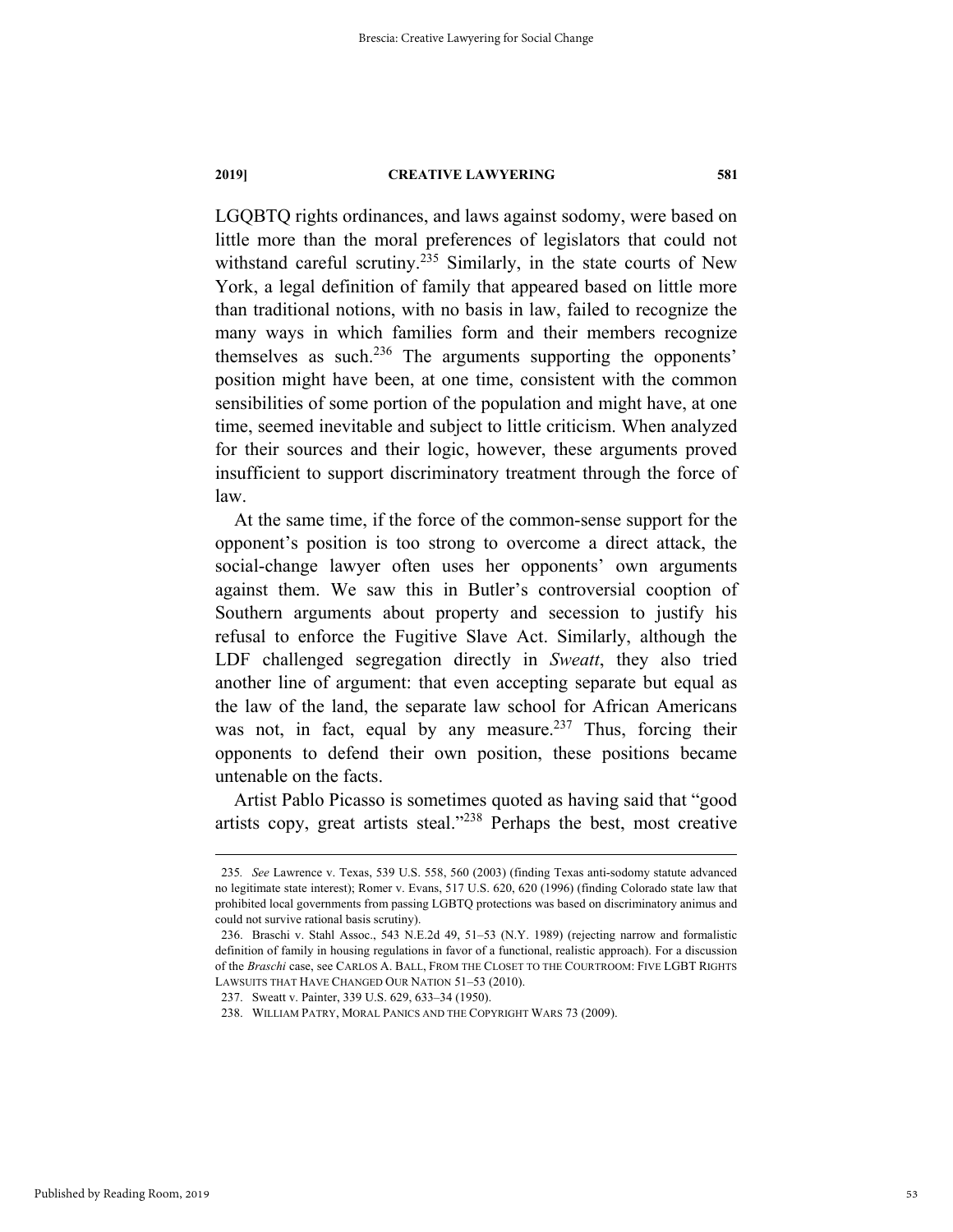LGQBTQ rights ordinances, and laws against sodomy, were based on little more than the moral preferences of legislators that could not withstand careful scrutiny.[235] Similarly, in the state courts of New York, a legal definition of family that appeared based on little more than traditional notions, with no basis in law, failed to recognize the many ways in which families form and their members recognize themselves as such.[236] The arguments supporting the opponents' position might have been, at one time, consistent with the common sensibilities of some portion of the population and might have, at one time, seemed inevitable and subject to little criticism. When analyzed for their sources and their logic, however, these arguments proved insufficient to support discriminatory treatment through the force of law.

At the same time, if the force of the common-sense support for the opponent's position is too strong to overcome a direct attack, the social-change lawyer often uses her opponents' own arguments against them. We saw this in Butler's controversial cooption of Southern arguments about property and secession to justify his refusal to enforce the Fugitive Slave Act. Similarly, although the LDF challenged segregation directly in *Sweatt*, they also tried another line of argument: that even accepting separate but equal as the law of the land, the separate law school for African Americans was not, in fact, equal by any measure.[237] Thus, forcing their opponents to defend their own position, these positions became untenable on the facts.

Artist Pablo Picasso is sometimes quoted as having said that "good artists copy, great artists steal."[238] Perhaps the best, most creative

---

235. *See* Lawrence v. Texas, 539 U.S. 558, 560 (2003) (finding Texas anti-sodomy statute advanced no legitimate state interest); Romer v. Evans, 517 U.S. 620, 620 (1996) (finding Colorado state law that prohibited local governments from passing LGBTQ protections was based on discriminatory animus and could not survive rational basis scrutiny).

236. Braschi v. Stahl Assoc., 543 N.E.2d 49, 51–53 (N.Y. 1989) (rejecting narrow and formalistic definition of family in housing regulations in favor of a functional, realistic approach). For a discussion of the *Braschi* case, see CARLOS A. BALL, FROM THE CLOSET TO THE COURTROOM: FIVE LGBT RIGHTS LAWSUITS THAT HAVE CHANGED OUR NATION 51–53 (2010).

237. Sweatt v. Painter, 339 U.S. 629, 633–34 (1950).

238. WILLIAM PATRY, MORAL PANICS AND THE COPYRIGHT WARS 73 (2009).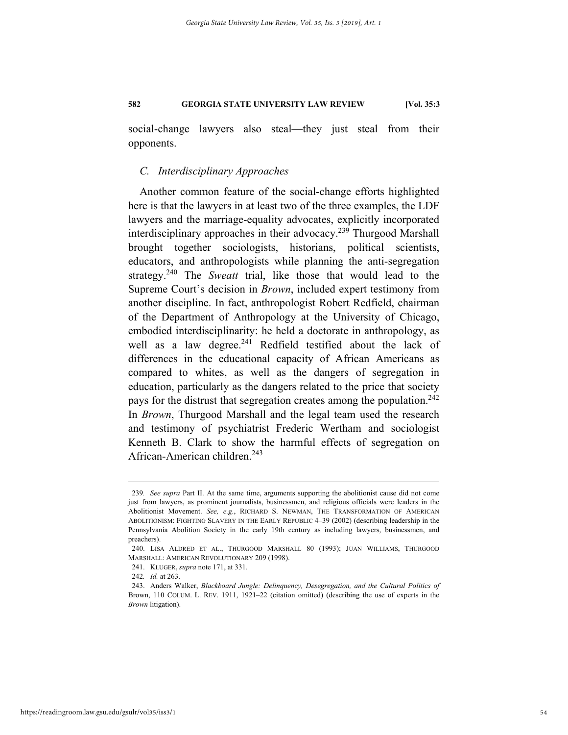social-change lawyers also steal—they just steal from their opponents.

### *C. Interdisciplinary Approaches*

Another common feature of the social-change efforts highlighted here is that the lawyers in at least two of the three examples, the LDF lawyers and the marriage-equality advocates, explicitly incorporated interdisciplinary approaches in their advocacy.[239] Thurgood Marshall brought together sociologists, historians, political scientists, educators, and anthropologists while planning the anti-segregation strategy.[240] The *Sweatt* trial, like those that would lead to the Supreme Court's decision in *Brown*, included expert testimony from another discipline. In fact, anthropologist Robert Redfield, chairman of the Department of Anthropology at the University of Chicago, embodied interdisciplinarity: he held a doctorate in anthropology, as well as a law degree.[241] Redfield testified about the lack of differences in the educational capacity of African Americans as compared to whites, as well as the dangers of segregation in education, particularly as the dangers related to the price that society pays for the distrust that segregation creates among the population.[242] In *Brown*, Thurgood Marshall and the legal team used the research and testimony of psychiatrist Frederic Wertham and sociologist Kenneth B. Clark to show the harmful effects of segregation on African-American children.[243]

---

239. *See supra* Part II. At the same time, arguments supporting the abolitionist cause did not come just from lawyers, as prominent journalists, businessmen, and religious officials were leaders in the Abolitionist Movement. *See, e.g.*, RICHARD S. NEWMAN, THE TRANSFORMATION OF AMERICAN ABOLITIONISM: FIGHTING SLAVERY IN THE EARLY REPUBLIC 4–39 (2002) (describing leadership in the Pennsylvania Abolition Society in the early 19th century as including lawyers, businessmen, and preachers).

240. LISA ALDRED ET AL., THURGOOD MARSHALL 80 (1993); JUAN WILLIAMS, THURGOOD MARSHALL: AMERICAN REVOLUTIONARY 209 (1998).

241. KLUGER, *supra* note 171, at 331.

242. *Id.* at 263.

243. Anders Walker, *Blackboard Jungle: Delinquency, Desegregation, and the Cultural Politics of* Brown, 110 COLUM. L. REV. 1911, 1921–22 (citation omitted) (describing the use of experts in the *Brown* litigation).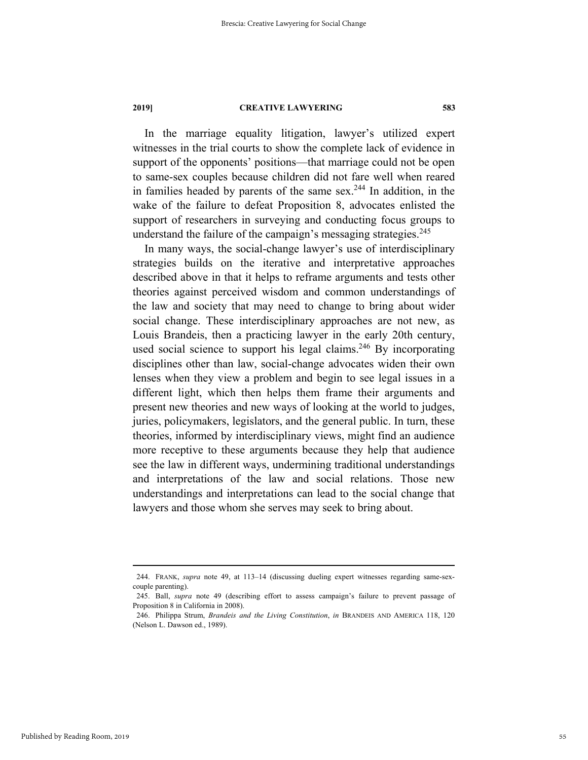In the marriage equality litigation, lawyer's utilized expert witnesses in the trial courts to show the complete lack of evidence in support of the opponents' positions—that marriage could not be open to same-sex couples because children did not fare well when reared in families headed by parents of the same sex.[244] In addition, in the wake of the failure to defeat Proposition 8, advocates enlisted the support of researchers in surveying and conducting focus groups to understand the failure of the campaign's messaging strategies.[245]

In many ways, the social-change lawyer's use of interdisciplinary strategies builds on the iterative and interpretative approaches described above in that it helps to reframe arguments and tests other theories against perceived wisdom and common understandings of the law and society that may need to change to bring about wider social change. These interdisciplinary approaches are not new, as Louis Brandeis, then a practicing lawyer in the early 20th century, used social science to support his legal claims.[246] By incorporating disciplines other than law, social-change advocates widen their own lenses when they view a problem and begin to see legal issues in a different light, which then helps them frame their arguments and present new theories and new ways of looking at the world to judges, juries, policymakers, legislators, and the general public. In turn, these theories, informed by interdisciplinary views, might find an audience more receptive to these arguments because they help that audience see the law in different ways, undermining traditional understandings and interpretations of the law and social relations. Those new understandings and interpretations can lead to the social change that lawyers and those whom she serves may seek to bring about.

---

244. FRANK, *supra* note 49, at 113–14 (discussing dueling expert witnesses regarding same-sex-couple parenting).

245. Ball, *supra* note 49 (describing effort to assess campaign's failure to prevent passage of Proposition 8 in California in 2008).

246. Philippa Strum, *Brandeis and the Living Constitution*, *in* BRANDEIS AND AMERICA 118, 120 (Nelson L. Dawson ed., 1989).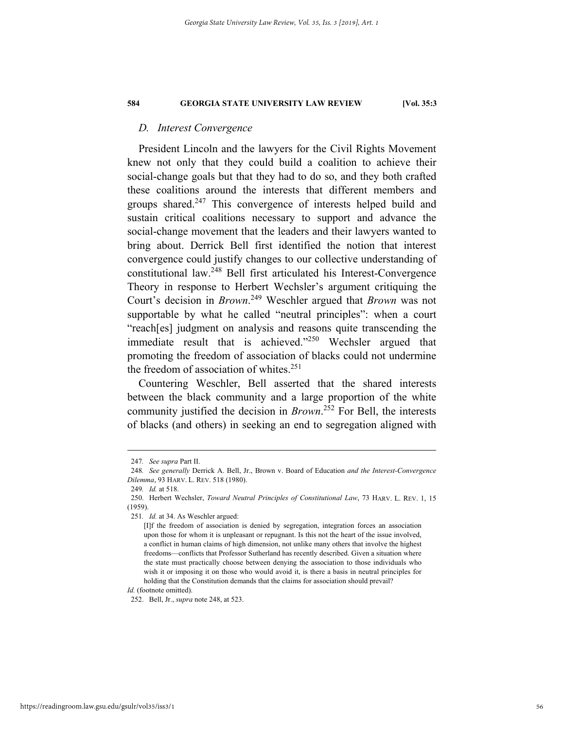### D. Interest Convergence

President Lincoln and the lawyers for the Civil Rights Movement knew not only that they could build a coalition to achieve their social-change goals but that they had to do so, and they both crafted these coalitions around the interests that different members and groups shared.[247] This convergence of interests helped build and sustain critical coalitions necessary to support and advance the social-change movement that the leaders and their lawyers wanted to bring about. Derrick Bell first identified the notion that interest convergence could justify changes to our collective understanding of constitutional law.[248] Bell first articulated his Interest-Convergence Theory in response to Herbert Wechsler's argument critiquing the Court's decision in *Brown*.[249] Weschler argued that *Brown* was not supportable by what he called "neutral principles": when a court "reach[es] judgment on analysis and reasons quite transcending the immediate result that is achieved."[250] Wechsler argued that promoting the freedom of association of blacks could not undermine the freedom of association of whites.[251]

Countering Weschler, Bell asserted that the shared interests between the black community and a large proportion of the white community justified the decision in *Brown*.[252] For Bell, the interests of blacks (and others) in seeking an end to segregation aligned with

---

247. *See supra* Part II.

248. *See generally* Derrick A. Bell, Jr., Brown v. Board of Education *and the Interest-Convergence Dilemma*, 93 HARV. L. REV. 518 (1980).

249. *Id.* at 518.

250. Herbert Wechsler, *Toward Neutral Principles of Constitutional Law*, 73 HARV. L. REV. 1, 15 (1959).

251. *Id.* at 34. As Weschler argued:

> [I]f the freedom of association is denied by segregation, integration forces an association upon those for whom it is unpleasant or repugnant. Is this not the heart of the issue involved, a conflict in human claims of high dimension, not unlike many others that involve the highest freedoms—conflicts that Professor Sutherland has recently described. Given a situation where the state must practically choose between denying the association to those individuals who wish it or imposing it on those who would avoid it, is there a basis in neutral principles for holding that the Constitution demands that the claims for association should prevail?

*Id.* (footnote omitted).

252. Bell, Jr., *supra* note 248, at 523.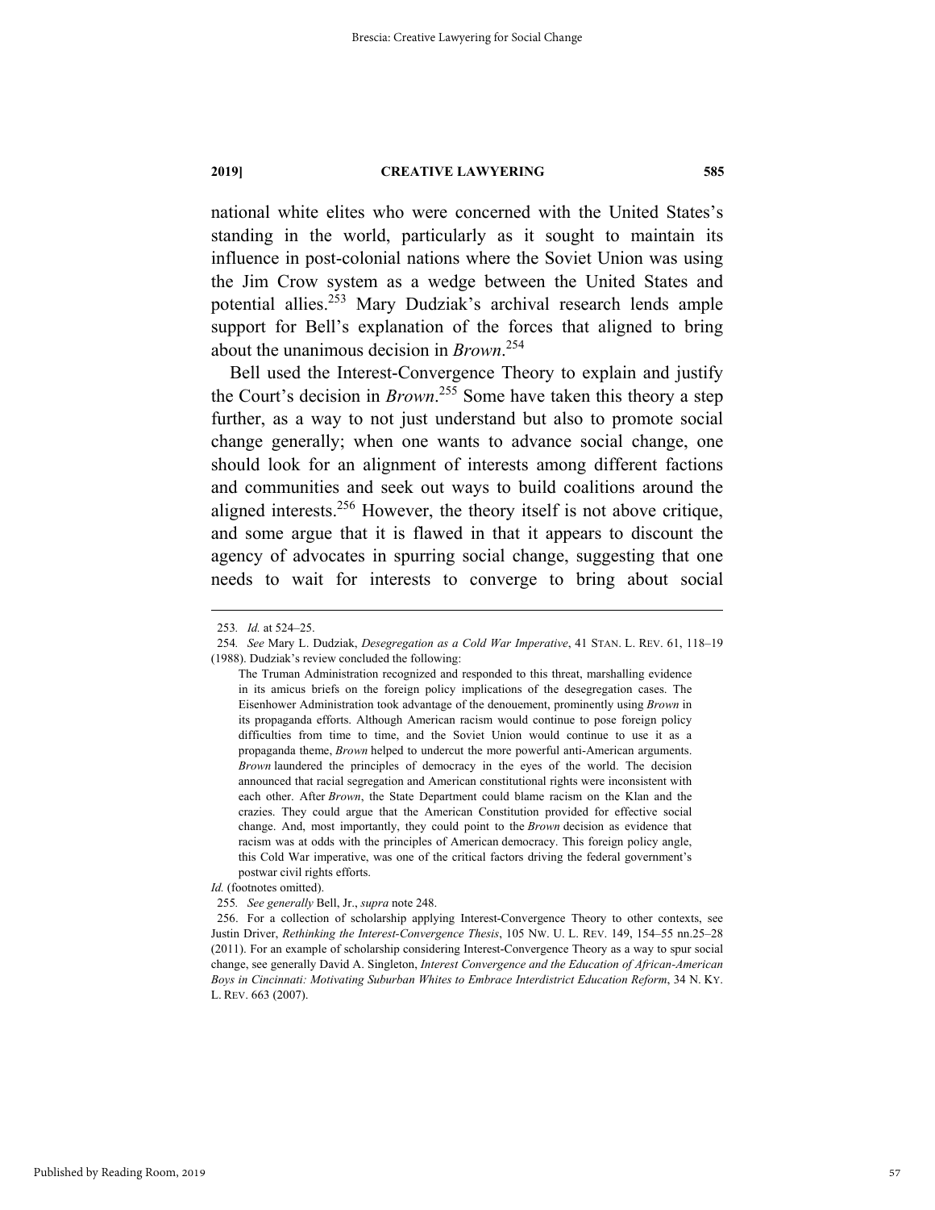national white elites who were concerned with the United States's standing in the world, particularly as it sought to maintain its influence in post-colonial nations where the Soviet Union was using the Jim Crow system as a wedge between the United States and potential allies.[253] Mary Dudziak's archival research lends ample support for Bell's explanation of the forces that aligned to bring about the unanimous decision in *Brown*.[254]

Bell used the Interest-Convergence Theory to explain and justify the Court's decision in *Brown*.[255] Some have taken this theory a step further, as a way to not just understand but also to promote social change generally; when one wants to advance social change, one should look for an alignment of interests among different factions and communities and seek out ways to build coalitions around the aligned interests.[256] However, the theory itself is not above critique, and some argue that it is flawed in that it appears to discount the agency of advocates in spurring social change, suggesting that one needs to wait for interests to converge to bring about social

---

253. *Id.* at 524–25.

254. *See* Mary L. Dudziak, *Desegregation as a Cold War Imperative*, 41 STAN. L. REV. 61, 118–19 (1988). Dudziak's review concluded the following:

> The Truman Administration recognized and responded to this threat, marshalling evidence in its amicus briefs on the foreign policy implications of the desegregation cases. The Eisenhower Administration took advantage of the denouement, prominently using *Brown* in its propaganda efforts. Although American racism would continue to pose foreign policy difficulties from time to time, and the Soviet Union would continue to use it as a propaganda theme, *Brown* helped to undercut the more powerful anti-American arguments. *Brown* laundered the principles of democracy in the eyes of the world. The decision announced that racial segregation and American constitutional rights were inconsistent with each other. After *Brown*, the State Department could blame racism on the Klan and the crazies. They could argue that the American Constitution provided for effective social change. And, most importantly, they could point to the *Brown* decision as evidence that racism was at odds with the principles of American democracy. This foreign policy angle, this Cold War imperative, was one of the critical factors driving the federal government's postwar civil rights efforts.

*Id.* (footnotes omitted).

255. *See generally* Bell, Jr., *supra* note 248.

256. For a collection of scholarship applying Interest-Convergence Theory to other contexts, see Justin Driver, *Rethinking the Interest-Convergence Thesis*, 105 NW. U. L. REV. 149, 154–55 nn.25–28 (2011). For an example of scholarship considering Interest-Convergence Theory as a way to spur social change, see generally David A. Singleton, *Interest Convergence and the Education of African-American Boys in Cincinnati: Motivating Suburban Whites to Embrace Interdistrict Education Reform*, 34 N. KY. L. REV. 663 (2007).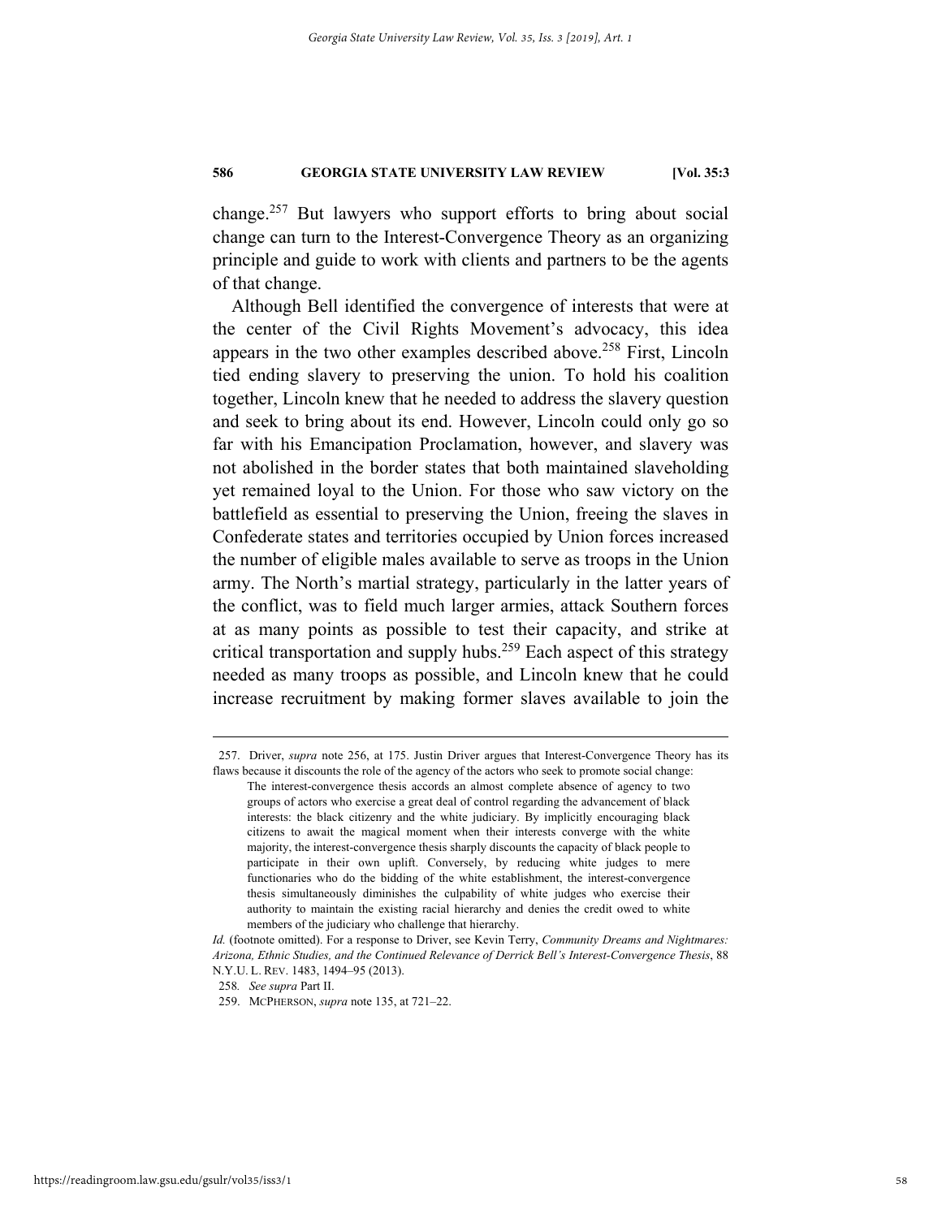change.[257] But lawyers who support efforts to bring about social change can turn to the Interest-Convergence Theory as an organizing principle and guide to work with clients and partners to be the agents of that change.

Although Bell identified the convergence of interests that were at the center of the Civil Rights Movement's advocacy, this idea appears in the two other examples described above.[258] First, Lincoln tied ending slavery to preserving the union. To hold his coalition together, Lincoln knew that he needed to address the slavery question and seek to bring about its end. However, Lincoln could only go so far with his Emancipation Proclamation, however, and slavery was not abolished in the border states that both maintained slaveholding yet remained loyal to the Union. For those who saw victory on the battlefield as essential to preserving the Union, freeing the slaves in Confederate states and territories occupied by Union forces increased the number of eligible males available to serve as troops in the Union army. The North's martial strategy, particularly in the latter years of the conflict, was to field much larger armies, attack Southern forces at as many points as possible to test their capacity, and strike at critical transportation and supply hubs.[259] Each aspect of this strategy needed as many troops as possible, and Lincoln knew that he could increase recruitment by making former slaves available to join the

---

257. Driver, *supra* note 256, at 175. Justin Driver argues that Interest-Convergence Theory has its flaws because it discounts the role of the agency of the actors who seek to promote social change:

> The interest-convergence thesis accords an almost complete absence of agency to two groups of actors who exercise a great deal of control regarding the advancement of black interests: the black citizenry and the white judiciary. By implicitly encouraging black citizens to await the magical moment when their interests converge with the white majority, the interest-convergence thesis sharply discounts the capacity of black people to participate in their own uplift. Conversely, by reducing white judges to mere functionaries who do the bidding of the white establishment, the interest-convergence thesis simultaneously diminishes the culpability of white judges who exercise their authority to maintain the existing racial hierarchy and denies the credit owed to white members of the judiciary who challenge that hierarchy.

*Id.* (footnote omitted). For a response to Driver, see Kevin Terry, *Community Dreams and Nightmares: Arizona, Ethnic Studies, and the Continued Relevance of Derrick Bell's Interest-Convergence Thesis*, 88 N.Y.U. L. REV. 1483, 1494–95 (2013).

258. *See supra* Part II.

259. MCPHERSON, *supra* note 135, at 721–22.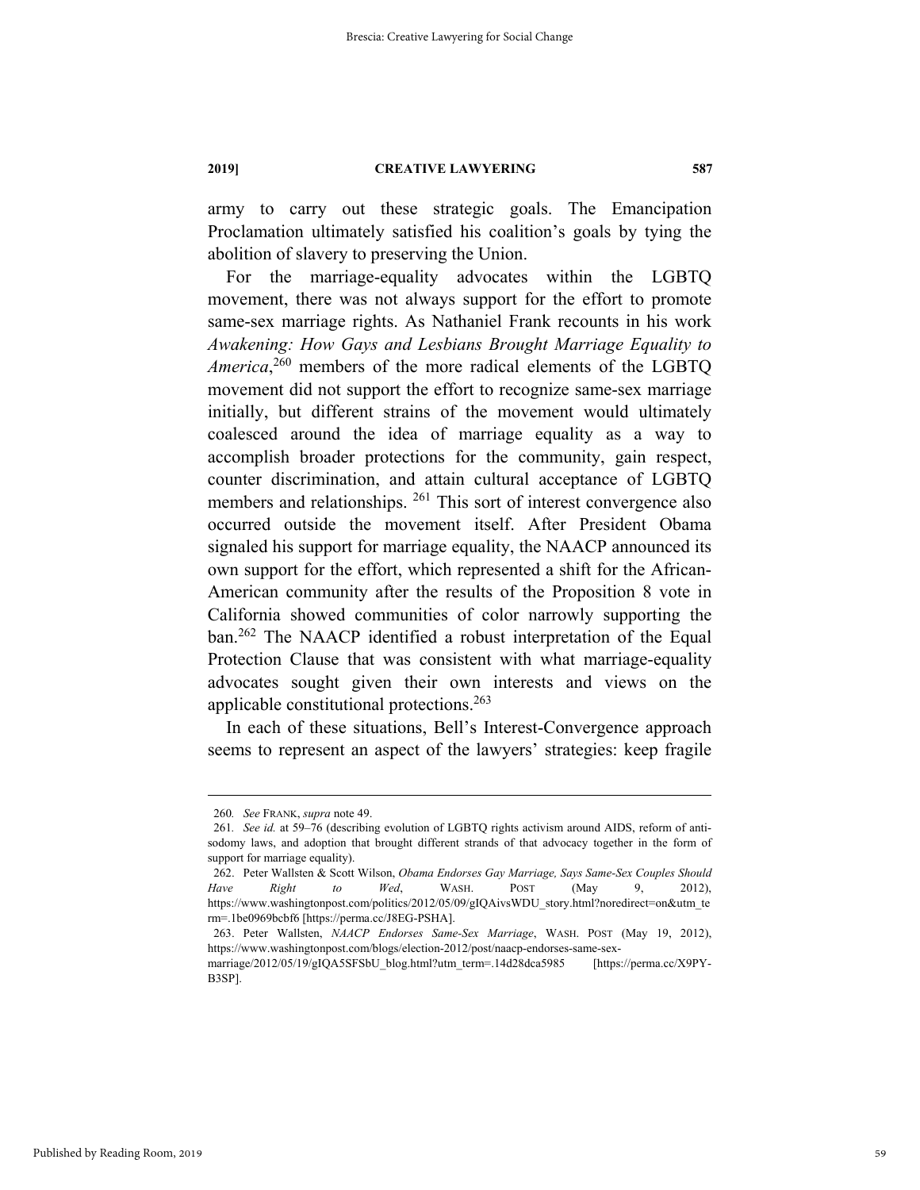army to carry out these strategic goals. The Emancipation Proclamation ultimately satisfied his coalition's goals by tying the abolition of slavery to preserving the Union.

For the marriage-equality advocates within the LGBTQ movement, there was not always support for the effort to promote same-sex marriage rights. As Nathaniel Frank recounts in his work *Awakening: How Gays and Lesbians Brought Marriage Equality to America*,[260] members of the more radical elements of the LGBTQ movement did not support the effort to recognize same-sex marriage initially, but different strains of the movement would ultimately coalesced around the idea of marriage equality as a way to accomplish broader protections for the community, gain respect, counter discrimination, and attain cultural acceptance of LGBTQ members and relationships. [261] This sort of interest convergence also occurred outside the movement itself. After President Obama signaled his support for marriage equality, the NAACP announced its own support for the effort, which represented a shift for the African-American community after the results of the Proposition 8 vote in California showed communities of color narrowly supporting the ban.[262] The NAACP identified a robust interpretation of the Equal Protection Clause that was consistent with what marriage-equality advocates sought given their own interests and views on the applicable constitutional protections.[263]

In each of these situations, Bell's Interest-Convergence approach seems to represent an aspect of the lawyers' strategies: keep fragile

---

260. *See* FRANK, *supra* note 49.

261. *See id.* at 59–76 (describing evolution of LGBTQ rights activism around AIDS, reform of anti-sodomy laws, and adoption that brought different strands of that advocacy together in the form of support for marriage equality).

262. Peter Wallsten & Scott Wilson, *Obama Endorses Gay Marriage, Says Same-Sex Couples Should Have Right to Wed*, WASH. POST (May 9, 2012), https://www.washingtonpost.com/politics/2012/05/09/gIQAivsWDU_story.html?noredirect=on&utm_term=.1be0969bcbf6 [https://perma.cc/J8EG-PSHA].

263. Peter Wallsten, *NAACP Endorses Same-Sex Marriage*, WASH. POST (May 19, 2012), https://www.washingtonpost.com/blogs/election-2012/post/naacp-endorses-same-sex-marriage/2012/05/19/gIQA5SFSbU_blog.html?utm_term=.14d28dca5985 [https://perma.cc/X9PY-B3SP].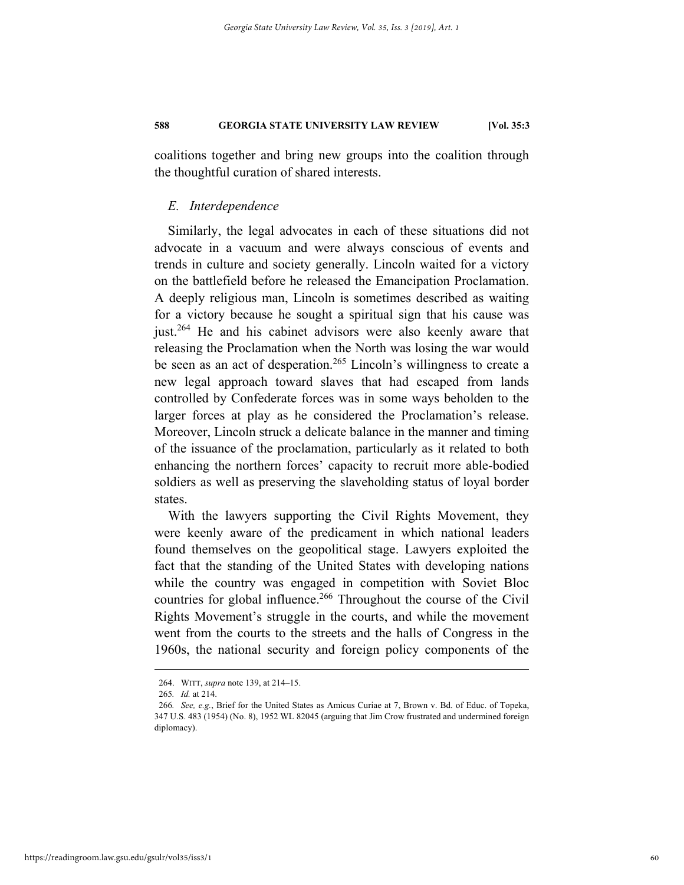coalitions together and bring new groups into the coalition through the thoughtful curation of shared interests.

### *E. Interdependence*

Similarly, the legal advocates in each of these situations did not advocate in a vacuum and were always conscious of events and trends in culture and society generally. Lincoln waited for a victory on the battlefield before he released the Emancipation Proclamation. A deeply religious man, Lincoln is sometimes described as waiting for a victory because he sought a spiritual sign that his cause was just.[264] He and his cabinet advisors were also keenly aware that releasing the Proclamation when the North was losing the war would be seen as an act of desperation.[265] Lincoln's willingness to create a new legal approach toward slaves that had escaped from lands controlled by Confederate forces was in some ways beholden to the larger forces at play as he considered the Proclamation's release. Moreover, Lincoln struck a delicate balance in the manner and timing of the issuance of the proclamation, particularly as it related to both enhancing the northern forces' capacity to recruit more able-bodied soldiers as well as preserving the slaveholding status of loyal border states.

With the lawyers supporting the Civil Rights Movement, they were keenly aware of the predicament in which national leaders found themselves on the geopolitical stage. Lawyers exploited the fact that the standing of the United States with developing nations while the country was engaged in competition with Soviet Bloc countries for global influence.[266] Throughout the course of the Civil Rights Movement's struggle in the courts, and while the movement went from the courts to the streets and the halls of Congress in the 1960s, the national security and foreign policy components of the

---

264. WITT, *supra* note 139, at 214–15.

265. *Id.* at 214.

266. *See, e.g.*, Brief for the United States as Amicus Curiae at 7, Brown v. Bd. of Educ. of Topeka, 347 U.S. 483 (1954) (No. 8), 1952 WL 82045 (arguing that Jim Crow frustrated and undermined foreign diplomacy).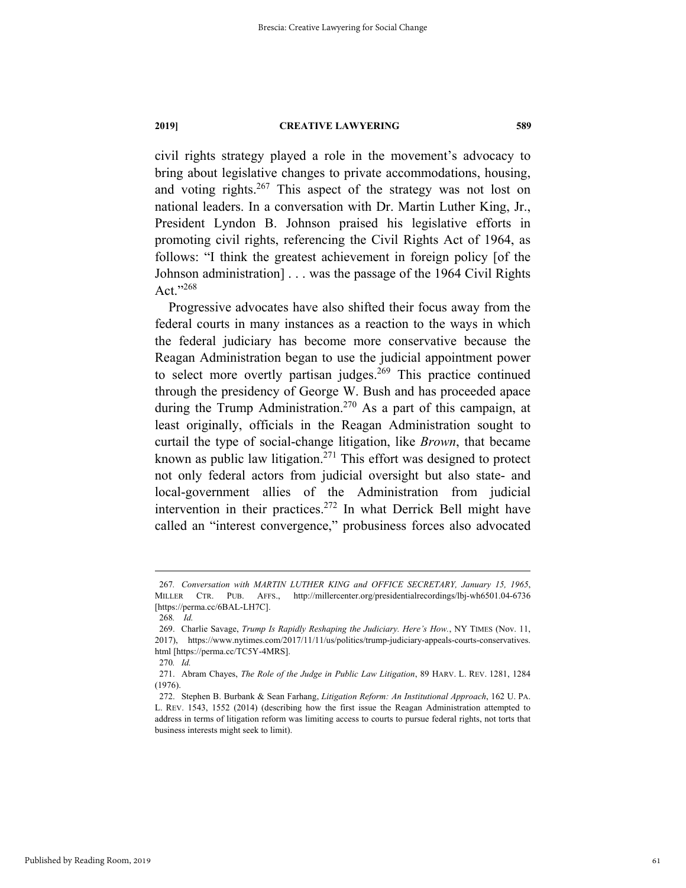civil rights strategy played a role in the movement's advocacy to bring about legislative changes to private accommodations, housing, and voting rights.[267] This aspect of the strategy was not lost on national leaders. In a conversation with Dr. Martin Luther King, Jr., President Lyndon B. Johnson praised his legislative efforts in promoting civil rights, referencing the Civil Rights Act of 1964, as follows: "I think the greatest achievement in foreign policy [of the Johnson administration] . . . was the passage of the 1964 Civil Rights Act."[268]

Progressive advocates have also shifted their focus away from the federal courts in many instances as a reaction to the ways in which the federal judiciary has become more conservative because the Reagan Administration began to use the judicial appointment power to select more overtly partisan judges.[269] This practice continued through the presidency of George W. Bush and has proceeded apace during the Trump Administration.[270] As a part of this campaign, at least originally, officials in the Reagan Administration sought to curtail the type of social-change litigation, like *Brown*, that became known as public law litigation.[271] This effort was designed to protect not only federal actors from judicial oversight but also state- and local-government allies of the Administration from judicial intervention in their practices.[272] In what Derrick Bell might have called an "interest convergence," probusiness forces also advocated

---

267. *Conversation with MARTIN LUTHER KING and OFFICE SECRETARY, January 15, 1965*, MILLER CTR. PUB. AFFS., http://millercenter.org/presidentialrecordings/lbj-wh6501.04-6736 [https://perma.cc/6BAL-LH7C].

268. *Id.*

269. Charlie Savage, *Trump Is Rapidly Reshaping the Judiciary. Here's How.*, NY TIMES (Nov. 11, 2017), https://www.nytimes.com/2017/11/11/us/politics/trump-judiciary-appeals-courts-conservatives.html [https://perma.cc/TC5Y-4MRS].

270. *Id.*

271. Abram Chayes, *The Role of the Judge in Public Law Litigation*, 89 HARV. L. REV. 1281, 1284 (1976).

272. Stephen B. Burbank & Sean Farhang, *Litigation Reform: An Institutional Approach*, 162 U. PA. L. REV. 1543, 1552 (2014) (describing how the first issue the Reagan Administration attempted to address in terms of litigation reform was limiting access to courts to pursue federal rights, not torts that business interests might seek to limit).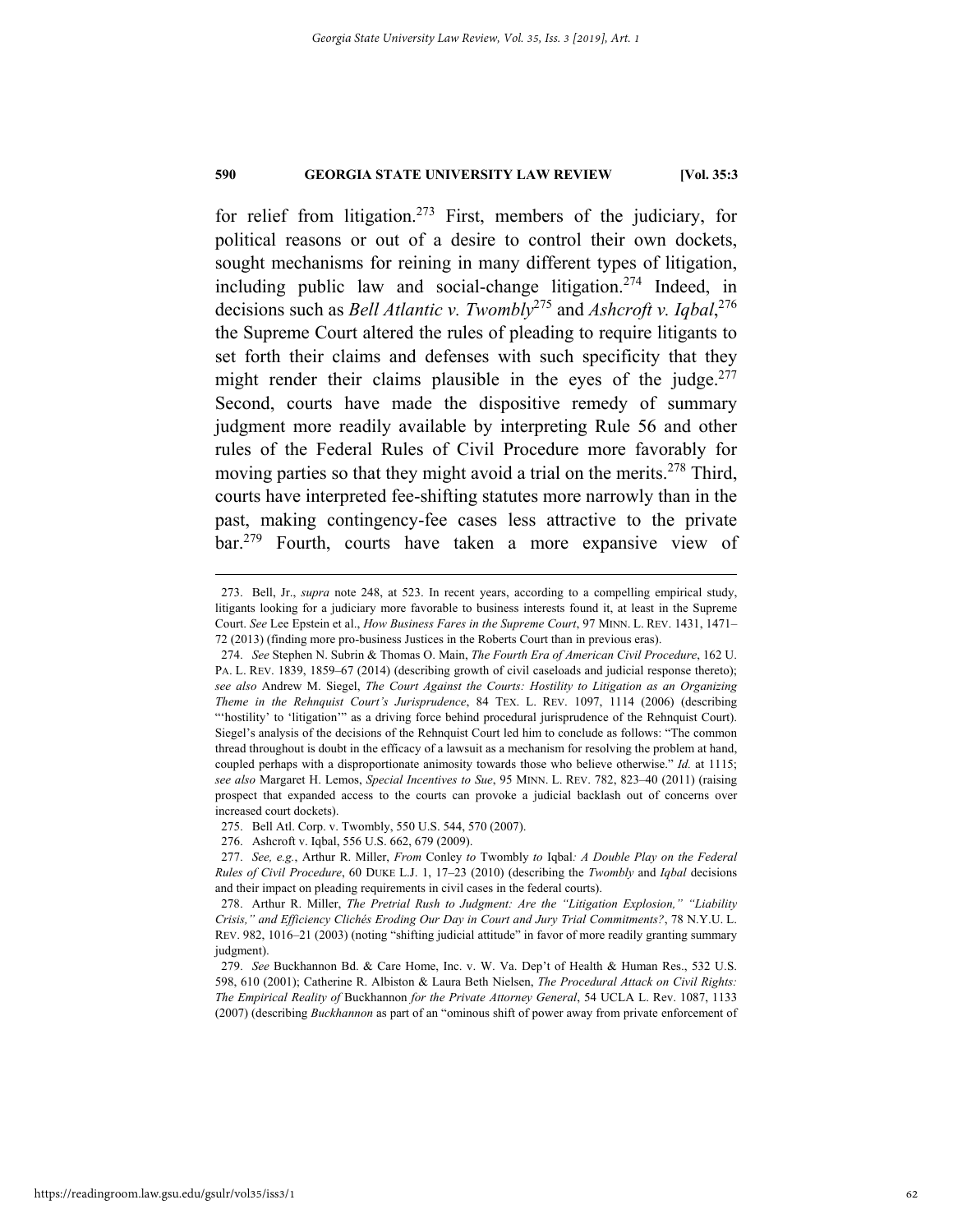for relief from litigation.[273] First, members of the judiciary, for political reasons or out of a desire to control their own dockets, sought mechanisms for reining in many different types of litigation, including public law and social-change litigation.[274] Indeed, in decisions such as *Bell Atlantic v. Twombly*[275] and *Ashcroft v. Iqbal*,[276] the Supreme Court altered the rules of pleading to require litigants to set forth their claims and defenses with such specificity that they might render their claims plausible in the eyes of the judge.[277] Second, courts have made the dispositive remedy of summary judgment more readily available by interpreting Rule 56 and other rules of the Federal Rules of Civil Procedure more favorably for moving parties so that they might avoid a trial on the merits.[278] Third, courts have interpreted fee-shifting statutes more narrowly than in the past, making contingency-fee cases less attractive to the private bar.[279] Fourth, courts have taken a more expansive view of

---

273. Bell, Jr., *supra* note 248, at 523. In recent years, according to a compelling empirical study, litigants looking for a judiciary more favorable to business interests found it, at least in the Supreme Court. *See* Lee Epstein et al., *How Business Fares in the Supreme Court*, 97 MINN. L. REV. 1431, 1471–72 (2013) (finding more pro-business Justices in the Roberts Court than in previous eras).

274. *See* Stephen N. Subrin & Thomas O. Main, *The Fourth Era of American Civil Procedure*, 162 U. PA. L. REV. 1839, 1859–67 (2014) (describing growth of civil caseloads and judicial response thereto); *see also* Andrew M. Siegel, *The Court Against the Courts: Hostility to Litigation as an Organizing Theme in the Rehnquist Court's Jurisprudence*, 84 TEX. L. REV. 1097, 1114 (2006) (describing "'hostility' to 'litigation'" as a driving force behind procedural jurisprudence of the Rehnquist Court). Siegel's analysis of the decisions of the Rehnquist Court led him to conclude as follows: "The common thread throughout is doubt in the efficacy of a lawsuit as a mechanism for resolving the problem at hand, coupled perhaps with a disproportionate animosity towards those who believe otherwise." *Id.* at 1115; *see also* Margaret H. Lemos, *Special Incentives to Sue*, 95 MINN. L. REV. 782, 823–40 (2011) (raising prospect that expanded access to the courts can provoke a judicial backlash out of concerns over increased court dockets).

275. Bell Atl. Corp. v. Twombly, 550 U.S. 544, 570 (2007).

276. Ashcroft v. Iqbal, 556 U.S. 662, 679 (2009).

277. *See, e.g.*, Arthur R. Miller, *From* Conley *to* Twombly *to* Iqbal*: A Double Play on the Federal Rules of Civil Procedure*, 60 DUKE L.J. 1, 17–23 (2010) (describing the *Twombly* and *Iqbal* decisions and their impact on pleading requirements in civil cases in the federal courts).

278. Arthur R. Miller, *The Pretrial Rush to Judgment: Are the "Litigation Explosion," "Liability Crisis," and Efficiency Clichés Eroding Our Day in Court and Jury Trial Commitments?*, 78 N.Y.U. L. REV. 982, 1016–21 (2003) (noting "shifting judicial attitude" in favor of more readily granting summary judgment).

279. *See* Buckhannon Bd. & Care Home, Inc. v. W. Va. Dep't of Health & Human Res., 532 U.S. 598, 610 (2001); Catherine R. Albiston & Laura Beth Nielsen, *The Procedural Attack on Civil Rights: The Empirical Reality of* Buckhannon *for the Private Attorney General*, 54 UCLA L. Rev. 1087, 1133 (2007) (describing *Buckhannon* as part of an "ominous shift of power away from private enforcement of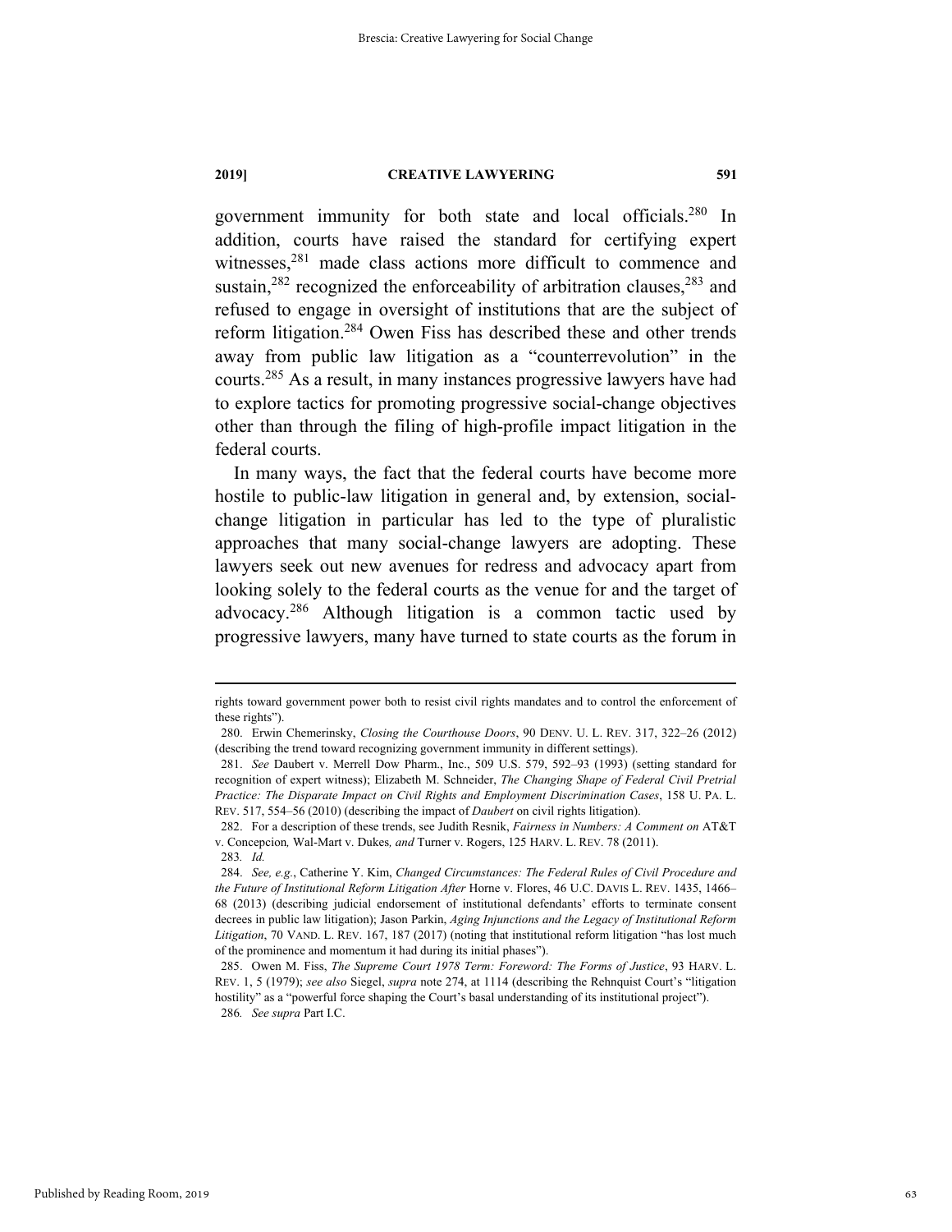government immunity for both state and local officials.[280] In addition, courts have raised the standard for certifying expert witnesses,[281] made class actions more difficult to commence and sustain,[282] recognized the enforceability of arbitration clauses,[283] and refused to engage in oversight of institutions that are the subject of reform litigation.[284] Owen Fiss has described these and other trends away from public law litigation as a "counterrevolution" in the courts.[285] As a result, in many instances progressive lawyers have had to explore tactics for promoting progressive social-change objectives other than through the filing of high-profile impact litigation in the federal courts.

In many ways, the fact that the federal courts have become more hostile to public-law litigation in general and, by extension, social-change litigation in particular has led to the type of pluralistic approaches that many social-change lawyers are adopting. These lawyers seek out new avenues for redress and advocacy apart from looking solely to the federal courts as the venue for and the target of advocacy.[286] Although litigation is a common tactic used by progressive lawyers, many have turned to state courts as the forum in

---

rights toward government power both to resist civil rights mandates and to control the enforcement of these rights").

280. Erwin Chemerinsky, *Closing the Courthouse Doors*, 90 DENV. U. L. REV. 317, 322–26 (2012) (describing the trend toward recognizing government immunity in different settings).

281. *See* Daubert v. Merrell Dow Pharm., Inc., 509 U.S. 579, 592–93 (1993) (setting standard for recognition of expert witness); Elizabeth M. Schneider, *The Changing Shape of Federal Civil Pretrial Practice: The Disparate Impact on Civil Rights and Employment Discrimination Cases*, 158 U. PA. L. REV. 517, 554–56 (2010) (describing the impact of *Daubert* on civil rights litigation).

282. For a description of these trends, see Judith Resnik, *Fairness in Numbers: A Comment on* AT&T v. Concepcion*,* Wal-Mart v. Dukes*, and* Turner v. Rogers, 125 HARV. L. REV. 78 (2011).

283*. Id.*

284. *See, e.g.*, Catherine Y. Kim, *Changed Circumstances: The Federal Rules of Civil Procedure and the Future of Institutional Reform Litigation After* Horne v. Flores, 46 U.C. DAVIS L. REV. 1435, 1466–68 (2013) (describing judicial endorsement of institutional defendants' efforts to terminate consent decrees in public law litigation); Jason Parkin, *Aging Injunctions and the Legacy of Institutional Reform Litigation*, 70 VAND. L. REV. 167, 187 (2017) (noting that institutional reform litigation "has lost much of the prominence and momentum it had during its initial phases").

285. Owen M. Fiss, *The Supreme Court 1978 Term: Foreword: The Forms of Justice*, 93 HARV. L. REV. 1, 5 (1979); *see also* Siegel, *supra* note 274, at 1114 (describing the Rehnquist Court's "litigation hostility" as a "powerful force shaping the Court's basal understanding of its institutional project").

286*. See supra* Part I.C.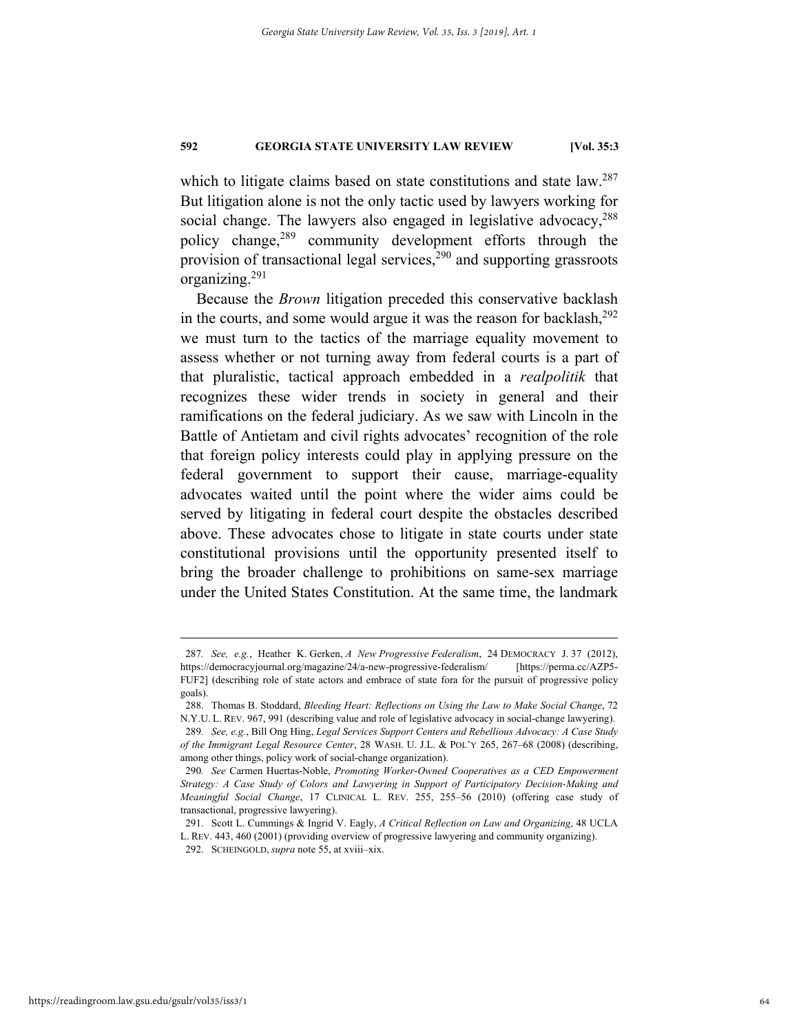which to litigate claims based on state constitutions and state law.[287] But litigation alone is not the only tactic used by lawyers working for social change. The lawyers also engaged in legislative advocacy,[288] policy change,[289] community development efforts through the provision of transactional legal services,[290] and supporting grassroots organizing.[291]

Because the *Brown* litigation preceded this conservative backlash in the courts, and some would argue it was the reason for backlash,[292] we must turn to the tactics of the marriage equality movement to assess whether or not turning away from federal courts is a part of that pluralistic, tactical approach embedded in a *realpolitik* that recognizes these wider trends in society in general and their ramifications on the federal judiciary. As we saw with Lincoln in the Battle of Antietam and civil rights advocates' recognition of the role that foreign policy interests could play in applying pressure on the federal government to support their cause, marriage-equality advocates waited until the point where the wider aims could be served by litigating in federal court despite the obstacles described above. These advocates chose to litigate in state courts under state constitutional provisions until the opportunity presented itself to bring the broader challenge to prohibitions on same-sex marriage under the United States Constitution. At the same time, the landmark

---

287. *See, e.g.*, Heather K. Gerken, *A New Progressive Federalism*, 24 DEMOCRACY J. 37 (2012), https://democracyjournal.org/magazine/24/a-new-progressive-federalism/ [https://perma.cc/AZP5-FUF2] (describing role of state actors and embrace of state fora for the pursuit of progressive policy goals).

288. Thomas B. Stoddard, *Bleeding Heart: Reflections on Using the Law to Make Social Change*, 72 N.Y.U. L. REV. 967, 991 (describing value and role of legislative advocacy in social-change lawyering).

289. *See, e.g.*, Bill Ong Hing, *Legal Services Support Centers and Rebellious Advocacy: A Case Study of the Immigrant Legal Resource Center*, 28 WASH. U. J.L. & POL'Y 265, 267–68 (2008) (describing, among other things, policy work of social-change organization).

290. *See* Carmen Huertas-Noble, *Promoting Worker-Owned Cooperatives as a CED Empowerment Strategy: A Case Study of Colors and Lawyering in Support of Participatory Decision-Making and Meaningful Social Change*, 17 CLINICAL L. REV. 255, 255–56 (2010) (offering case study of transactional, progressive lawyering).

291. Scott L. Cummings & Ingrid V. Eagly, *A Critical Reflection on Law and Organizing*, 48 UCLA L. REV. 443, 460 (2001) (providing overview of progressive lawyering and community organizing).

292. SCHEINGOLD, *supra* note 55, at xviii–xix.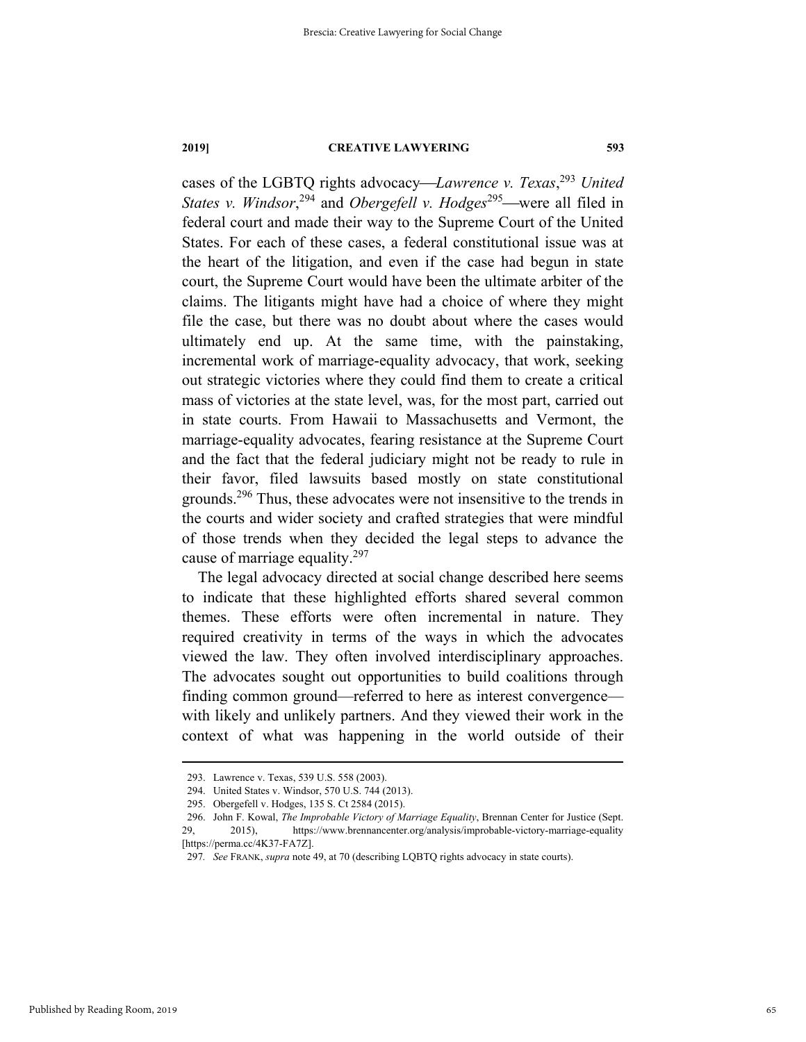cases of the LGBTQ rights advocacy—*Lawrence v. Texas*,[293] *United States v. Windsor*,[294] and *Obergefell v. Hodges*[295]—were all filed in federal court and made their way to the Supreme Court of the United States. For each of these cases, a federal constitutional issue was at the heart of the litigation, and even if the case had begun in state court, the Supreme Court would have been the ultimate arbiter of the claims. The litigants might have had a choice of where they might file the case, but there was no doubt about where the cases would ultimately end up. At the same time, with the painstaking, incremental work of marriage-equality advocacy, that work, seeking out strategic victories where they could find them to create a critical mass of victories at the state level, was, for the most part, carried out in state courts. From Hawaii to Massachusetts and Vermont, the marriage-equality advocates, fearing resistance at the Supreme Court and the fact that the federal judiciary might not be ready to rule in their favor, filed lawsuits based mostly on state constitutional grounds.[296] Thus, these advocates were not insensitive to the trends in the courts and wider society and crafted strategies that were mindful of those trends when they decided the legal steps to advance the cause of marriage equality.[297]

The legal advocacy directed at social change described here seems to indicate that these highlighted efforts shared several common themes. These efforts were often incremental in nature. They required creativity in terms of the ways in which the advocates viewed the law. They often involved interdisciplinary approaches. The advocates sought out opportunities to build coalitions through finding common ground—referred to here as interest convergence—with likely and unlikely partners. And they viewed their work in the context of what was happening in the world outside of their

---

293. Lawrence v. Texas, 539 U.S. 558 (2003).

294. United States v. Windsor, 570 U.S. 744 (2013).

295. Obergefell v. Hodges, 135 S. Ct 2584 (2015).

296. John F. Kowal, *The Improbable Victory of Marriage Equality*, Brennan Center for Justice (Sept. 29, 2015), https://www.brennancenter.org/analysis/improbable-victory-marriage-equality [https://perma.cc/4K37-FA7Z].

297. *See* FRANK, *supra* note 49, at 70 (describing LQBTQ rights advocacy in state courts).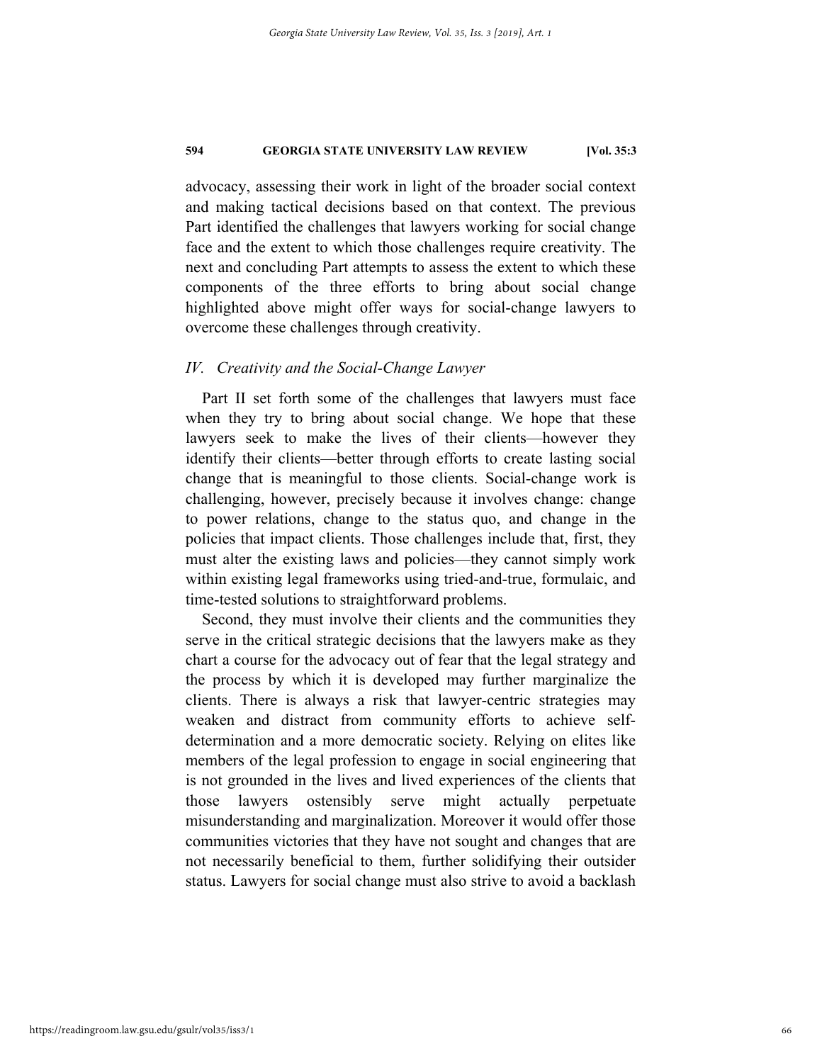advocacy, assessing their work in light of the broader social context and making tactical decisions based on that context. The previous Part identified the challenges that lawyers working for social change face and the extent to which those challenges require creativity. The next and concluding Part attempts to assess the extent to which these components of the three efforts to bring about social change highlighted above might offer ways for social-change lawyers to overcome these challenges through creativity.

## *IV. Creativity and the Social-Change Lawyer*

Part II set forth some of the challenges that lawyers must face when they try to bring about social change. We hope that these lawyers seek to make the lives of their clients—however they identify their clients—better through efforts to create lasting social change that is meaningful to those clients. Social-change work is challenging, however, precisely because it involves change: change to power relations, change to the status quo, and change in the policies that impact clients. Those challenges include that, first, they must alter the existing laws and policies—they cannot simply work within existing legal frameworks using tried-and-true, formulaic, and time-tested solutions to straightforward problems.

Second, they must involve their clients and the communities they serve in the critical strategic decisions that the lawyers make as they chart a course for the advocacy out of fear that the legal strategy and the process by which it is developed may further marginalize the clients. There is always a risk that lawyer-centric strategies may weaken and distract from community efforts to achieve self-determination and a more democratic society. Relying on elites like members of the legal profession to engage in social engineering that is not grounded in the lives and lived experiences of the clients that those lawyers ostensibly serve might actually perpetuate misunderstanding and marginalization. Moreover it would offer those communities victories that they have not sought and changes that are not necessarily beneficial to them, further solidifying their outsider status. Lawyers for social change must also strive to avoid a backlash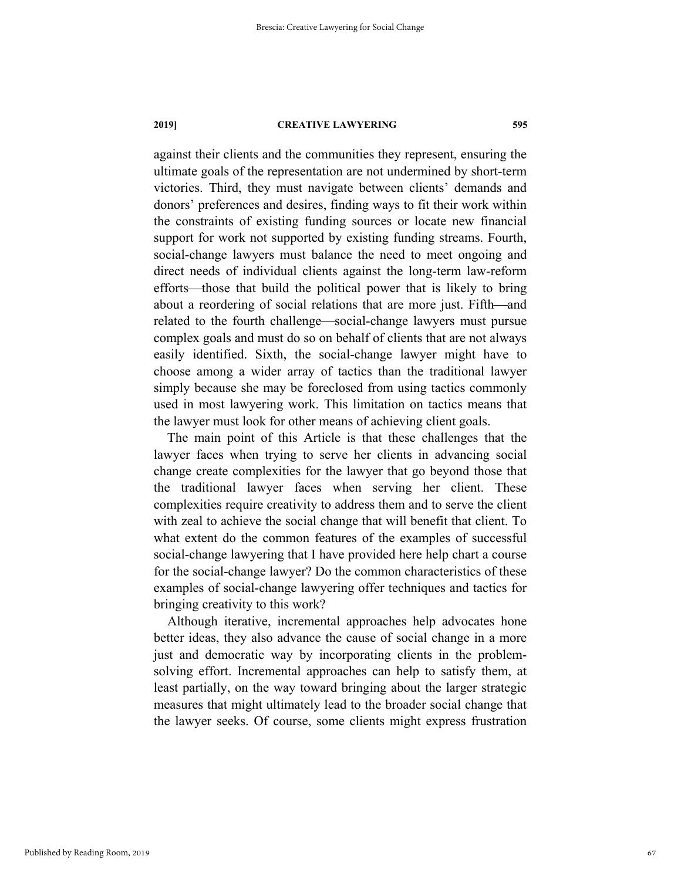against their clients and the communities they represent, ensuring the ultimate goals of the representation are not undermined by short-term victories. Third, they must navigate between clients' demands and donors' preferences and desires, finding ways to fit their work within the constraints of existing funding sources or locate new financial support for work not supported by existing funding streams. Fourth, social-change lawyers must balance the need to meet ongoing and direct needs of individual clients against the long-term law-reform efforts—those that build the political power that is likely to bring about a reordering of social relations that are more just. Fifth—and related to the fourth challenge—social-change lawyers must pursue complex goals and must do so on behalf of clients that are not always easily identified. Sixth, the social-change lawyer might have to choose among a wider array of tactics than the traditional lawyer simply because she may be foreclosed from using tactics commonly used in most lawyering work. This limitation on tactics means that the lawyer must look for other means of achieving client goals.

The main point of this Article is that these challenges that the lawyer faces when trying to serve her clients in advancing social change create complexities for the lawyer that go beyond those that the traditional lawyer faces when serving her client. These complexities require creativity to address them and to serve the client with zeal to achieve the social change that will benefit that client. To what extent do the common features of the examples of successful social-change lawyering that I have provided here help chart a course for the social-change lawyer? Do the common characteristics of these examples of social-change lawyering offer techniques and tactics for bringing creativity to this work?

Although iterative, incremental approaches help advocates hone better ideas, they also advance the cause of social change in a more just and democratic way by incorporating clients in the problem-solving effort. Incremental approaches can help to satisfy them, at least partially, on the way toward bringing about the larger strategic measures that might ultimately lead to the broader social change that the lawyer seeks. Of course, some clients might express frustration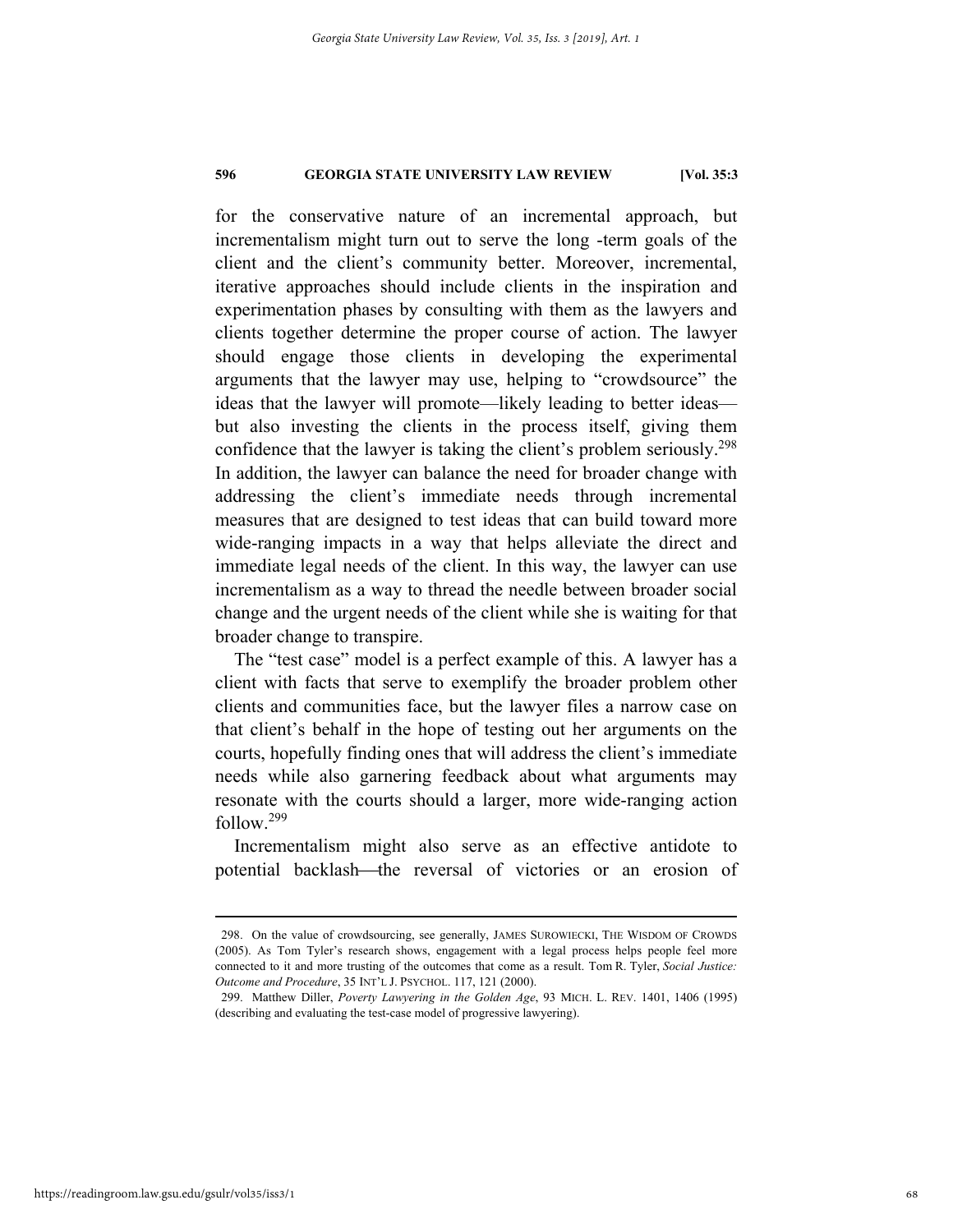for the conservative nature of an incremental approach, but incrementalism might turn out to serve the long -term goals of the client and the client's community better. Moreover, incremental, iterative approaches should include clients in the inspiration and experimentation phases by consulting with them as the lawyers and clients together determine the proper course of action. The lawyer should engage those clients in developing the experimental arguments that the lawyer may use, helping to "crowdsource" the ideas that the lawyer will promote—likely leading to better ideas—but also investing the clients in the process itself, giving them confidence that the lawyer is taking the client's problem seriously.[298] In addition, the lawyer can balance the need for broader change with addressing the client's immediate needs through incremental measures that are designed to test ideas that can build toward more wide-ranging impacts in a way that helps alleviate the direct and immediate legal needs of the client. In this way, the lawyer can use incrementalism as a way to thread the needle between broader social change and the urgent needs of the client while she is waiting for that broader change to transpire.

The "test case" model is a perfect example of this. A lawyer has a client with facts that serve to exemplify the broader problem other clients and communities face, but the lawyer files a narrow case on that client's behalf in the hope of testing out her arguments on the courts, hopefully finding ones that will address the client's immediate needs while also garnering feedback about what arguments may resonate with the courts should a larger, more wide-ranging action follow.[299]

Incrementalism might also serve as an effective antidote to potential backlash—the reversal of victories or an erosion of

---

298. On the value of crowdsourcing, see generally, JAMES SUROWIECKI, THE WISDOM OF CROWDS (2005). As Tom Tyler's research shows, engagement with a legal process helps people feel more connected to it and more trusting of the outcomes that come as a result. Tom R. Tyler, *Social Justice: Outcome and Procedure*, 35 INT'L J. PSYCHOL. 117, 121 (2000).

299. Matthew Diller, *Poverty Lawyering in the Golden Age*, 93 MICH. L. REV. 1401, 1406 (1995) (describing and evaluating the test-case model of progressive lawyering).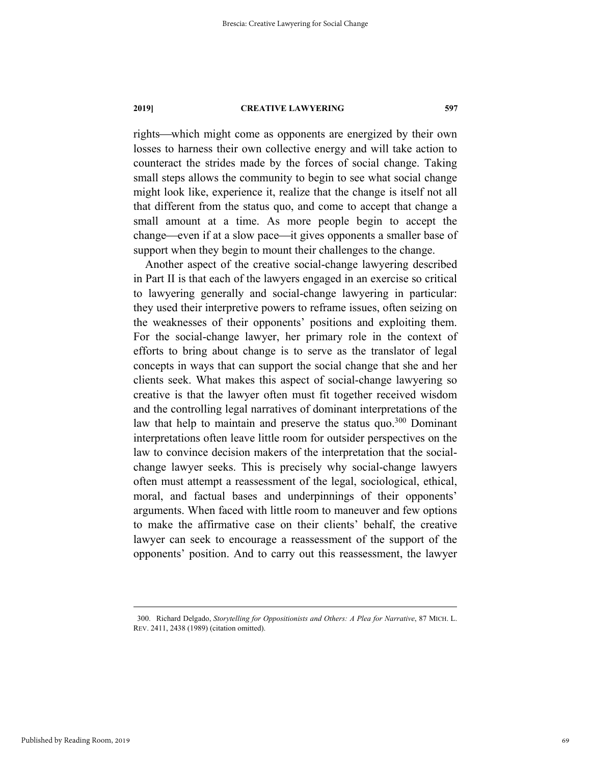rights—which might come as opponents are energized by their own losses to harness their own collective energy and will take action to counteract the strides made by the forces of social change. Taking small steps allows the community to begin to see what social change might look like, experience it, realize that the change is itself not all that different from the status quo, and come to accept that change a small amount at a time. As more people begin to accept the change—even if at a slow pace—it gives opponents a smaller base of support when they begin to mount their challenges to the change.

Another aspect of the creative social-change lawyering described in Part II is that each of the lawyers engaged in an exercise so critical to lawyering generally and social-change lawyering in particular: they used their interpretive powers to reframe issues, often seizing on the weaknesses of their opponents' positions and exploiting them. For the social-change lawyer, her primary role in the context of efforts to bring about change is to serve as the translator of legal concepts in ways that can support the social change that she and her clients seek. What makes this aspect of social-change lawyering so creative is that the lawyer often must fit together received wisdom and the controlling legal narratives of dominant interpretations of the law that help to maintain and preserve the status quo.[300] Dominant interpretations often leave little room for outsider perspectives on the law to convince decision makers of the interpretation that the social-change lawyer seeks. This is precisely why social-change lawyers often must attempt a reassessment of the legal, sociological, ethical, moral, and factual bases and underpinnings of their opponents' arguments. When faced with little room to maneuver and few options to make the affirmative case on their clients' behalf, the creative lawyer can seek to encourage a reassessment of the support of the opponents' position. And to carry out this reassessment, the lawyer

---

300. Richard Delgado, *Storytelling for Oppositionists and Others: A Plea for Narrative*, 87 MICH. L. REV. 2411, 2438 (1989) (citation omitted).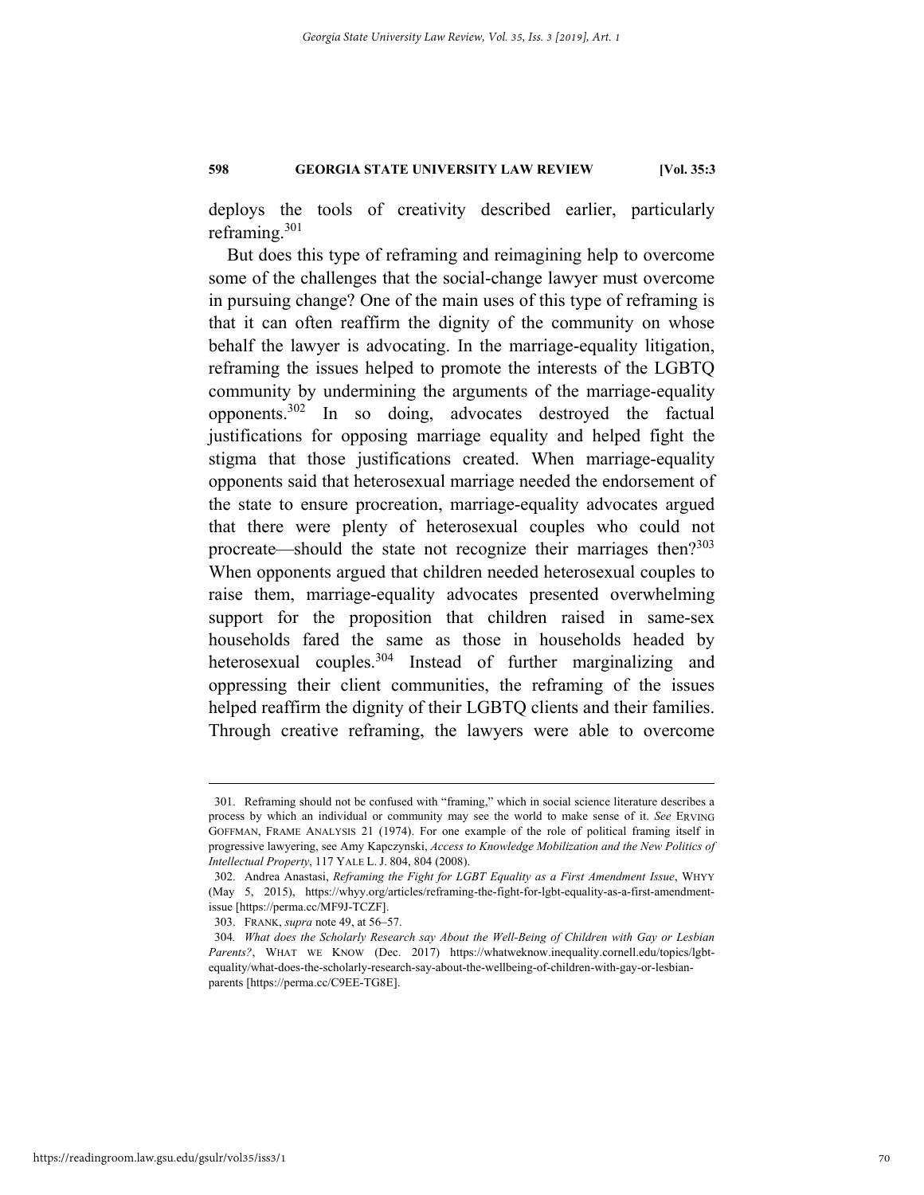deploys the tools of creativity described earlier, particularly reframing.[301]

But does this type of reframing and reimagining help to overcome some of the challenges that the social-change lawyer must overcome in pursuing change? One of the main uses of this type of reframing is that it can often reaffirm the dignity of the community on whose behalf the lawyer is advocating. In the marriage-equality litigation, reframing the issues helped to promote the interests of the LGBTQ community by undermining the arguments of the marriage-equality opponents.[302] In so doing, advocates destroyed the factual justifications for opposing marriage equality and helped fight the stigma that those justifications created. When marriage-equality opponents said that heterosexual marriage needed the endorsement of the state to ensure procreation, marriage-equality advocates argued that there were plenty of heterosexual couples who could not procreate—should the state not recognize their marriages then?[303] When opponents argued that children needed heterosexual couples to raise them, marriage-equality advocates presented overwhelming support for the proposition that children raised in same-sex households fared the same as those in households headed by heterosexual couples.[304] Instead of further marginalizing and oppressing their client communities, the reframing of the issues helped reaffirm the dignity of their LGBTQ clients and their families. Through creative reframing, the lawyers were able to overcome

---

301. Reframing should not be confused with "framing," which in social science literature describes a process by which an individual or community may see the world to make sense of it. *See* ERVING GOFFMAN, FRAME ANALYSIS 21 (1974). For one example of the role of political framing itself in progressive lawyering, see Amy Kapczynski, *Access to Knowledge Mobilization and the New Politics of Intellectual Property*, 117 YALE L. J. 804, 804 (2008).

302. Andrea Anastasi, *Reframing the Fight for LGBT Equality as a First Amendment Issue*, WHYY (May 5, 2015), https://whyy.org/articles/reframing-the-fight-for-lgbt-equality-as-a-first-amendment-issue [https://perma.cc/MF9J-TCZF].

303. FRANK, *supra* note 49, at 56–57.

304. *What does the Scholarly Research say About the Well-Being of Children with Gay or Lesbian Parents?*, WHAT WE KNOW (Dec. 2017) https://whatweknow.inequality.cornell.edu/topics/lgbt-equality/what-does-the-scholarly-research-say-about-the-wellbeing-of-children-with-gay-or-lesbian-parents [https://perma.cc/C9EE-TG8E].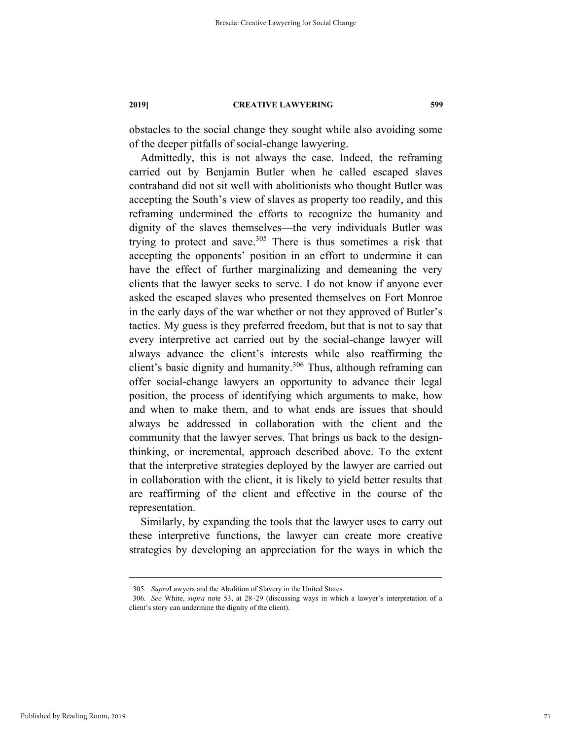obstacles to the social change they sought while also avoiding some of the deeper pitfalls of social-change lawyering.

Admittedly, this is not always the case. Indeed, the reframing carried out by Benjamin Butler when he called escaped slaves contraband did not sit well with abolitionists who thought Butler was accepting the South's view of slaves as property too readily, and this reframing undermined the efforts to recognize the humanity and dignity of the slaves themselves—the very individuals Butler was trying to protect and save.[305] There is thus sometimes a risk that accepting the opponents' position in an effort to undermine it can have the effect of further marginalizing and demeaning the very clients that the lawyer seeks to serve. I do not know if anyone ever asked the escaped slaves who presented themselves on Fort Monroe in the early days of the war whether or not they approved of Butler's tactics. My guess is they preferred freedom, but that is not to say that every interpretive act carried out by the social-change lawyer will always advance the client's interests while also reaffirming the client's basic dignity and humanity.[306] Thus, although reframing can offer social-change lawyers an opportunity to advance their legal position, the process of identifying which arguments to make, how and when to make them, and to what ends are issues that should always be addressed in collaboration with the client and the community that the lawyer serves. That brings us back to the design-thinking, or incremental, approach described above. To the extent that the interpretive strategies deployed by the lawyer are carried out in collaboration with the client, it is likely to yield better results that are reaffirming of the client and effective in the course of the representation.

Similarly, by expanding the tools that the lawyer uses to carry out these interpretive functions, the lawyer can create more creative strategies by developing an appreciation for the ways in which the

---

305. *Supra*Lawyers and the Abolition of Slavery in the United States.

306. *See* White, *supra* note 53, at 28–29 (discussing ways in which a lawyer's interpretation of a client's story can undermine the dignity of the client).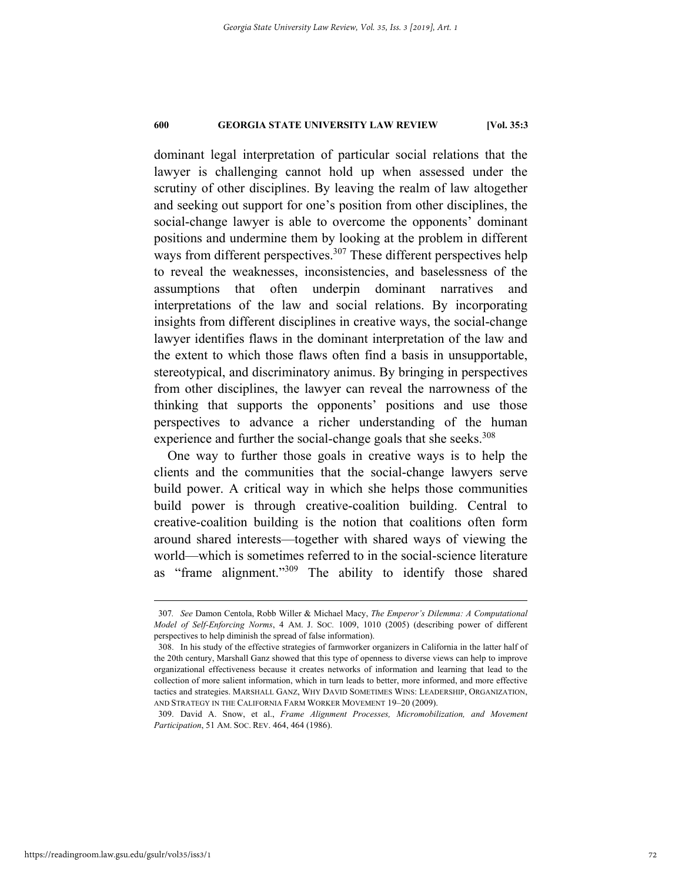dominant legal interpretation of particular social relations that the lawyer is challenging cannot hold up when assessed under the scrutiny of other disciplines. By leaving the realm of law altogether and seeking out support for one's position from other disciplines, the social-change lawyer is able to overcome the opponents' dominant positions and undermine them by looking at the problem in different ways from different perspectives.[307] These different perspectives help to reveal the weaknesses, inconsistencies, and baselessness of the assumptions that often underpin dominant narratives and interpretations of the law and social relations. By incorporating insights from different disciplines in creative ways, the social-change lawyer identifies flaws in the dominant interpretation of the law and the extent to which those flaws often find a basis in unsupportable, stereotypical, and discriminatory animus. By bringing in perspectives from other disciplines, the lawyer can reveal the narrowness of the thinking that supports the opponents' positions and use those perspectives to advance a richer understanding of the human experience and further the social-change goals that she seeks.[308]

One way to further those goals in creative ways is to help the clients and the communities that the social-change lawyers serve build power. A critical way in which she helps those communities build power is through creative-coalition building. Central to creative-coalition building is the notion that coalitions often form around shared interests—together with shared ways of viewing the world—which is sometimes referred to in the social-science literature as "frame alignment."[309] The ability to identify those shared

---

307. *See* Damon Centola, Robb Willer & Michael Macy, *The Emperor's Dilemma: A Computational Model of Self-Enforcing Norms*, 4 AM. J. SOC. 1009, 1010 (2005) (describing power of different perspectives to help diminish the spread of false information).

308. In his study of the effective strategies of farmworker organizers in California in the latter half of the 20th century, Marshall Ganz showed that this type of openness to diverse views can help to improve organizational effectiveness because it creates networks of information and learning that lead to the collection of more salient information, which in turn leads to better, more informed, and more effective tactics and strategies. MARSHALL GANZ, WHY DAVID SOMETIMES WINS: LEADERSHIP, ORGANIZATION, AND STRATEGY IN THE CALIFORNIA FARM WORKER MOVEMENT 19–20 (2009).

309. David A. Snow, et al., *Frame Alignment Processes, Micromobilization, and Movement Participation*, 51 AM. SOC. REV. 464, 464 (1986).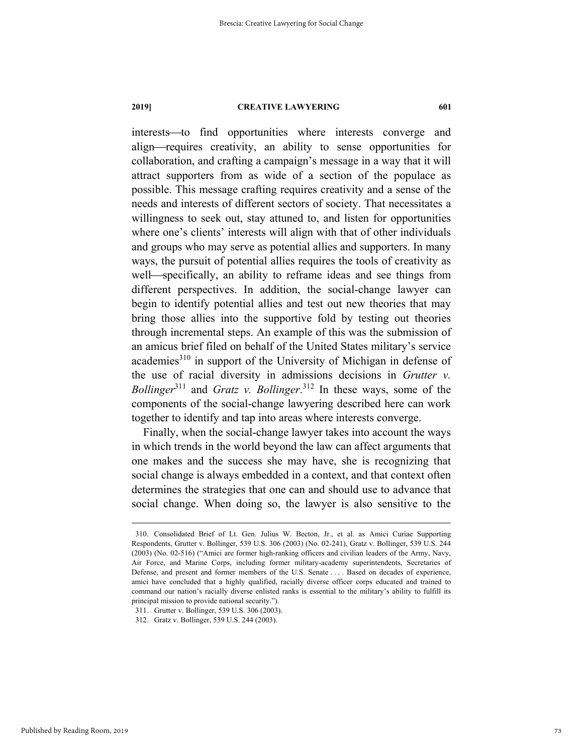interests—to find opportunities where interests converge and align—requires creativity, an ability to sense opportunities for collaboration, and crafting a campaign's message in a way that it will attract supporters from as wide of a section of the populace as possible. This message crafting requires creativity and a sense of the needs and interests of different sectors of society. That necessitates a willingness to seek out, stay attuned to, and listen for opportunities where one's clients' interests will align with that of other individuals and groups who may serve as potential allies and supporters. In many ways, the pursuit of potential allies requires the tools of creativity as well—specifically, an ability to reframe ideas and see things from different perspectives. In addition, the social-change lawyer can begin to identify potential allies and test out new theories that may bring those allies into the supportive fold by testing out theories through incremental steps. An example of this was the submission of an amicus brief filed on behalf of the United States military's service academies[310] in support of the University of Michigan in defense of the use of racial diversity in admissions decisions in *Grutter v. Bollinger*[311] and *Gratz v. Bollinger*.[312] In these ways, some of the components of the social-change lawyering described here can work together to identify and tap into areas where interests converge.

Finally, when the social-change lawyer takes into account the ways in which trends in the world beyond the law can affect arguments that one makes and the success she may have, she is recognizing that social change is always embedded in a context, and that context often determines the strategies that one can and should use to advance that social change. When doing so, the lawyer is also sensitive to the

---

310. Consolidated Brief of Lt. Gen. Julius W. Becton, Jr., et al. as Amici Curiae Supporting Respondents, Grutter v. Bollinger, 539 U.S. 306 (2003) (No. 02-241), Gratz v. Bollinger, 539 U.S. 244 (2003) (No. 02-516) ("Amici are former high-ranking officers and civilian leaders of the Army, Navy, Air Force, and Marine Corps, including former military-academy superintendents, Secretaries of Defense, and present and former members of the U.S. Senate . . . . Based on decades of experience, amici have concluded that a highly qualified, racially diverse officer corps educated and trained to command our nation's racially diverse enlisted ranks is essential to the military's ability to fulfill its principal mission to provide national security.").

311. Grutter v. Bollinger, 539 U.S. 306 (2003).

312. Gratz v. Bollinger, 539 U.S. 244 (2003).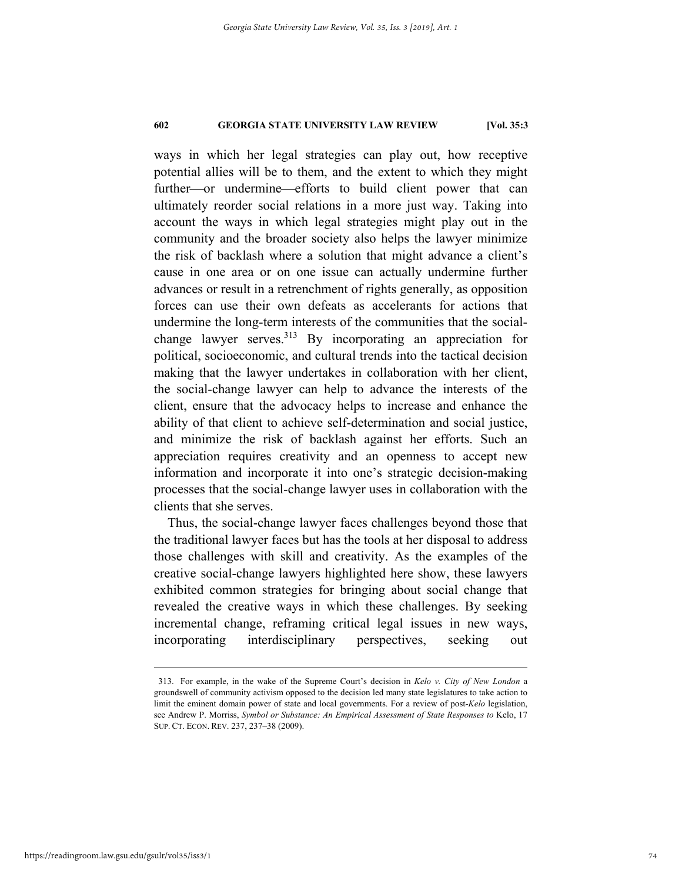ways in which her legal strategies can play out, how receptive potential allies will be to them, and the extent to which they might further—or undermine—efforts to build client power that can ultimately reorder social relations in a more just way. Taking into account the ways in which legal strategies might play out in the community and the broader society also helps the lawyer minimize the risk of backlash where a solution that might advance a client's cause in one area or on one issue can actually undermine further advances or result in a retrenchment of rights generally, as opposition forces can use their own defeats as accelerants for actions that undermine the long-term interests of the communities that the social-change lawyer serves.[313] By incorporating an appreciation for political, socioeconomic, and cultural trends into the tactical decision making that the lawyer undertakes in collaboration with her client, the social-change lawyer can help to advance the interests of the client, ensure that the advocacy helps to increase and enhance the ability of that client to achieve self-determination and social justice, and minimize the risk of backlash against her efforts. Such an appreciation requires creativity and an openness to accept new information and incorporate it into one's strategic decision-making processes that the social-change lawyer uses in collaboration with the clients that she serves.

Thus, the social-change lawyer faces challenges beyond those that the traditional lawyer faces but has the tools at her disposal to address those challenges with skill and creativity. As the examples of the creative social-change lawyers highlighted here show, these lawyers exhibited common strategies for bringing about social change that revealed the creative ways in which these challenges. By seeking incremental change, reframing critical legal issues in new ways, incorporating interdisciplinary perspectives, seeking out

313. For example, in the wake of the Supreme Court's decision in *Kelo v. City of New London* a groundswell of community activism opposed to the decision led many state legislatures to take action to limit the eminent domain power of state and local governments. For a review of post-*Kelo* legislation, see Andrew P. Morriss, *Symbol or Substance: An Empirical Assessment of State Responses to* Kelo, 17 SUP. CT. ECON. REV. 237, 237–38 (2009).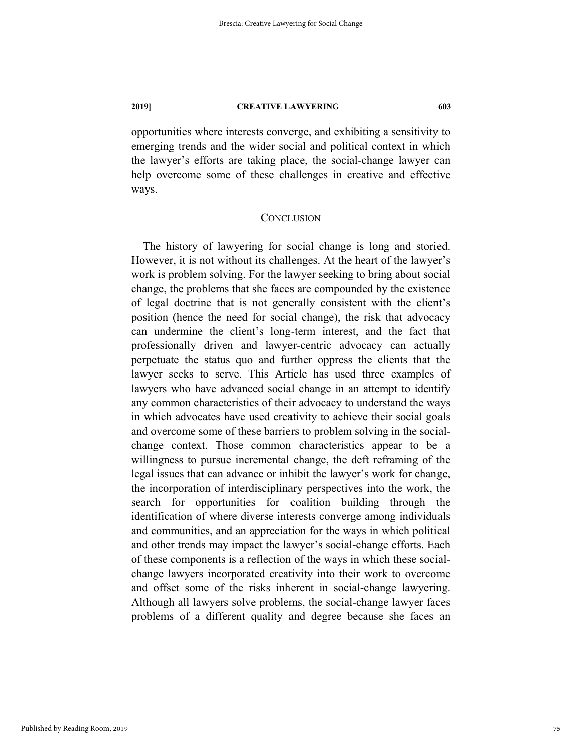opportunities where interests converge, and exhibiting a sensitivity to emerging trends and the wider social and political context in which the lawyer's efforts are taking place, the social-change lawyer can help overcome some of these challenges in creative and effective ways.

## CONCLUSION

The history of lawyering for social change is long and storied. However, it is not without its challenges. At the heart of the lawyer's work is problem solving. For the lawyer seeking to bring about social change, the problems that she faces are compounded by the existence of legal doctrine that is not generally consistent with the client's position (hence the need for social change), the risk that advocacy can undermine the client's long-term interest, and the fact that professionally driven and lawyer-centric advocacy can actually perpetuate the status quo and further oppress the clients that the lawyer seeks to serve. This Article has used three examples of lawyers who have advanced social change in an attempt to identify any common characteristics of their advocacy to understand the ways in which advocates have used creativity to achieve their social goals and overcome some of these barriers to problem solving in the social-change context. Those common characteristics appear to be a willingness to pursue incremental change, the deft reframing of the legal issues that can advance or inhibit the lawyer's work for change, the incorporation of interdisciplinary perspectives into the work, the search for opportunities for coalition building through the identification of where diverse interests converge among individuals and communities, and an appreciation for the ways in which political and other trends may impact the lawyer's social-change efforts. Each of these components is a reflection of the ways in which these social-change lawyers incorporated creativity into their work to overcome and offset some of the risks inherent in social-change lawyering. Although all lawyers solve problems, the social-change lawyer faces problems of a different quality and degree because she faces an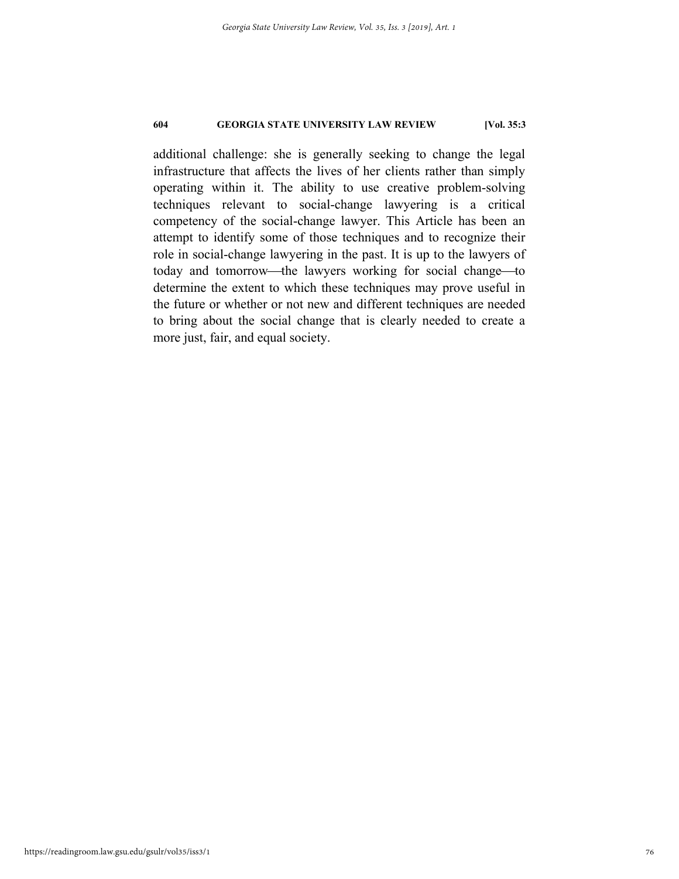additional challenge: she is generally seeking to change the legal infrastructure that affects the lives of her clients rather than simply operating within it. The ability to use creative problem-solving techniques relevant to social-change lawyering is a critical competency of the social-change lawyer. This Article has been an attempt to identify some of those techniques and to recognize their role in social-change lawyering in the past. It is up to the lawyers of today and tomorrow—the lawyers working for social change—to determine the extent to which these techniques may prove useful in the future or whether or not new and different techniques are needed to bring about the social change that is clearly needed to create a more just, fair, and equal society.